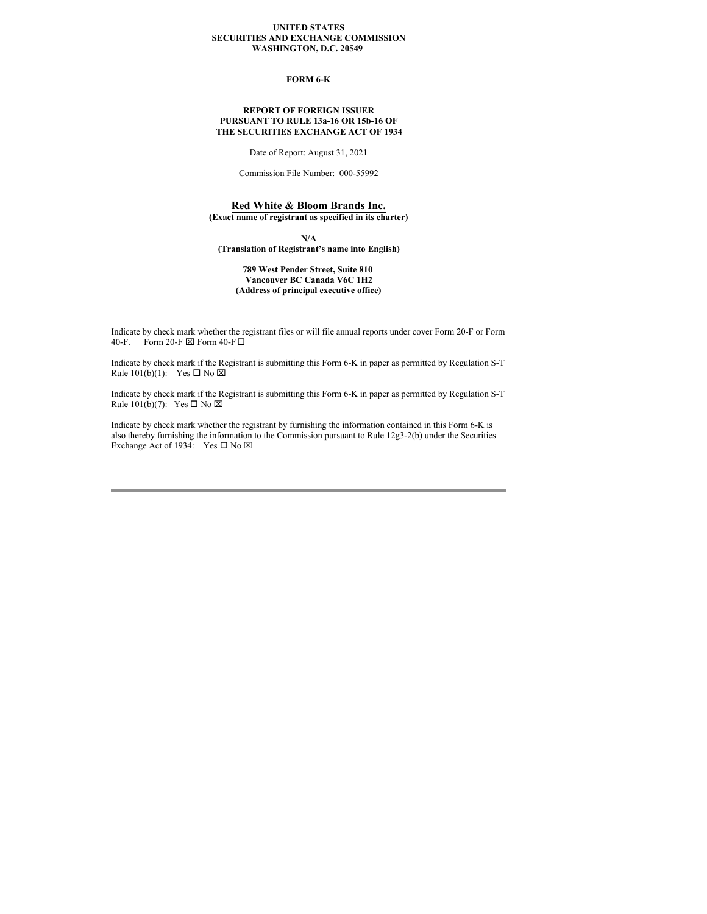**UNITED STATES**
**SECURITIES AND EXCHANGE COMMISSION**
**WASHINGTON, D.C. 20549**

**FORM 6-K**

**REPORT OF FOREIGN ISSUER**
**PURSUANT TO RULE 13a-16 OR 15b-16 OF**
**THE SECURITIES EXCHANGE ACT OF 1934**

Date of Report: August 31, 2021

Commission File Number: 000-55992

**Red White & Bloom Brands Inc.**
**(Exact name of registrant as specified in its charter)**

**N/A**
**(Translation of Registrant's name into English)**

**789 West Pender Street, Suite 810**
**Vancouver BC Canada V6C 1H2**
**(Address of principal executive office)**

Indicate by check mark whether the registrant files or will file annual reports under cover Form 20-F or Form 40-F. Form 20-F ☒ Form 40-F ☐

Indicate by check mark if the Registrant is submitting this Form 6-K in paper as permitted by Regulation S-T Rule 101(b)(1): Yes ☐ No ☒

Indicate by check mark if the Registrant is submitting this Form 6-K in paper as permitted by Regulation S-T Rule 101(b)(7): Yes ☐ No ☒

Indicate by check mark whether the registrant by furnishing the information contained in this Form 6-K is also thereby furnishing the information to the Commission pursuant to Rule 12g3-2(b) under the Securities Exchange Act of 1934: Yes ☐ No ☒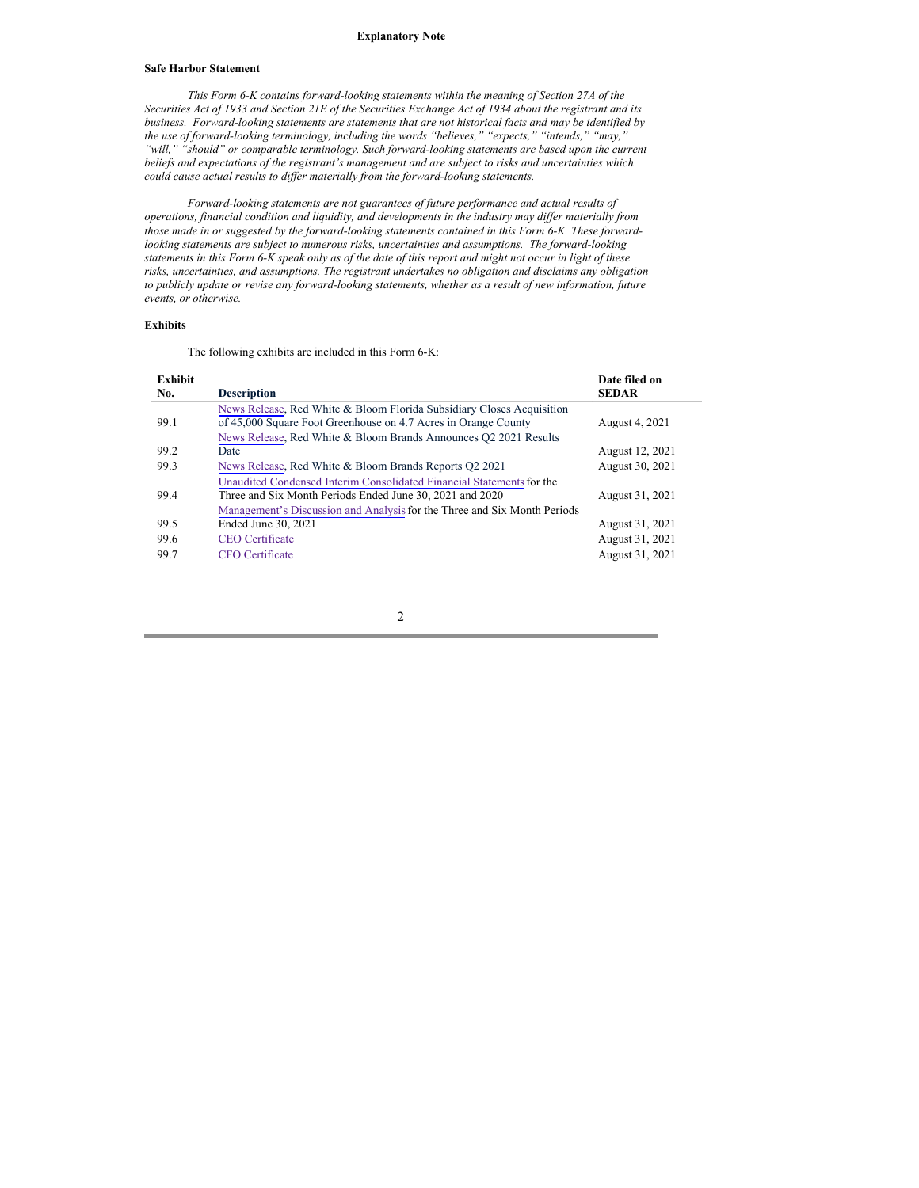**Explanatory Note**

**Safe Harbor Statement**

*This Form 6-K contains forward-looking statements within the meaning of Section 27A of the Securities Act of 1933 and Section 21E of the Securities Exchange Act of 1934 about the registrant and its business. Forward-looking statements are statements that are not historical facts and may be identified by the use of forward-looking terminology, including the words "believes," "expects," "intends," "may," "will," "should" or comparable terminology. Such forward-looking statements are based upon the current beliefs and expectations of the registrant's management and are subject to risks and uncertainties which could cause actual results to differ materially from the forward-looking statements.*

*Forward-looking statements are not guarantees of future performance and actual results of operations, financial condition and liquidity, and developments in the industry may differ materially from those made in or suggested by the forward-looking statements contained in this Form 6-K. These forward-looking statements are subject to numerous risks, uncertainties and assumptions. The forward-looking statements in this Form 6-K speak only as of the date of this report and might not occur in light of these risks, uncertainties, and assumptions. The registrant undertakes no obligation and disclaims any obligation to publicly update or revise any forward-looking statements, whether as a result of new information, future events, or otherwise.*

**Exhibits**

The following exhibits are included in this Form 6-K:

| Exhibit No. | Description | Date filed on SEDAR |
|---|---|---|
| 99.1 | News Release, Red White & Bloom Florida Subsidiary Closes Acquisition of 45,000 Square Foot Greenhouse on 4.7 Acres in Orange County | August 4, 2021 |
| 99.2 | News Release, Red White & Bloom Brands Announces Q2 2021 Results Date | August 12, 2021 |
| 99.3 | News Release, Red White & Bloom Brands Reports Q2 2021 | August 30, 2021 |
| 99.4 | Unaudited Condensed Interim Consolidated Financial Statements for the Three and Six Month Periods Ended June 30, 2021 and 2020 | August 31, 2021 |
| 99.5 | Management's Discussion and Analysis for the Three and Six Month Periods Ended June 30, 2021 | August 31, 2021 |
| 99.6 | CEO Certificate | August 31, 2021 |
| 99.7 | CFO Certificate | August 31, 2021 |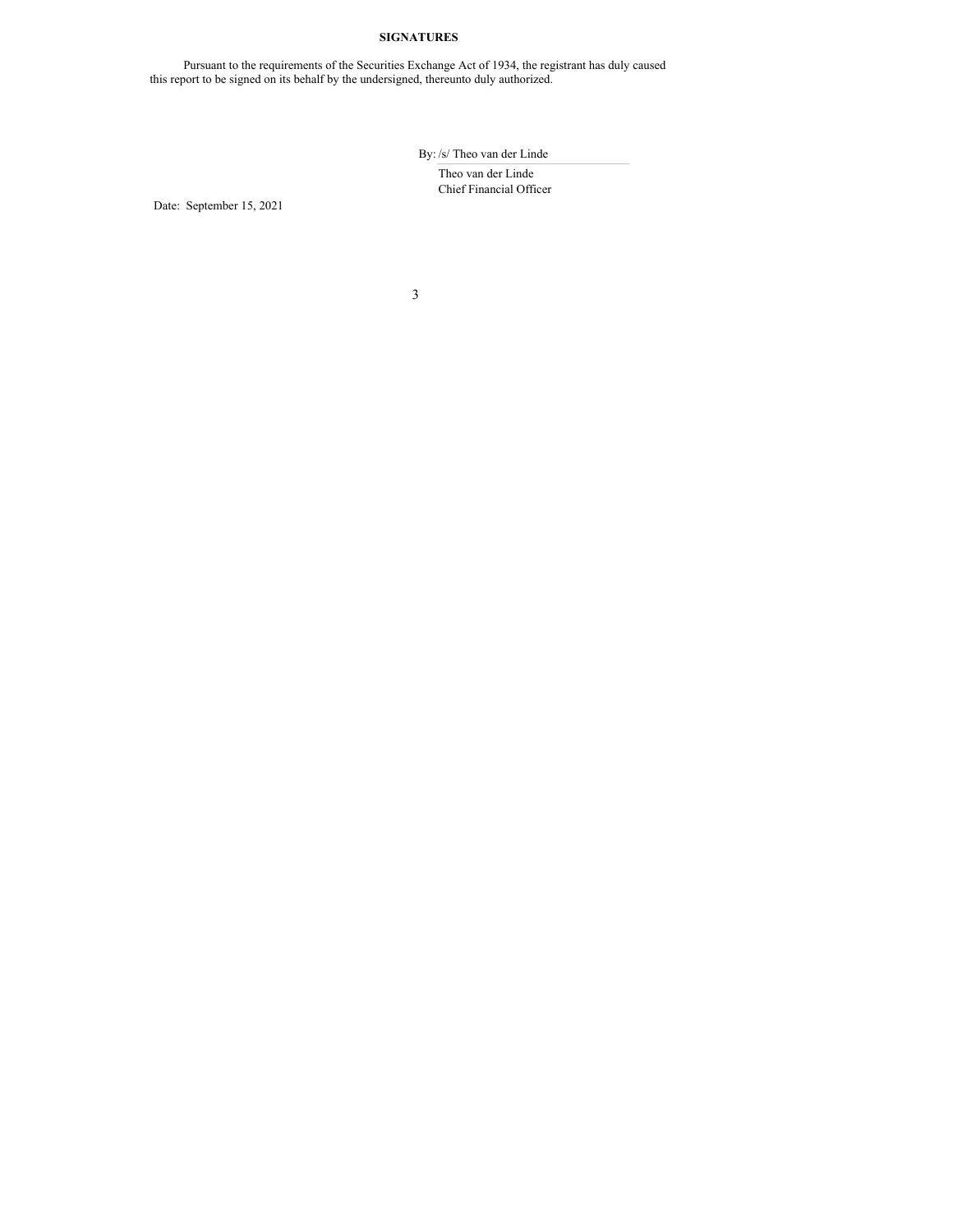**SIGNATURES**

Pursuant to the requirements of the Securities Exchange Act of 1934, the registrant has duly caused this report to be signed on its behalf by the undersigned, thereunto duly authorized.

By: /s/ Theo van der Linde

Theo van der Linde
Chief Financial Officer

Date: September 15, 2021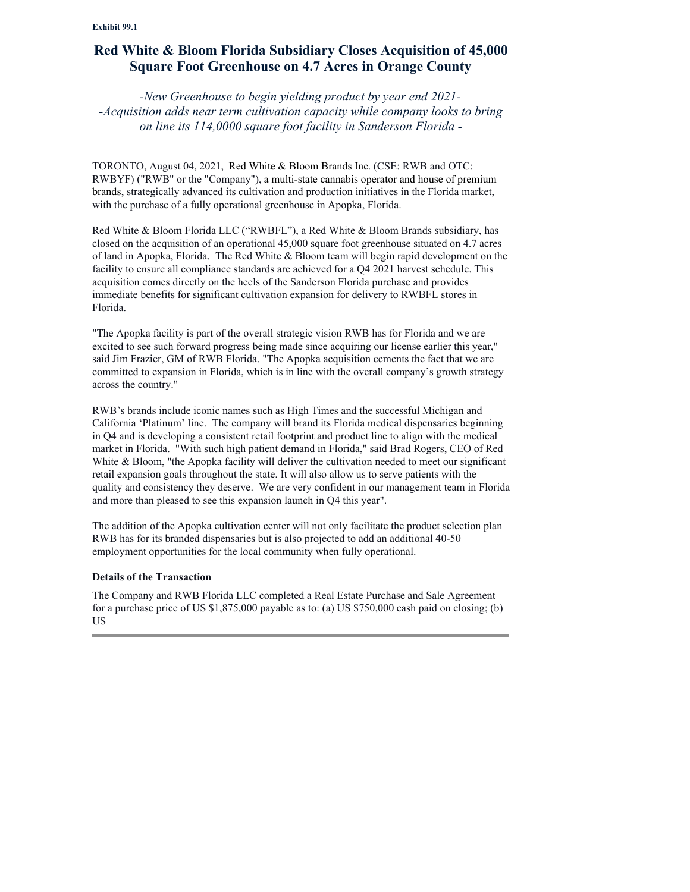Exhibit 99.1

# Red White & Bloom Florida Subsidiary Closes Acquisition of 45,000 Square Foot Greenhouse on 4.7 Acres in Orange County

*-New Greenhouse to begin yielding product by year end 2021-*
*-Acquisition adds near term cultivation capacity while company looks to bring on line its 114,0000 square foot facility in Sanderson Florida -*

TORONTO, August 04, 2021, Red White & Bloom Brands Inc. (CSE: RWB and OTC: RWBYF) ("RWB" or the "Company"), a multi-state cannabis operator and house of premium brands, strategically advanced its cultivation and production initiatives in the Florida market, with the purchase of a fully operational greenhouse in Apopka, Florida.

Red White & Bloom Florida LLC ("RWBFL"), a Red White & Bloom Brands subsidiary, has closed on the acquisition of an operational 45,000 square foot greenhouse situated on 4.7 acres of land in Apopka, Florida. The Red White & Bloom team will begin rapid development on the facility to ensure all compliance standards are achieved for a Q4 2021 harvest schedule. This acquisition comes directly on the heels of the Sanderson Florida purchase and provides immediate benefits for significant cultivation expansion for delivery to RWBFL stores in Florida.

"The Apopka facility is part of the overall strategic vision RWB has for Florida and we are excited to see such forward progress being made since acquiring our license earlier this year," said Jim Frazier, GM of RWB Florida. "The Apopka acquisition cements the fact that we are committed to expansion in Florida, which is in line with the overall company's growth strategy across the country."

RWB's brands include iconic names such as High Times and the successful Michigan and California 'Platinum' line. The company will brand its Florida medical dispensaries beginning in Q4 and is developing a consistent retail footprint and product line to align with the medical market in Florida. "With such high patient demand in Florida," said Brad Rogers, CEO of Red White & Bloom, "the Apopka facility will deliver the cultivation needed to meet our significant retail expansion goals throughout the state. It will also allow us to serve patients with the quality and consistency they deserve. We are very confident in our management team in Florida and more than pleased to see this expansion launch in Q4 this year".

The addition of the Apopka cultivation center will not only facilitate the product selection plan RWB has for its branded dispensaries but is also projected to add an additional 40-50 employment opportunities for the local community when fully operational.

**Details of the Transaction**

The Company and RWB Florida LLC completed a Real Estate Purchase and Sale Agreement for a purchase price of US $1,875,000 payable as to: (a) US $750,000 cash paid on closing; (b) US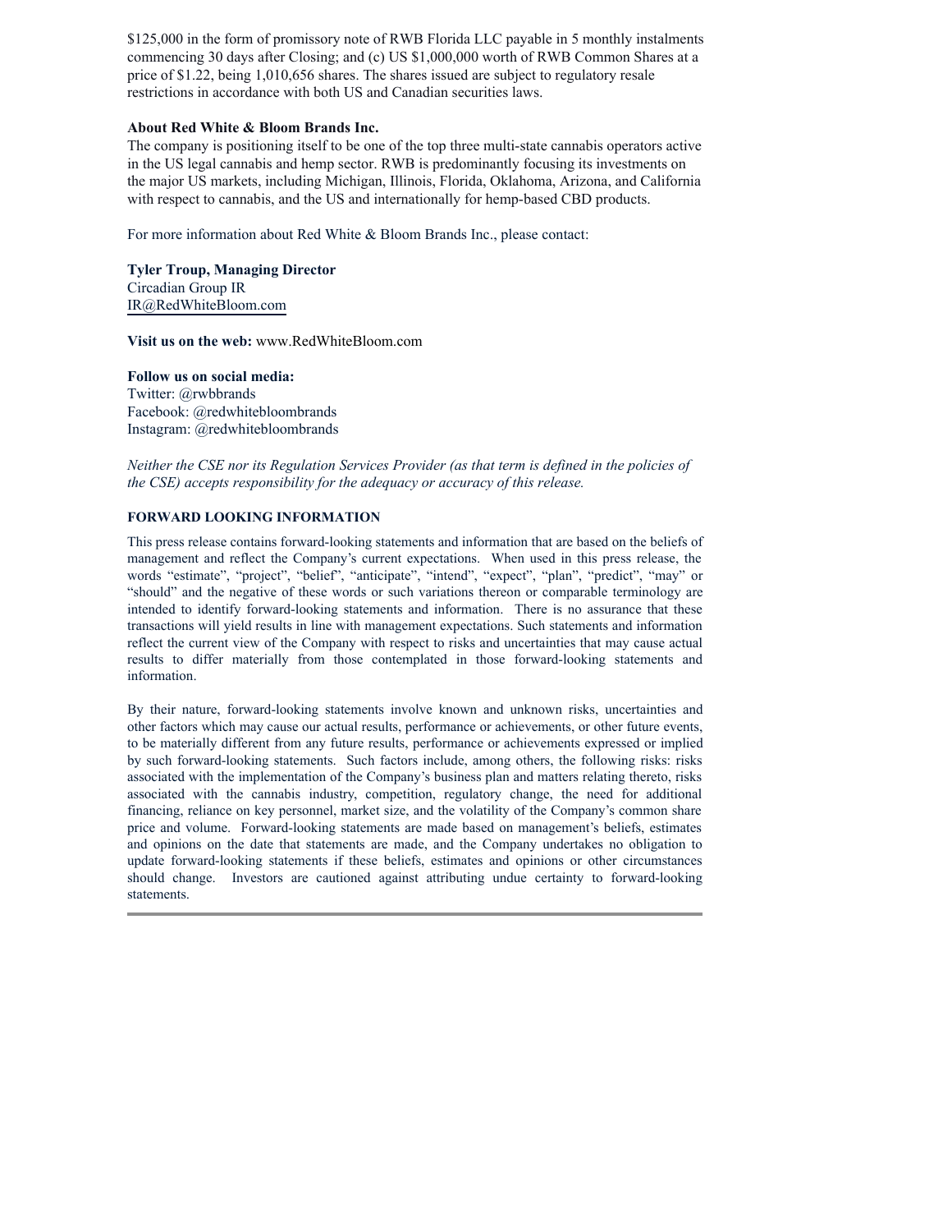$125,000 in the form of promissory note of RWB Florida LLC payable in 5 monthly instalments commencing 30 days after Closing; and (c) US $1,000,000 worth of RWB Common Shares at a price of $1.22, being 1,010,656 shares. The shares issued are subject to regulatory resale restrictions in accordance with both US and Canadian securities laws.

**About Red White & Bloom Brands Inc.**

The company is positioning itself to be one of the top three multi-state cannabis operators active in the US legal cannabis and hemp sector. RWB is predominantly focusing its investments on the major US markets, including Michigan, Illinois, Florida, Oklahoma, Arizona, and California with respect to cannabis, and the US and internationally for hemp-based CBD products.

For more information about Red White & Bloom Brands Inc., please contact:

**Tyler Troup, Managing Director**
Circadian Group IR
IR@RedWhiteBloom.com

**Visit us on the web:** www.RedWhiteBloom.com

**Follow us on social media:**
Twitter: @rwbbrands
Facebook: @redwhitebloombrands
Instagram: @redwhitebloombrands

*Neither the CSE nor its Regulation Services Provider (as that term is defined in the policies of the CSE) accepts responsibility for the adequacy or accuracy of this release.*

**FORWARD LOOKING INFORMATION**

This press release contains forward-looking statements and information that are based on the beliefs of management and reflect the Company's current expectations. When used in this press release, the words "estimate", "project", "belief", "anticipate", "intend", "expect", "plan", "predict", "may" or "should" and the negative of these words or such variations thereon or comparable terminology are intended to identify forward-looking statements and information. There is no assurance that these transactions will yield results in line with management expectations. Such statements and information reflect the current view of the Company with respect to risks and uncertainties that may cause actual results to differ materially from those contemplated in those forward-looking statements and information.

By their nature, forward-looking statements involve known and unknown risks, uncertainties and other factors which may cause our actual results, performance or achievements, or other future events, to be materially different from any future results, performance or achievements expressed or implied by such forward-looking statements. Such factors include, among others, the following risks: risks associated with the implementation of the Company's business plan and matters relating thereto, risks associated with the cannabis industry, competition, regulatory change, the need for additional financing, reliance on key personnel, market size, and the volatility of the Company's common share price and volume. Forward-looking statements are made based on management's beliefs, estimates and opinions on the date that statements are made, and the Company undertakes no obligation to update forward-looking statements if these beliefs, estimates and opinions or other circumstances should change. Investors are cautioned against attributing undue certainty to forward-looking statements.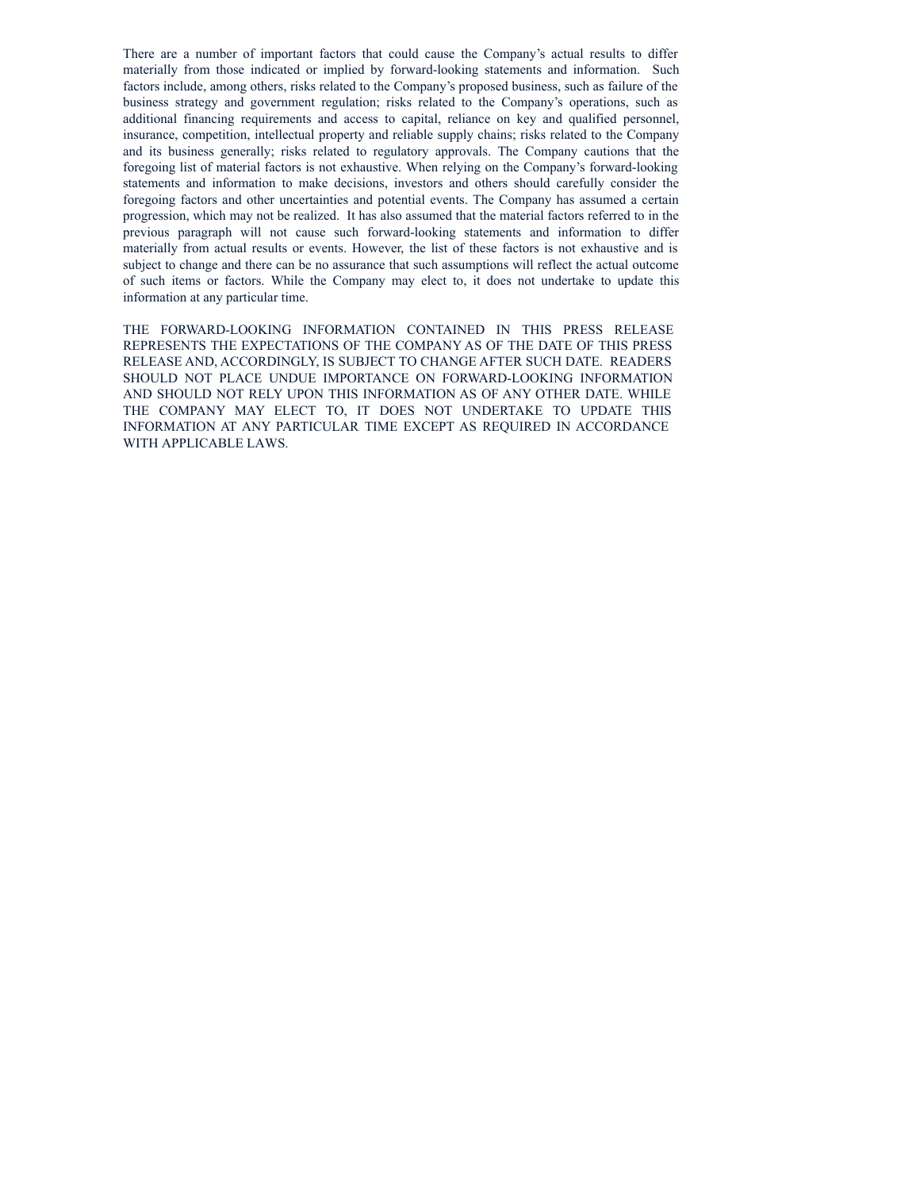There are a number of important factors that could cause the Company's actual results to differ materially from those indicated or implied by forward-looking statements and information. Such factors include, among others, risks related to the Company's proposed business, such as failure of the business strategy and government regulation; risks related to the Company's operations, such as additional financing requirements and access to capital, reliance on key and qualified personnel, insurance, competition, intellectual property and reliable supply chains; risks related to the Company and its business generally; risks related to regulatory approvals. The Company cautions that the foregoing list of material factors is not exhaustive. When relying on the Company's forward-looking statements and information to make decisions, investors and others should carefully consider the foregoing factors and other uncertainties and potential events. The Company has assumed a certain progression, which may not be realized. It has also assumed that the material factors referred to in the previous paragraph will not cause such forward-looking statements and information to differ materially from actual results or events. However, the list of these factors is not exhaustive and is subject to change and there can be no assurance that such assumptions will reflect the actual outcome of such items or factors. While the Company may elect to, it does not undertake to update this information at any particular time.

THE FORWARD-LOOKING INFORMATION CONTAINED IN THIS PRESS RELEASE REPRESENTS THE EXPECTATIONS OF THE COMPANY AS OF THE DATE OF THIS PRESS RELEASE AND, ACCORDINGLY, IS SUBJECT TO CHANGE AFTER SUCH DATE. READERS SHOULD NOT PLACE UNDUE IMPORTANCE ON FORWARD-LOOKING INFORMATION AND SHOULD NOT RELY UPON THIS INFORMATION AS OF ANY OTHER DATE. WHILE THE COMPANY MAY ELECT TO, IT DOES NOT UNDERTAKE TO UPDATE THIS INFORMATION AT ANY PARTICULAR TIME EXCEPT AS REQUIRED IN ACCORDANCE WITH APPLICABLE LAWS.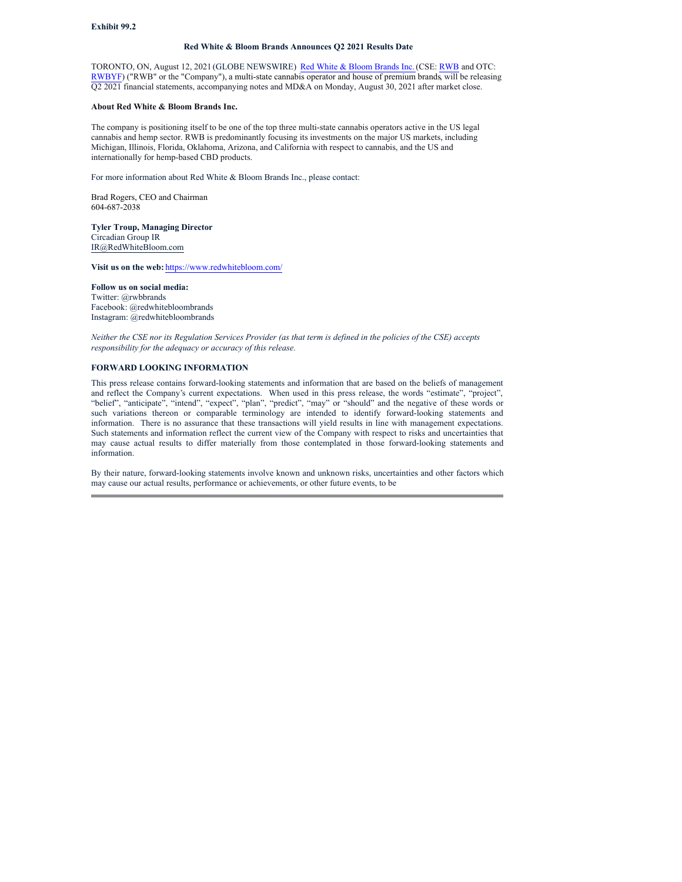**Exhibit 99.2**

**Red White & Bloom Brands Announces Q2 2021 Results Date**

TORONTO, ON, August 12, 2021 (GLOBE NEWSWIRE) Red White & Bloom Brands Inc. (CSE: RWB and OTC: RWBYF) ("RWB" or the "Company"), a multi-state cannabis operator and house of premium brands, will be releasing Q2 2021 financial statements, accompanying notes and MD&A on Monday, August 30, 2021 after market close.

**About Red White & Bloom Brands Inc.**

The company is positioning itself to be one of the top three multi-state cannabis operators active in the US legal cannabis and hemp sector. RWB is predominantly focusing its investments on the major US markets, including Michigan, Illinois, Florida, Oklahoma, Arizona, and California with respect to cannabis, and the US and internationally for hemp-based CBD products.

For more information about Red White & Bloom Brands Inc., please contact:

Brad Rogers, CEO and Chairman
604-687-2038

**Tyler Troup, Managing Director**
Circadian Group IR
IR@RedWhiteBloom.com

**Visit us on the web:** https://www.redwhitebloom.com/

**Follow us on social media:**
Twitter: @rwbbrands
Facebook: @redwhitebloombrands
Instagram: @redwhitebloombrands

*Neither the CSE nor its Regulation Services Provider (as that term is defined in the policies of the CSE) accepts responsibility for the adequacy or accuracy of this release.*

**FORWARD LOOKING INFORMATION**

This press release contains forward-looking statements and information that are based on the beliefs of management and reflect the Company's current expectations. When used in this press release, the words "estimate", "project", "belief", "anticipate", "intend", "expect", "plan", "predict", "may" or "should" and the negative of these words or such variations thereon or comparable terminology are intended to identify forward-looking statements and information. There is no assurance that these transactions will yield results in line with management expectations. Such statements and information reflect the current view of the Company with respect to risks and uncertainties that may cause actual results to differ materially from those contemplated in those forward-looking statements and information.

By their nature, forward-looking statements involve known and unknown risks, uncertainties and other factors which may cause our actual results, performance or achievements, or other future events, to be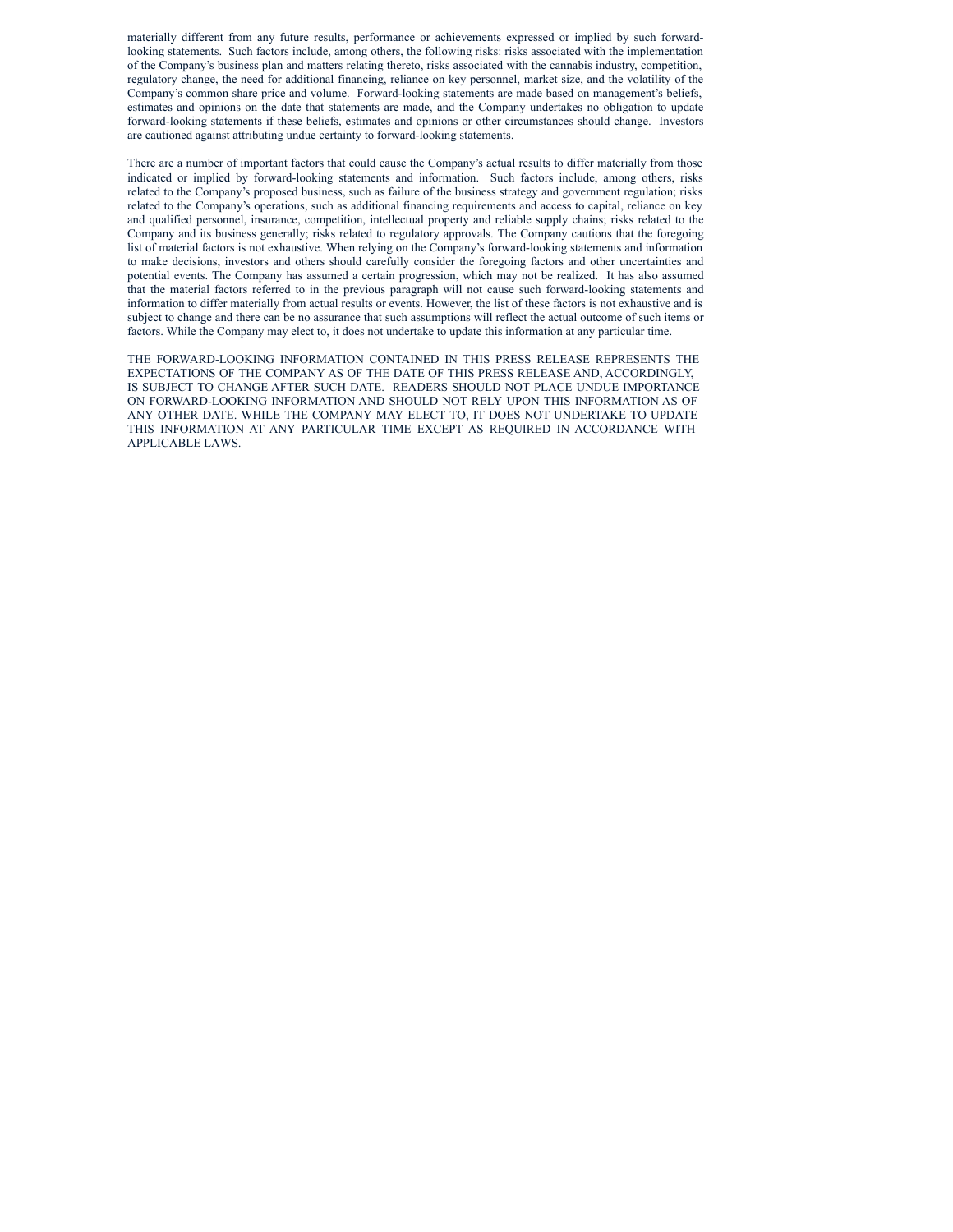materially different from any future results, performance or achievements expressed or implied by such forward-looking statements. Such factors include, among others, the following risks: risks associated with the implementation of the Company's business plan and matters relating thereto, risks associated with the cannabis industry, competition, regulatory change, the need for additional financing, reliance on key personnel, market size, and the volatility of the Company's common share price and volume. Forward-looking statements are made based on management's beliefs, estimates and opinions on the date that statements are made, and the Company undertakes no obligation to update forward-looking statements if these beliefs, estimates and opinions or other circumstances should change. Investors are cautioned against attributing undue certainty to forward-looking statements.

There are a number of important factors that could cause the Company's actual results to differ materially from those indicated or implied by forward-looking statements and information. Such factors include, among others, risks related to the Company's proposed business, such as failure of the business strategy and government regulation; risks related to the Company's operations, such as additional financing requirements and access to capital, reliance on key and qualified personnel, insurance, competition, intellectual property and reliable supply chains; risks related to the Company and its business generally; risks related to regulatory approvals. The Company cautions that the foregoing list of material factors is not exhaustive. When relying on the Company's forward-looking statements and information to make decisions, investors and others should carefully consider the foregoing factors and other uncertainties and potential events. The Company has assumed a certain progression, which may not be realized. It has also assumed that the material factors referred to in the previous paragraph will not cause such forward-looking statements and information to differ materially from actual results or events. However, the list of these factors is not exhaustive and is subject to change and there can be no assurance that such assumptions will reflect the actual outcome of such items or factors. While the Company may elect to, it does not undertake to update this information at any particular time.

THE FORWARD-LOOKING INFORMATION CONTAINED IN THIS PRESS RELEASE REPRESENTS THE EXPECTATIONS OF THE COMPANY AS OF THE DATE OF THIS PRESS RELEASE AND, ACCORDINGLY, IS SUBJECT TO CHANGE AFTER SUCH DATE. READERS SHOULD NOT PLACE UNDUE IMPORTANCE ON FORWARD-LOOKING INFORMATION AND SHOULD NOT RELY UPON THIS INFORMATION AS OF ANY OTHER DATE. WHILE THE COMPANY MAY ELECT TO, IT DOES NOT UNDERTAKE TO UPDATE THIS INFORMATION AT ANY PARTICULAR TIME EXCEPT AS REQUIRED IN ACCORDANCE WITH APPLICABLE LAWS.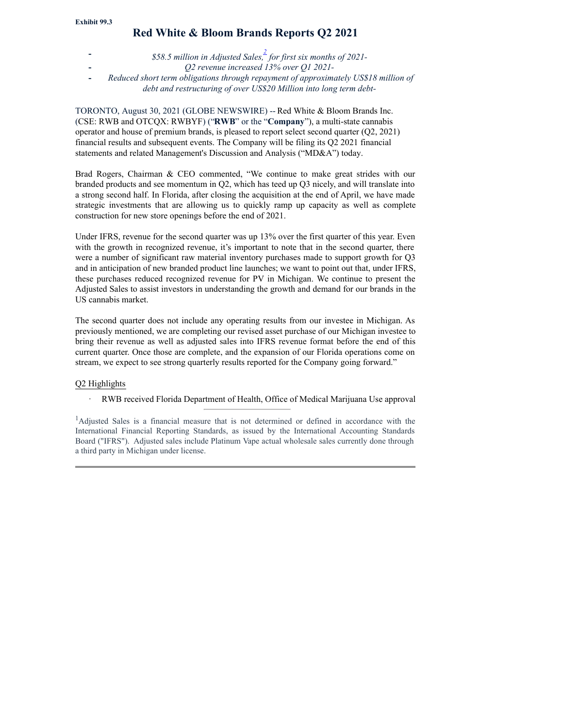**Exhibit 99.3**

# Red White & Bloom Brands Reports Q2 2021

- *$58.5 million in Adjusted Sales,[2] for first six months of 2021-*
- *Q2 revenue increased 13% over Q1 2021-*
- *Reduced short term obligations through repayment of approximately US$18 million of debt and restructuring of over US$20 Million into long term debt-*

TORONTO, August 30, 2021 (GLOBE NEWSWIRE) -- Red White & Bloom Brands Inc. (CSE: RWB and OTCQX: RWBYF) ("**RWB**" or the "**Company**"), a multi-state cannabis operator and house of premium brands, is pleased to report select second quarter (Q2, 2021) financial results and subsequent events. The Company will be filing its Q2 2021 financial statements and related Management's Discussion and Analysis ("MD&A") today.

Brad Rogers, Chairman & CEO commented, "We continue to make great strides with our branded products and see momentum in Q2, which has teed up Q3 nicely, and will translate into a strong second half. In Florida, after closing the acquisition at the end of April, we have made strategic investments that are allowing us to quickly ramp up capacity as well as complete construction for new store openings before the end of 2021.

Under IFRS, revenue for the second quarter was up 13% over the first quarter of this year. Even with the growth in recognized revenue, it's important to note that in the second quarter, there were a number of significant raw material inventory purchases made to support growth for Q3 and in anticipation of new branded product line launches; we want to point out that, under IFRS, these purchases reduced recognized revenue for PV in Michigan. We continue to present the Adjusted Sales to assist investors in understanding the growth and demand for our brands in the US cannabis market.

The second quarter does not include any operating results from our investee in Michigan. As previously mentioned, we are completing our revised asset purchase of our Michigan investee to bring their revenue as well as adjusted sales into IFRS revenue format before the end of this current quarter. Once those are complete, and the expansion of our Florida operations come on stream, we expect to see strong quarterly results reported for the Company going forward."

Q2 Highlights

- RWB received Florida Department of Health, Office of Medical Marijuana Use approval

[1]Adjusted Sales is a financial measure that is not determined or defined in accordance with the International Financial Reporting Standards, as issued by the International Accounting Standards Board ("IFRS"). Adjusted sales include Platinum Vape actual wholesale sales currently done through a third party in Michigan under license.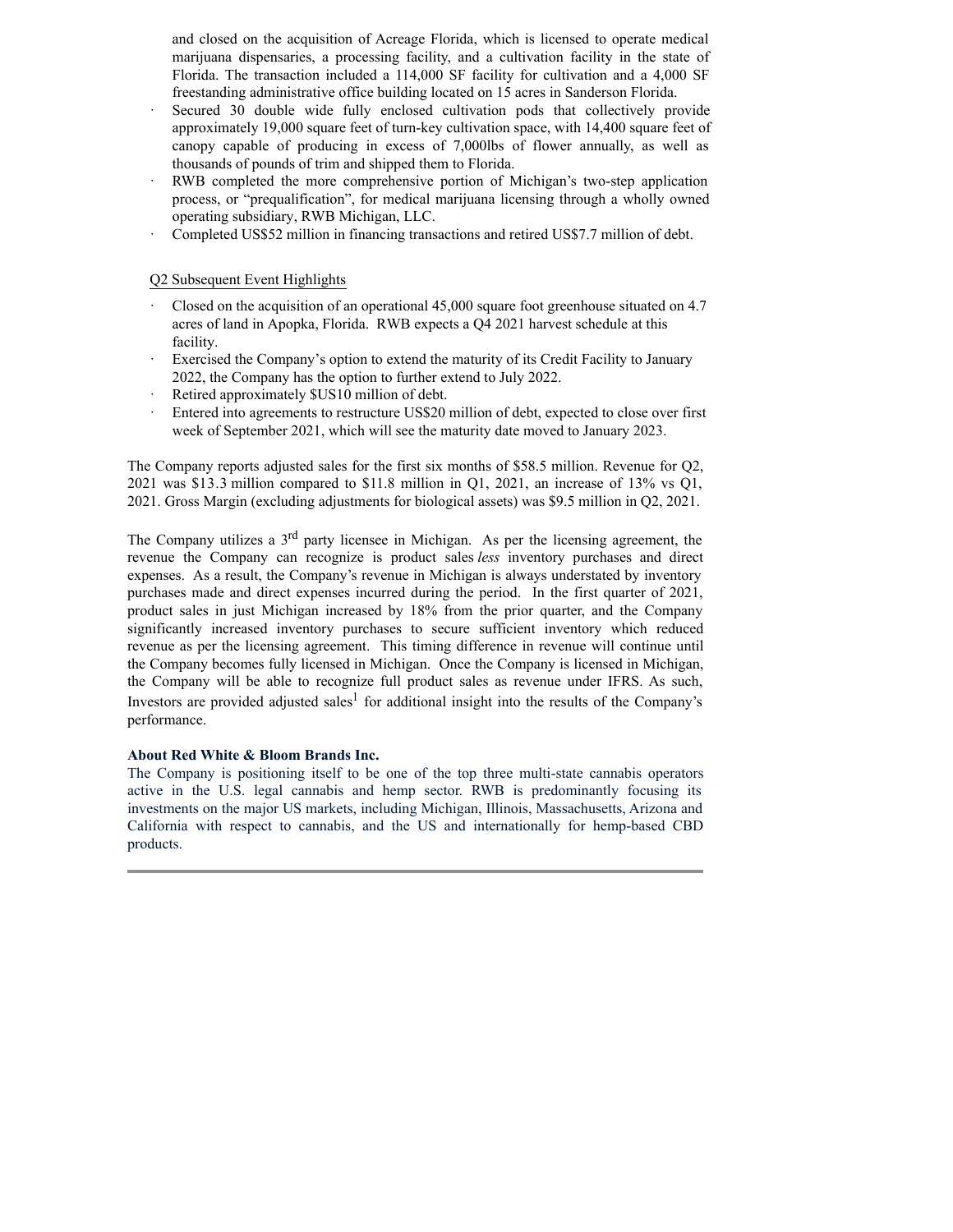and closed on the acquisition of Acreage Florida, which is licensed to operate medical marijuana dispensaries, a processing facility, and a cultivation facility in the state of Florida. The transaction included a 114,000 SF facility for cultivation and a 4,000 SF freestanding administrative office building located on 15 acres in Sanderson Florida.

- Secured 30 double wide fully enclosed cultivation pods that collectively provide approximately 19,000 square feet of turn-key cultivation space, with 14,400 square feet of canopy capable of producing in excess of 7,000lbs of flower annually, as well as thousands of pounds of trim and shipped them to Florida.
- RWB completed the more comprehensive portion of Michigan's two-step application process, or "prequalification", for medical marijuana licensing through a wholly owned operating subsidiary, RWB Michigan, LLC.
- Completed US$52 million in financing transactions and retired US$7.7 million of debt.

Q2 Subsequent Event Highlights

- Closed on the acquisition of an operational 45,000 square foot greenhouse situated on 4.7 acres of land in Apopka, Florida. RWB expects a Q4 2021 harvest schedule at this facility.
- Exercised the Company's option to extend the maturity of its Credit Facility to January 2022, the Company has the option to further extend to July 2022.
- Retired approximately $US10 million of debt.
- Entered into agreements to restructure US$20 million of debt, expected to close over first week of September 2021, which will see the maturity date moved to January 2023.

The Company reports adjusted sales for the first six months of $58.5 million. Revenue for Q2, 2021 was $13.3 million compared to $11.8 million in Q1, 2021, an increase of 13% vs Q1, 2021. Gross Margin (excluding adjustments for biological assets) was $9.5 million in Q2, 2021.

The Company utilizes a 3rd party licensee in Michigan. As per the licensing agreement, the revenue the Company can recognize is product sales *less* inventory purchases and direct expenses. As a result, the Company's revenue in Michigan is always understated by inventory purchases made and direct expenses incurred during the period. In the first quarter of 2021, product sales in just Michigan increased by 18% from the prior quarter, and the Company significantly increased inventory purchases to secure sufficient inventory which reduced revenue as per the licensing agreement. This timing difference in revenue will continue until the Company becomes fully licensed in Michigan. Once the Company is licensed in Michigan, the Company will be able to recognize full product sales as revenue under IFRS. As such, Investors are provided adjusted sales[1] for additional insight into the results of the Company's performance.

**About Red White & Bloom Brands Inc.**

The Company is positioning itself to be one of the top three multi-state cannabis operators active in the U.S. legal cannabis and hemp sector. RWB is predominantly focusing its investments on the major US markets, including Michigan, Illinois, Massachusetts, Arizona and California with respect to cannabis, and the US and internationally for hemp-based CBD products.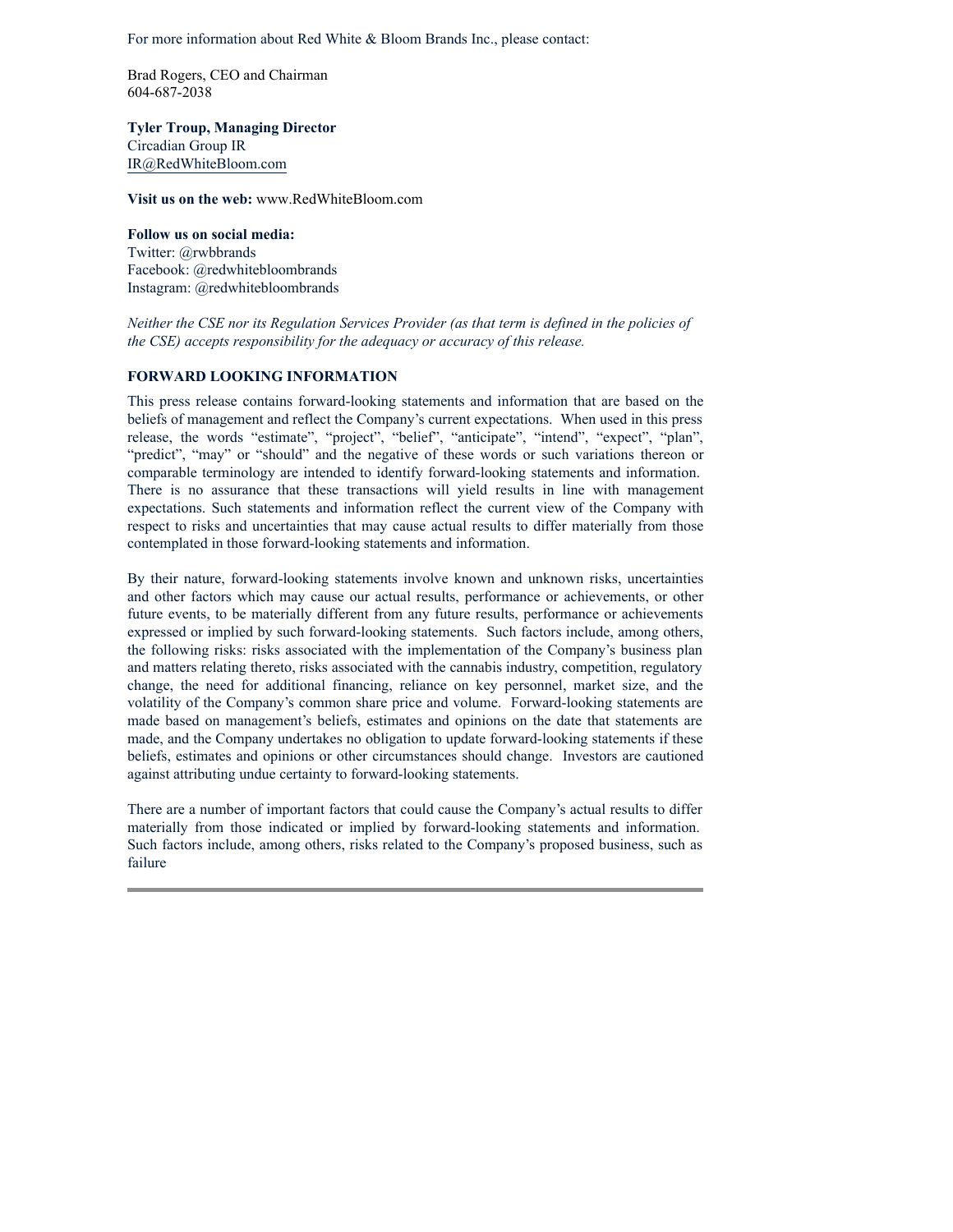For more information about Red White & Bloom Brands Inc., please contact:

Brad Rogers, CEO and Chairman
604-687-2038

**Tyler Troup, Managing Director**
Circadian Group IR
IR@RedWhiteBloom.com

**Visit us on the web:** www.RedWhiteBloom.com

**Follow us on social media:**
Twitter: @rwbbrands
Facebook: @redwhitebloombrands
Instagram: @redwhitebloombrands

*Neither the CSE nor its Regulation Services Provider (as that term is defined in the policies of the CSE) accepts responsibility for the adequacy or accuracy of this release.*

**FORWARD LOOKING INFORMATION**

This press release contains forward-looking statements and information that are based on the beliefs of management and reflect the Company's current expectations. When used in this press release, the words "estimate", "project", "belief", "anticipate", "intend", "expect", "plan", "predict", "may" or "should" and the negative of these words or such variations thereon or comparable terminology are intended to identify forward-looking statements and information. There is no assurance that these transactions will yield results in line with management expectations. Such statements and information reflect the current view of the Company with respect to risks and uncertainties that may cause actual results to differ materially from those contemplated in those forward-looking statements and information.

By their nature, forward-looking statements involve known and unknown risks, uncertainties and other factors which may cause our actual results, performance or achievements, or other future events, to be materially different from any future results, performance or achievements expressed or implied by such forward-looking statements. Such factors include, among others, the following risks: risks associated with the implementation of the Company's business plan and matters relating thereto, risks associated with the cannabis industry, competition, regulatory change, the need for additional financing, reliance on key personnel, market size, and the volatility of the Company's common share price and volume. Forward-looking statements are made based on management's beliefs, estimates and opinions on the date that statements are made, and the Company undertakes no obligation to update forward-looking statements if these beliefs, estimates and opinions or other circumstances should change. Investors are cautioned against attributing undue certainty to forward-looking statements.

There are a number of important factors that could cause the Company's actual results to differ materially from those indicated or implied by forward-looking statements and information. Such factors include, among others, risks related to the Company's proposed business, such as failure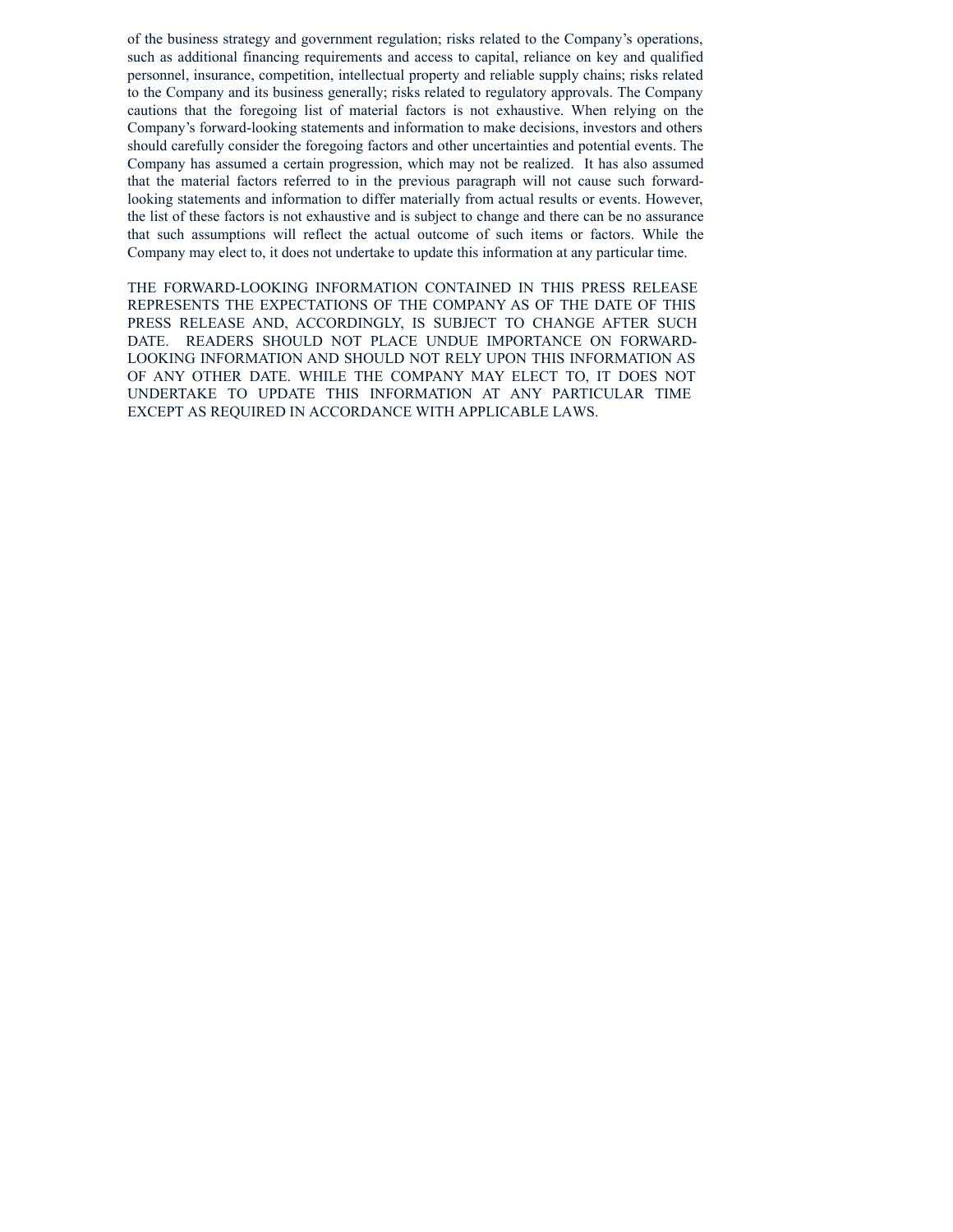of the business strategy and government regulation; risks related to the Company's operations, such as additional financing requirements and access to capital, reliance on key and qualified personnel, insurance, competition, intellectual property and reliable supply chains; risks related to the Company and its business generally; risks related to regulatory approvals. The Company cautions that the foregoing list of material factors is not exhaustive. When relying on the Company's forward-looking statements and information to make decisions, investors and others should carefully consider the foregoing factors and other uncertainties and potential events. The Company has assumed a certain progression, which may not be realized. It has also assumed that the material factors referred to in the previous paragraph will not cause such forward-looking statements and information to differ materially from actual results or events. However, the list of these factors is not exhaustive and is subject to change and there can be no assurance that such assumptions will reflect the actual outcome of such items or factors. While the Company may elect to, it does not undertake to update this information at any particular time.

THE FORWARD-LOOKING INFORMATION CONTAINED IN THIS PRESS RELEASE REPRESENTS THE EXPECTATIONS OF THE COMPANY AS OF THE DATE OF THIS PRESS RELEASE AND, ACCORDINGLY, IS SUBJECT TO CHANGE AFTER SUCH DATE. READERS SHOULD NOT PLACE UNDUE IMPORTANCE ON FORWARD-LOOKING INFORMATION AND SHOULD NOT RELY UPON THIS INFORMATION AS OF ANY OTHER DATE. WHILE THE COMPANY MAY ELECT TO, IT DOES NOT UNDERTAKE TO UPDATE THIS INFORMATION AT ANY PARTICULAR TIME EXCEPT AS REQUIRED IN ACCORDANCE WITH APPLICABLE LAWS.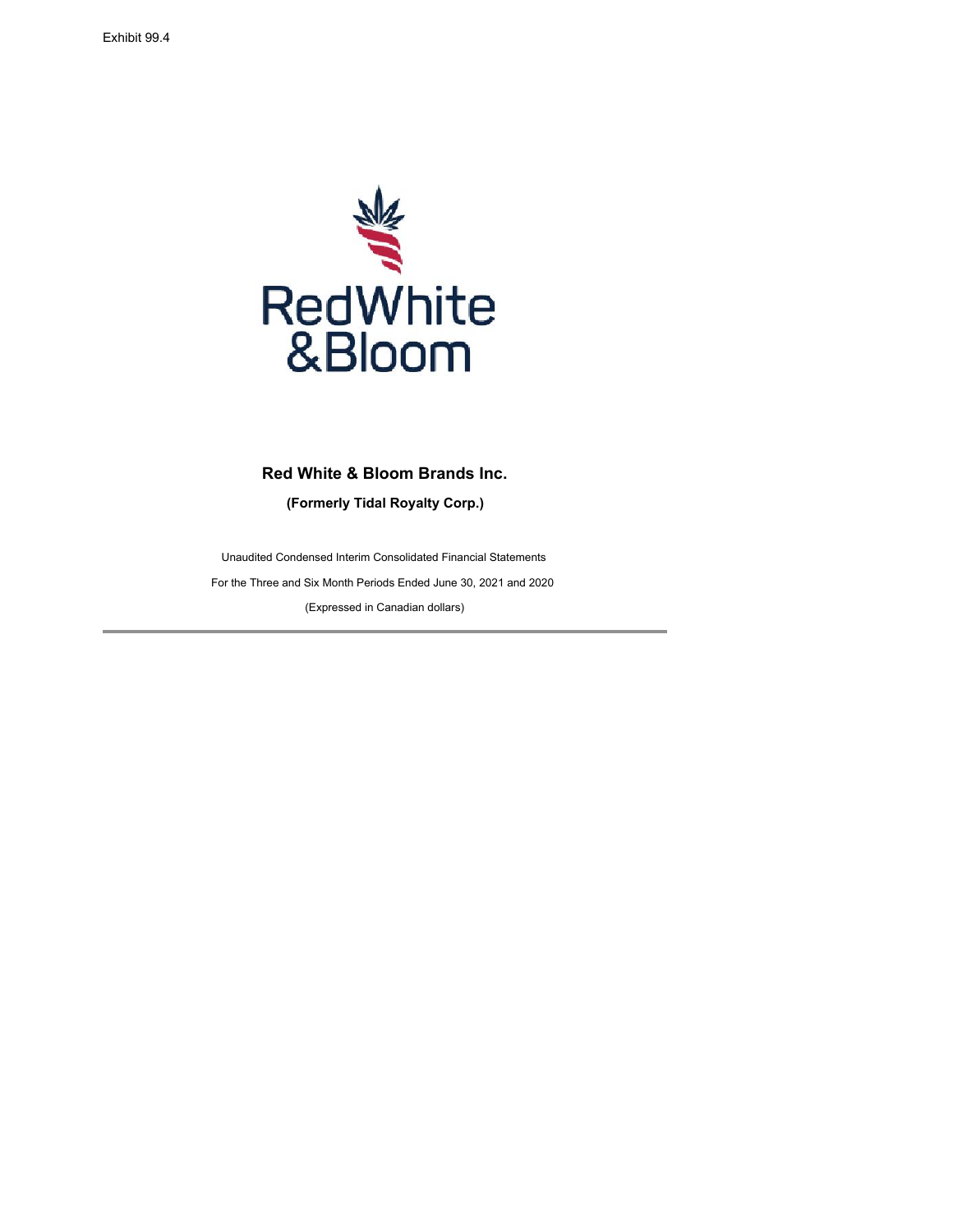Exhibit 99.4

# Red White & Bloom Brands Inc.

**(Formerly Tidal Royalty Corp.)**

Unaudited Condensed Interim Consolidated Financial Statements

For the Three and Six Month Periods Ended June 30, 2021 and 2020

(Expressed in Canadian dollars)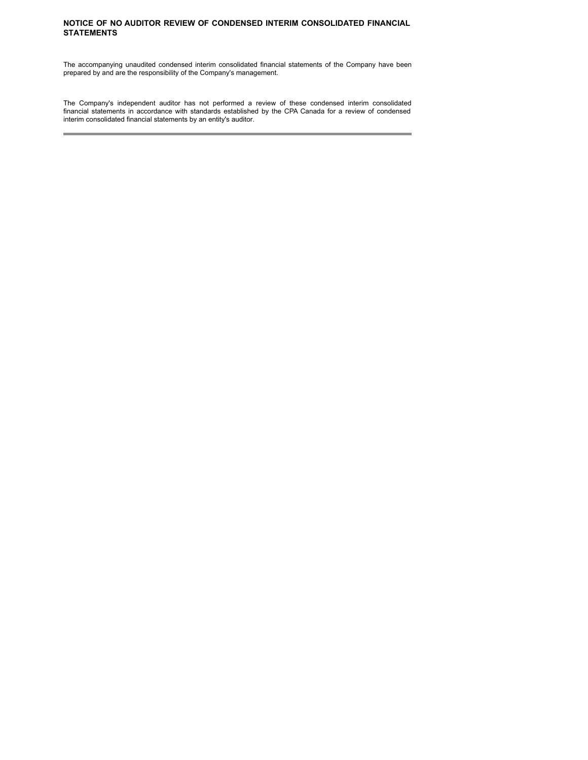## NOTICE OF NO AUDITOR REVIEW OF CONDENSED INTERIM CONSOLIDATED FINANCIAL STATEMENTS

The accompanying unaudited condensed interim consolidated financial statements of the Company have been prepared by and are the responsibility of the Company's management.

The Company's independent auditor has not performed a review of these condensed interim consolidated financial statements in accordance with standards established by the CPA Canada for a review of condensed interim consolidated financial statements by an entity's auditor.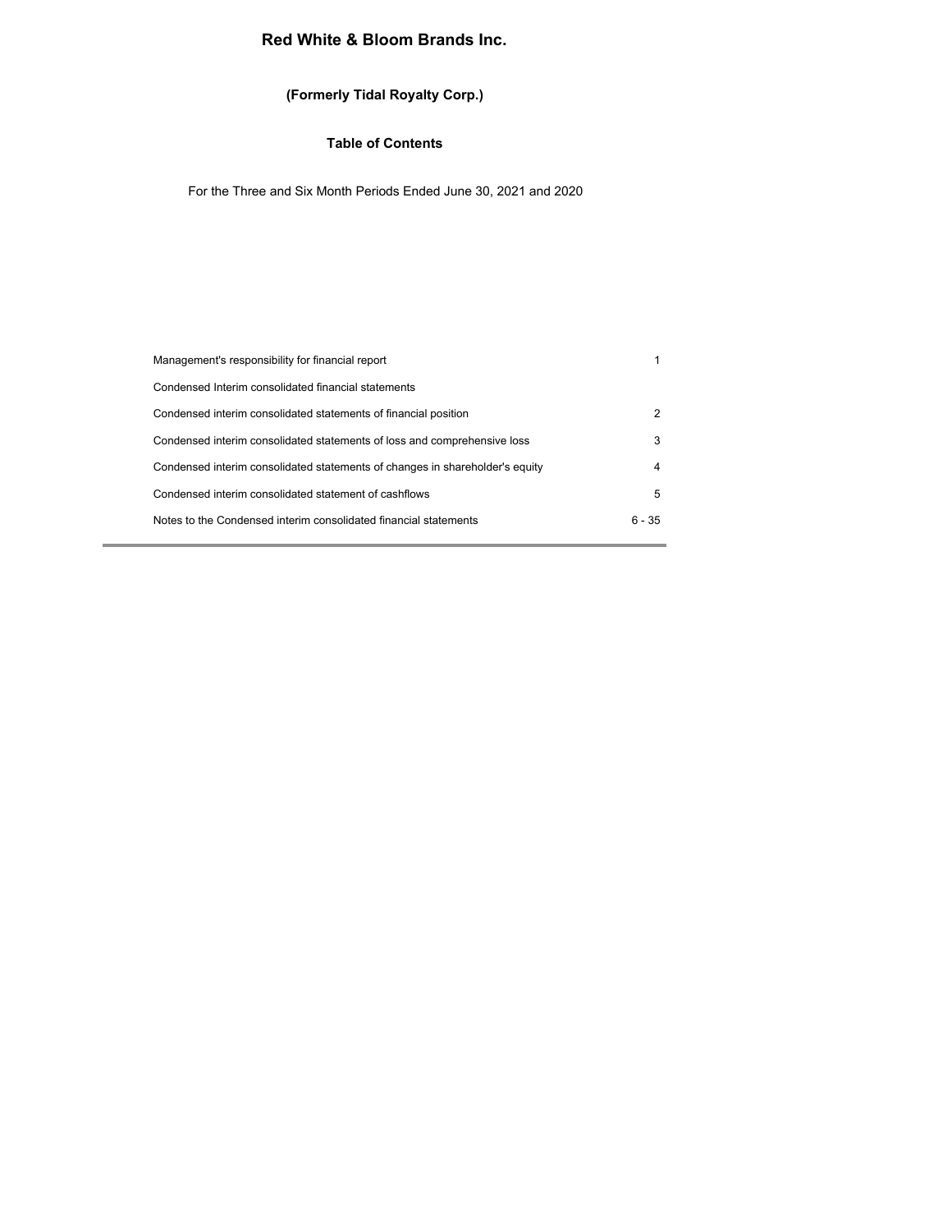# Red White & Bloom Brands Inc.

## (Formerly Tidal Royalty Corp.)

### Table of Contents

For the Three and Six Month Periods Ended June 30, 2021 and 2020

| | |
|---|---|
| Management's responsibility for financial report | 1 |
| Condensed Interim consolidated financial statements | |
| Condensed interim consolidated statements of financial position | 2 |
| Condensed interim consolidated statements of loss and comprehensive loss | 3 |
| Condensed interim consolidated statements of changes in shareholder's equity | 4 |
| Condensed interim consolidated statement of cashflows | 5 |
| Notes to the Condensed interim consolidated financial statements | 6 - 35 |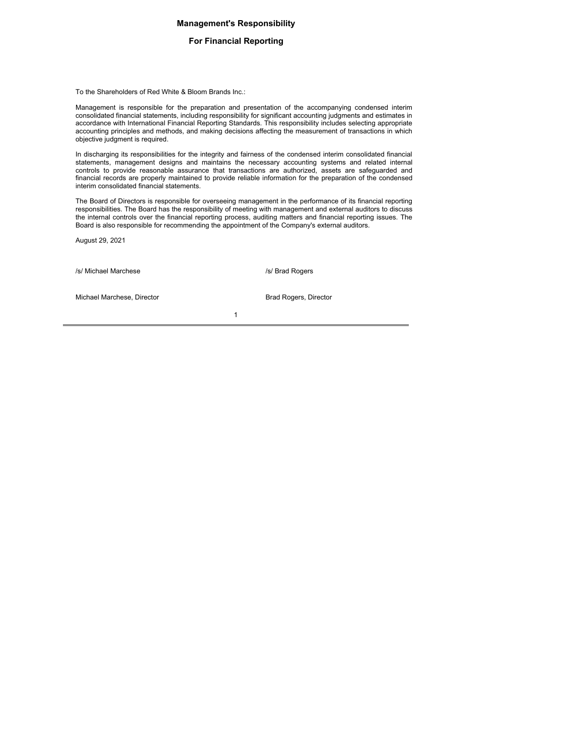# Management's Responsibility

# For Financial Reporting

To the Shareholders of Red White & Bloom Brands Inc.:

Management is responsible for the preparation and presentation of the accompanying condensed interim consolidated financial statements, including responsibility for significant accounting judgments and estimates in accordance with International Financial Reporting Standards. This responsibility includes selecting appropriate accounting principles and methods, and making decisions affecting the measurement of transactions in which objective judgment is required.

In discharging its responsibilities for the integrity and fairness of the condensed interim consolidated financial statements, management designs and maintains the necessary accounting systems and related internal controls to provide reasonable assurance that transactions are authorized, assets are safeguarded and financial records are properly maintained to provide reliable information for the preparation of the condensed interim consolidated financial statements.

The Board of Directors is responsible for overseeing management in the performance of its financial reporting responsibilities. The Board has the responsibility of meeting with management and external auditors to discuss the internal controls over the financial reporting process, auditing matters and financial reporting issues. The Board is also responsible for recommending the appointment of the Company's external auditors.

August 29, 2021

/s/ Michael Marchese

Michael Marchese, Director

/s/ Brad Rogers

Brad Rogers, Director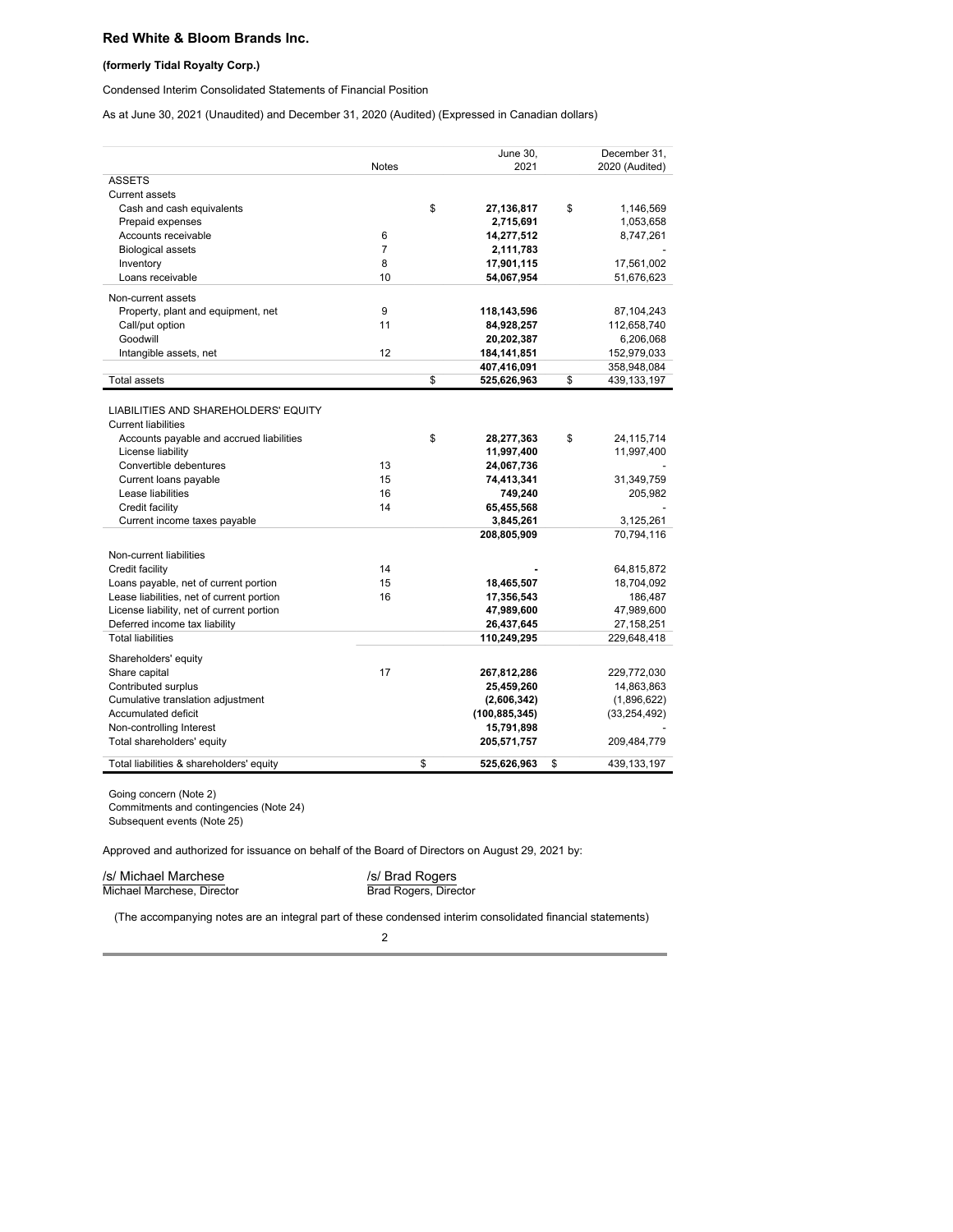# Red White & Bloom Brands Inc.

**(formerly Tidal Royalty Corp.)**

Condensed Interim Consolidated Statements of Financial Position

As at June 30, 2021 (Unaudited) and December 31, 2020 (Audited) (Expressed in Canadian dollars)

| | Notes | June 30, 2021 | December 31, 2020 (Audited) |
|---|---|---|---|
| ASSETS | | | |
| Current assets | | | |
| Cash and cash equivalents | | $ **27,136,817** | $ 1,146,569 |
| Prepaid expenses | | **2,715,691** | 1,053,658 |
| Accounts receivable | 6 | **14,277,512** | 8,747,261 |
| Biological assets | 7 | **2,111,783** | - |
| Inventory | 8 | **17,901,115** | 17,561,002 |
| Loans receivable | 10 | **54,067,954** | 51,676,623 |
| Non-current assets | | | |
| Property, plant and equipment, net | 9 | **118,143,596** | 87,104,243 |
| Call/put option | 11 | **84,928,257** | 112,658,740 |
| Goodwill | | **20,202,387** | 6,206,068 |
| Intangible assets, net | 12 | **184,141,851** | 152,979,033 |
| | | **407,416,091** | 358,948,084 |
| Total assets | | $ **525,626,963** | $ 439,133,197 |
| LIABILITIES AND SHAREHOLDERS' EQUITY | | | |
| Current liabilities | | | |
| Accounts payable and accrued liabilities | | $ **28,277,363** | $ 24,115,714 |
| License liability | | **11,997,400** | 11,997,400 |
| Convertible debentures | 13 | **24,067,736** | - |
| Current loans payable | 15 | **74,413,341** | 31,349,759 |
| Lease liabilities | 16 | **749,240** | 205,982 |
| Credit facility | 14 | **65,455,568** | - |
| Current income taxes payable | | **3,845,261** | 3,125,261 |
| | | **208,805,909** | 70,794,116 |
| Non-current liabilities | | | |
| Credit facility | 14 | **-** | 64,815,872 |
| Loans payable, net of current portion | 15 | **18,465,507** | 18,704,092 |
| Lease liabilities, net of current portion | 16 | **17,356,543** | 186,487 |
| License liability, net of current portion | | **47,989,600** | 47,989,600 |
| Deferred income tax liability | | **26,437,645** | 27,158,251 |
| Total liabilities | | **110,249,295** | 229,648,418 |
| Shareholders' equity | | | |
| Share capital | 17 | **267,812,286** | 229,772,030 |
| Contributed surplus | | **25,459,260** | 14,863,863 |
| Cumulative translation adjustment | | **(2,606,342)** | (1,896,622) |
| Accumulated deficit | | **(100,885,345)** | (33,254,492) |
| Non-controlling Interest | | **15,791,898** | - |
| Total shareholders' equity | | **205,571,757** | 209,484,779 |
| Total liabilities & shareholders' equity | | $ **525,626,963** | $ 439,133,197 |

Going concern (Note 2)
Commitments and contingencies (Note 24)
Subsequent events (Note 25)

Approved and authorized for issuance on behalf of the Board of Directors on August 29, 2021 by:

/s/ Michael Marchese
Michael Marchese, Director

/s/ Brad Rogers
Brad Rogers, Director

(The accompanying notes are an integral part of these condensed interim consolidated financial statements)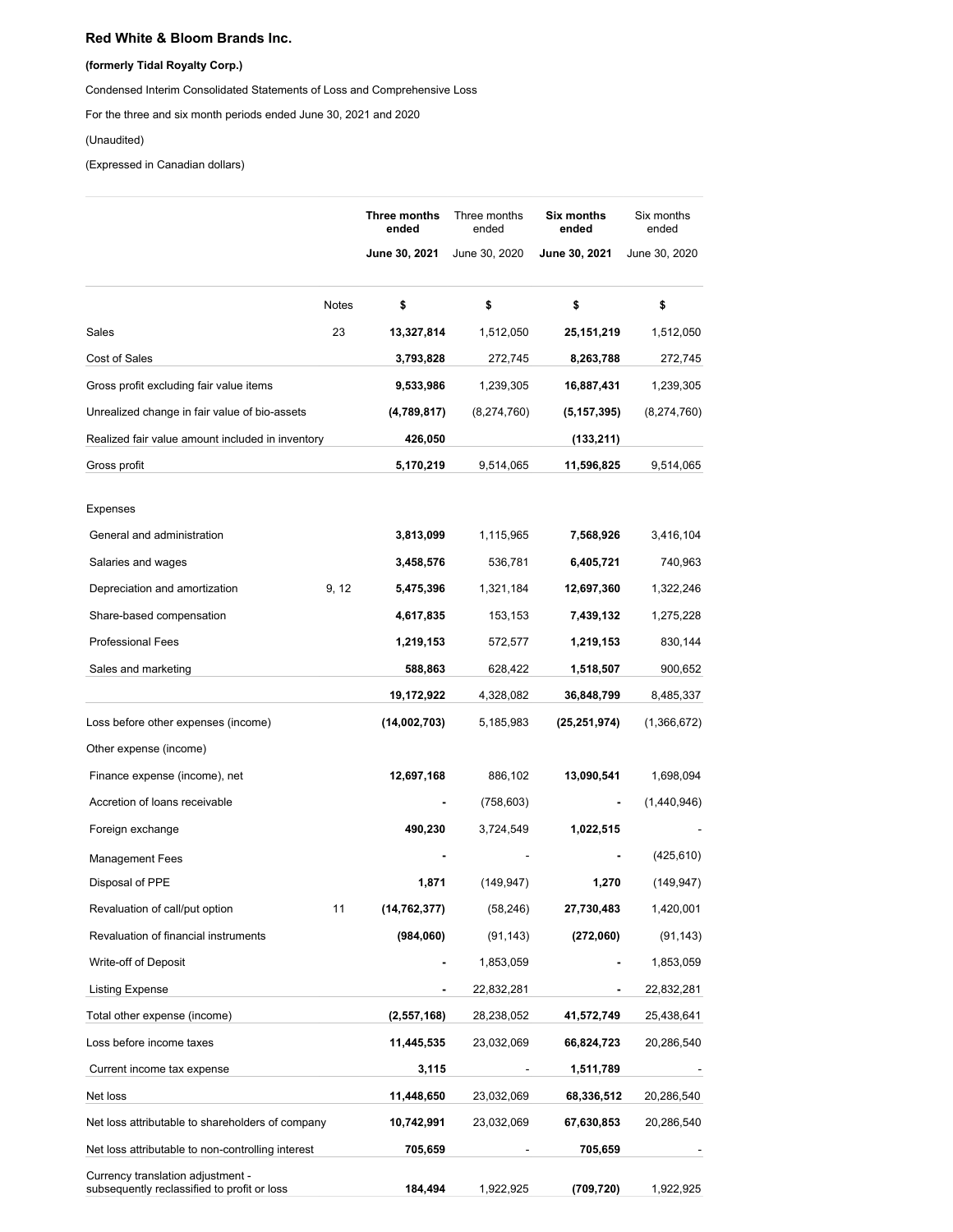**Red White & Bloom Brands Inc.**

**(formerly Tidal Royalty Corp.)**

Condensed Interim Consolidated Statements of Loss and Comprehensive Loss

For the three and six month periods ended June 30, 2021 and 2020

(Unaudited)

(Expressed in Canadian dollars)

| | Notes | **Three months ended June 30, 2021** | Three months ended June 30, 2020 | **Six months ended June 30, 2021** | Six months ended June 30, 2020 |
|---|---|---|---|---|---|
| | | **$** | **$** | **$** | **$** |
| Sales | 23 | **13,327,814** | 1,512,050 | **25,151,219** | 1,512,050 |
| Cost of Sales | | **3,793,828** | 272,745 | **8,263,788** | 272,745 |
| Gross profit excluding fair value items | | **9,533,986** | 1,239,305 | **16,887,431** | 1,239,305 |
| Unrealized change in fair value of bio-assets | | **(4,789,817)** | (8,274,760) | **(5,157,395)** | (8,274,760) |
| Realized fair value amount included in inventory | | **426,050** | | **(133,211)** | |
| Gross profit | | **5,170,219** | 9,514,065 | **11,596,825** | 9,514,065 |
| | | | | | |
| Expenses | | | | | |
| General and administration | | **3,813,099** | 1,115,965 | **7,568,926** | 3,416,104 |
| Salaries and wages | | **3,458,576** | 536,781 | **6,405,721** | 740,963 |
| Depreciation and amortization | 9, 12 | **5,475,396** | 1,321,184 | **12,697,360** | 1,322,246 |
| Share-based compensation | | **4,617,835** | 153,153 | **7,439,132** | 1,275,228 |
| Professional Fees | | **1,219,153** | 572,577 | **1,219,153** | 830,144 |
| Sales and marketing | | **588,863** | 628,422 | **1,518,507** | 900,652 |
| | | **19,172,922** | 4,328,082 | **36,848,799** | 8,485,337 |
| Loss before other expenses (income) | | **(14,002,703)** | 5,185,983 | **(25,251,974)** | (1,366,672) |
| Other expense (income) | | | | | |
| Finance expense (income), net | | **12,697,168** | 886,102 | **13,090,541** | 1,698,094 |
| Accretion of loans receivable | | **-** | (758,603) | **-** | (1,440,946) |
| Foreign exchange | | **490,230** | 3,724,549 | **1,022,515** | - |
| Management Fees | | **-** | - | **-** | (425,610) |
| Disposal of PPE | | **1,871** | (149,947) | **1,270** | (149,947) |
| Revaluation of call/put option | 11 | **(14,762,377)** | (58,246) | **27,730,483** | 1,420,001 |
| Revaluation of financial instruments | | **(984,060)** | (91,143) | **(272,060)** | (91,143) |
| Write-off of Deposit | | **-** | 1,853,059 | **-** | 1,853,059 |
| Listing Expense | | **-** | 22,832,281 | **-** | 22,832,281 |
| Total other expense (income) | | **(2,557,168)** | 28,238,052 | **41,572,749** | 25,438,641 |
| Loss before income taxes | | **11,445,535** | 23,032,069 | **66,824,723** | 20,286,540 |
| Current income tax expense | | **3,115** | - | **1,511,789** | - |
| Net loss | | **11,448,650** | 23,032,069 | **68,336,512** | 20,286,540 |
| Net loss attributable to shareholders of company | | **10,742,991** | 23,032,069 | **67,630,853** | 20,286,540 |
| Net loss attributable to non-controlling interest | | **705,659** | - | **705,659** | - |
| Currency translation adjustment - subsequently reclassified to profit or loss | | **184,494** | 1,922,925 | **(709,720)** | 1,922,925 |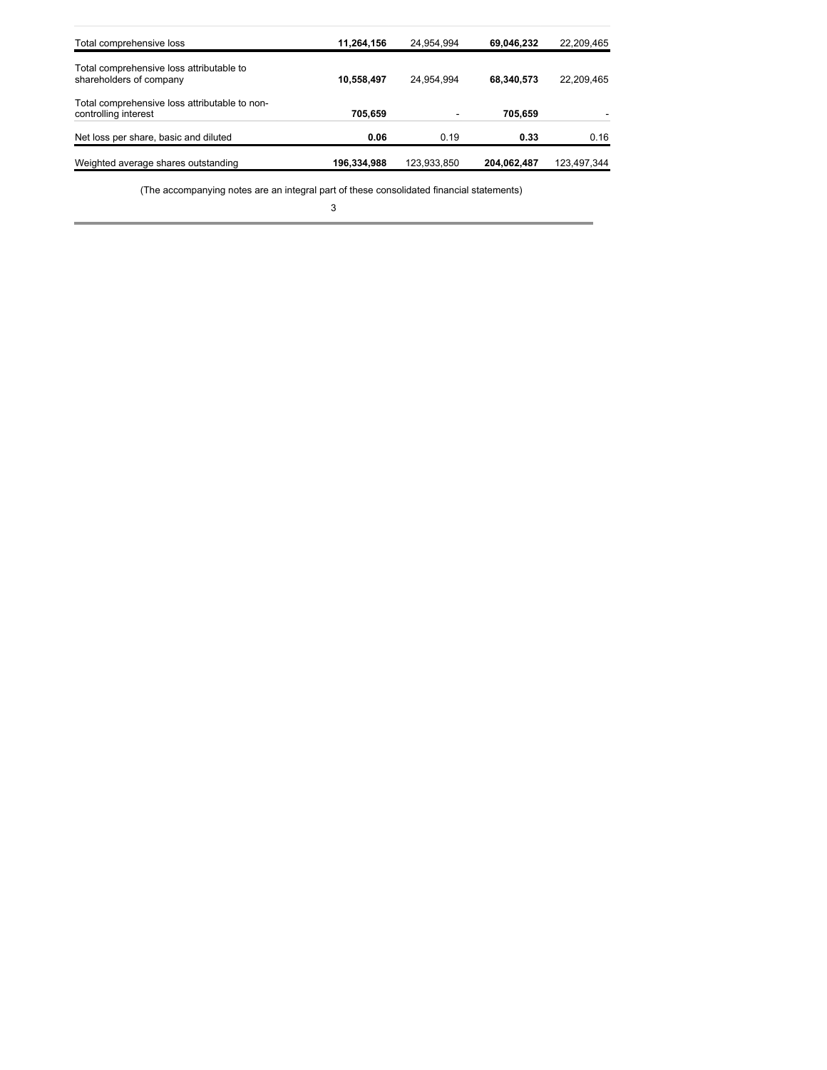| | | | | |
|---|---|---|---|---|
| Total comprehensive loss | **11,264,156** | 24,954,994 | **69,046,232** | 22,209,465 |
| Total comprehensive loss attributable to shareholders of company | **10,558,497** | 24,954,994 | **68,340,573** | 22,209,465 |
| Total comprehensive loss attributable to non-controlling interest | **705,659** | - | **705,659** | - |
| Net loss per share, basic and diluted | **0.06** | 0.19 | **0.33** | 0.16 |
| Weighted average shares outstanding | **196,334,988** | 123,933,850 | **204,062,487** | 123,497,344 |

(The accompanying notes are an integral part of these consolidated financial statements)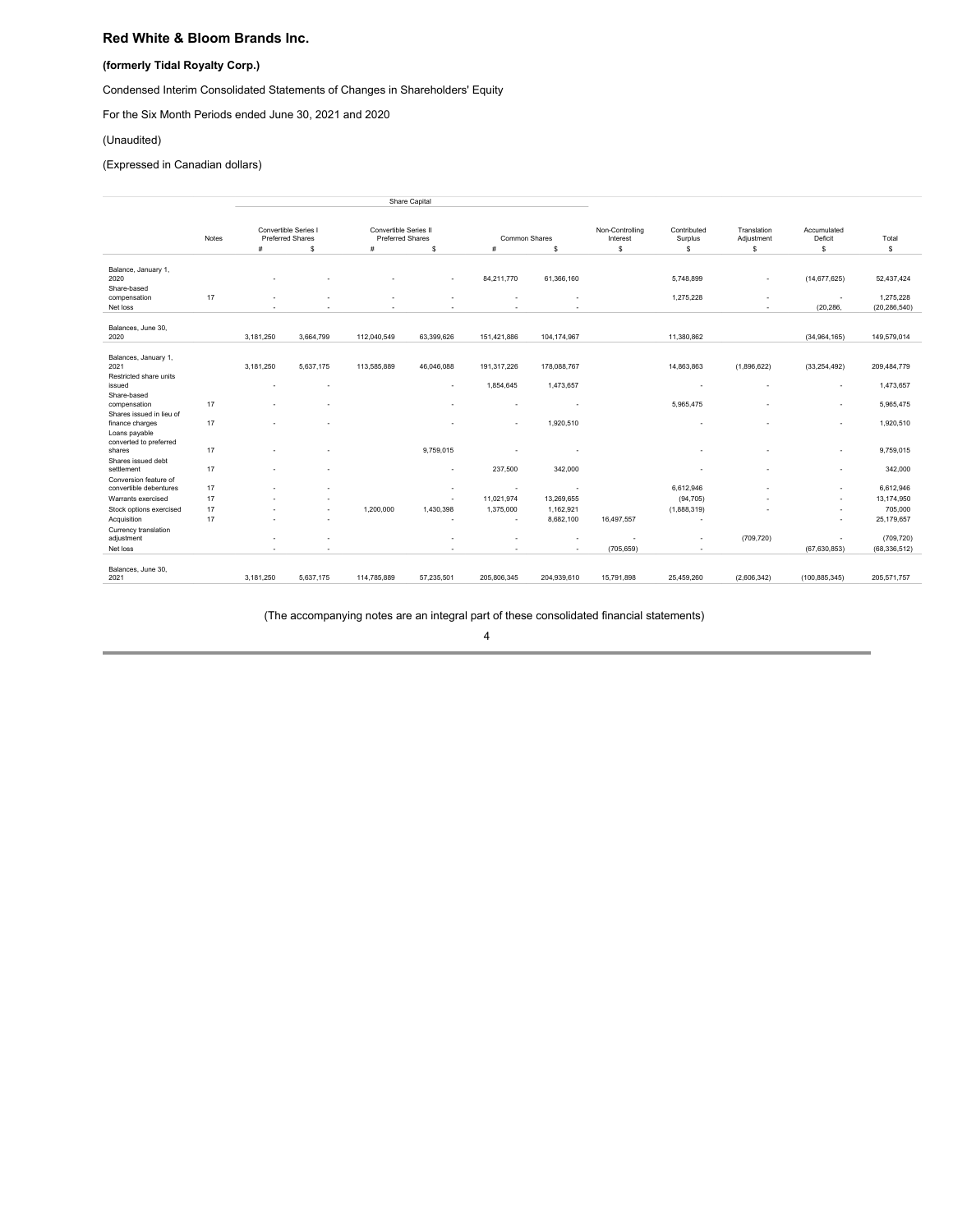## Red White & Bloom Brands Inc.

**(formerly Tidal Royalty Corp.)**

Condensed Interim Consolidated Statements of Changes in Shareholders' Equity

For the Six Month Periods ended June 30, 2021 and 2020

(Unaudited)

(Expressed in Canadian dollars)

| | | Share Capital | | | | | | | | | | |
|---|---|---|---|---|---|---|---|---|---|---|---|---|
| | Notes | Convertible Series I Preferred Shares | | Convertible Series II Preferred Shares | | Common Shares | | Non-Controlling Interest | Contributed Surplus | Translation Adjustment | Accumulated Deficit | Total |
| | | # | $ | # | $ | # | $ | $ | $ | $ | $ | $ |
| Balance, January 1, 2020 | | - | - | - | - | 84,211,770 | 61,366,160 | | 5,748,899 | - | (14,677,625) | 52,437,424 |
| Share-based compensation | 17 | - | - | - | - | - | - | | 1,275,228 | - | - | 1,275,228 |
| Net loss | | - | - | - | - | - | - | | | - | (20,286, | (20,286,540) |
| Balances, June 30, 2020 | | 3,181,250 | 3,664,799 | 112,040,549 | 63,399,626 | 151,421,886 | 104,174,967 | | 11,380,862 | | (34,964,165) | 149,579,014 |
| Balances, January 1, 2021 | | 3,181,250 | 5,637,175 | 113,585,889 | 46,046,088 | 191,317,226 | 178,088,767 | | 14,863,863 | (1,896,622) | (33,254,492) | 209,484,779 |
| Restricted share units issued | | - | - | | - | 1,854,645 | 1,473,657 | | - | - | - | 1,473,657 |
| Share-based compensation | 17 | - | - | | - | - | - | | 5,965,475 | - | - | 5,965,475 |
| Shares issued in lieu of finance charges | 17 | - | - | | - | - | 1,920,510 | | - | - | - | 1,920,510 |
| Loans payable converted to preferred shares | 17 | - | - | | 9,759,015 | - | - | | - | - | - | 9,759,015 |
| Shares issued debt settlement | 17 | - | - | | - | 237,500 | 342,000 | | - | - | - | 342,000 |
| Conversion feature of convertible debentures | 17 | - | - | | - | - | - | | 6,612,946 | - | - | 6,612,946 |
| Warrants exercised | 17 | - | - | | - | 11,021,974 | 13,269,655 | | (94,705) | - | - | 13,174,950 |
| Stock options exercised | 17 | - | - | 1,200,000 | 1,430,398 | 1,375,000 | 1,162,921 | | (1,888,319) | - | - | 705,000 |
| Acquisition | 17 | - | - | | - | - | 8,682,100 | 16,497,557 | - | | - | 25,179,657 |
| Currency translation adjustment | | - | - | | - | - | - | - | - | (709,720) | - | (709,720) |
| Net loss | | - | - | | - | - | - | (705,659) | - | | (67,630,853) | (68,336,512) |
| Balances, June 30, 2021 | | 3,181,250 | 5,637,175 | 114,785,889 | 57,235,501 | 205,806,345 | 204,939,610 | 15,791,898 | 25,459,260 | (2,606,342) | (100,885,345) | 205,571,757 |

(The accompanying notes are an integral part of these consolidated financial statements)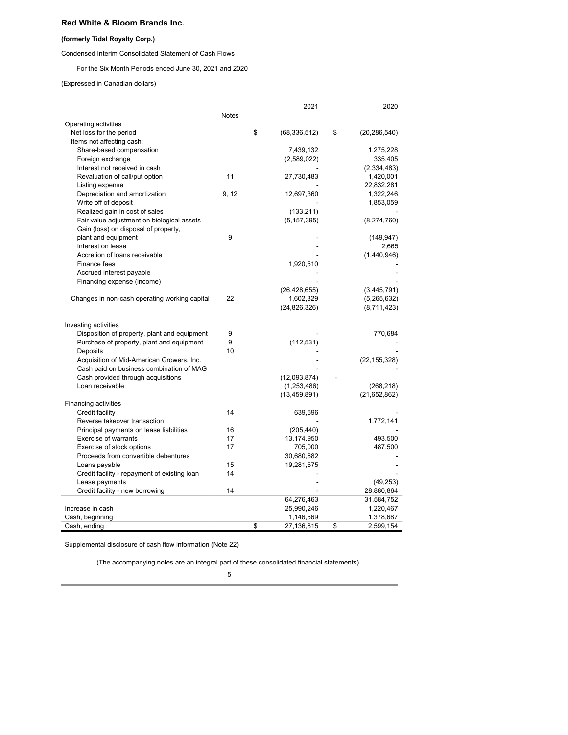**Red White & Bloom Brands Inc.**

**(formerly Tidal Royalty Corp.)**

Condensed Interim Consolidated Statement of Cash Flows

For the Six Month Periods ended June 30, 2021 and 2020

(Expressed in Canadian dollars)

| | Notes | 2021 | 2020 |
|---|---|---|---|
| Operating activities | | | |
| Net loss for the period | | $ (68,336,512) | $ (20,286,540) |
| Items not affecting cash: | | | |
| Share-based compensation | | 7,439,132 | 1,275,228 |
| Foreign exchange | | (2,589,022) | 335,405 |
| Interest not received in cash | | - | (2,334,483) |
| Revaluation of call/put option | 11 | 27,730,483 | 1,420,001 |
| Listing expense | | - | 22,832,281 |
| Depreciation and amortization | 9, 12 | 12,697,360 | 1,322,246 |
| Write off of deposit | | - | 1,853,059 |
| Realized gain in cost of sales | | (133,211) | - |
| Fair value adjustment on biological assets | | (5,157,395) | (8,274,760) |
| Gain (loss) on disposal of property, plant and equipment | 9 | - | (149,947) |
| Interest on lease | | - | 2,665 |
| Accretion of loans receivable | | - | (1,440,946) |
| Finance fees | | 1,920,510 | - |
| Accrued interest payable | | - | - |
| Financing expense (income) | | - | - |
| | | (26,428,655) | (3,445,791) |
| Changes in non-cash operating working capital | 22 | 1,602,329 | (5,265,632) |
| | | (24,826,326) | (8,711,423) |
| Investing activities | | | |
| Disposition of property, plant and equipment | 9 | - | 770,684 |
| Purchase of property, plant and equipment | 9 | (112,531) | - |
| Deposits | 10 | - | - |
| Acquisition of Mid-American Growers, Inc. | | - | (22,155,328) |
| Cash paid on business combination of MAG | | - | - |
| Cash provided through acquisitions | | (12,093,874) | - |
| Loan receivable | | (1,253,486) | (268,218) |
| | | (13,459,891) | (21,652,862) |
| Financing activities | | | |
| Credit facility | 14 | 639,696 | - |
| Reverse takeover transaction | | - | 1,772,141 |
| Principal payments on lease liabilities | 16 | (205,440) | - |
| Exercise of warrants | 17 | 13,174,950 | 493,500 |
| Exercise of stock options | 17 | 705,000 | 487,500 |
| Proceeds from convertible debentures | | 30,680,682 | - |
| Loans payable | 15 | 19,281,575 | - |
| Credit facility - repayment of existing loan | 14 | - | - |
| Lease payments | | - | (49,253) |
| Credit facility - new borrowing | 14 | - | 28,880,864 |
| | | 64,276,463 | 31,584,752 |
| Increase in cash | | 25,990,246 | 1,220,467 |
| Cash, beginning | | 1,146,569 | 1,378,687 |
| Cash, ending | | $ 27,136,815 | $ 2,599,154 |

Supplemental disclosure of cash flow information (Note 22)

(The accompanying notes are an integral part of these consolidated financial statements)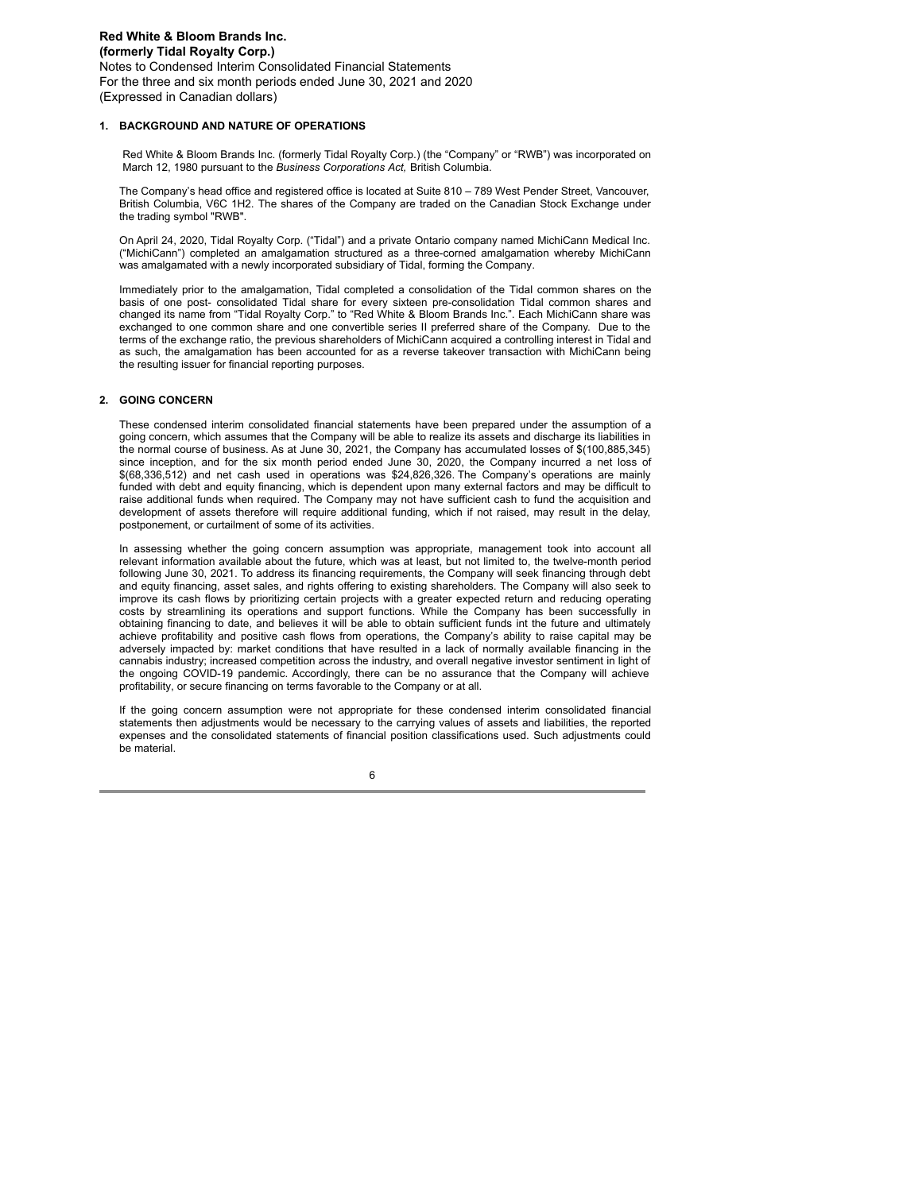**Red White & Bloom Brands Inc.**
**(formerly Tidal Royalty Corp.)**
Notes to Condensed Interim Consolidated Financial Statements
For the three and six month periods ended June 30, 2021 and 2020
(Expressed in Canadian dollars)

## 1. BACKGROUND AND NATURE OF OPERATIONS

Red White & Bloom Brands Inc. (formerly Tidal Royalty Corp.) (the "Company" or "RWB") was incorporated on March 12, 1980 pursuant to the *Business Corporations Act,* British Columbia.

The Company's head office and registered office is located at Suite 810 – 789 West Pender Street, Vancouver, British Columbia, V6C 1H2. The shares of the Company are traded on the Canadian Stock Exchange under the trading symbol "RWB".

On April 24, 2020, Tidal Royalty Corp. ("Tidal") and a private Ontario company named MichiCann Medical Inc. ("MichiCann") completed an amalgamation structured as a three-corned amalgamation whereby MichiCann was amalgamated with a newly incorporated subsidiary of Tidal, forming the Company.

Immediately prior to the amalgamation, Tidal completed a consolidation of the Tidal common shares on the basis of one post- consolidated Tidal share for every sixteen pre-consolidation Tidal common shares and changed its name from "Tidal Royalty Corp." to "Red White & Bloom Brands Inc.". Each MichiCann share was exchanged to one common share and one convertible series II preferred share of the Company. Due to the terms of the exchange ratio, the previous shareholders of MichiCann acquired a controlling interest in Tidal and as such, the amalgamation has been accounted for as a reverse takeover transaction with MichiCann being the resulting issuer for financial reporting purposes.

## 2. GOING CONCERN

These condensed interim consolidated financial statements have been prepared under the assumption of a going concern, which assumes that the Company will be able to realize its assets and discharge its liabilities in the normal course of business. As at June 30, 2021, the Company has accumulated losses of $(100,885,345) since inception, and for the six month period ended June 30, 2020, the Company incurred a net loss of $(68,336,512) and net cash used in operations was $24,826,326. The Company's operations are mainly funded with debt and equity financing, which is dependent upon many external factors and may be difficult to raise additional funds when required. The Company may not have sufficient cash to fund the acquisition and development of assets therefore will require additional funding, which if not raised, may result in the delay, postponement, or curtailment of some of its activities.

In assessing whether the going concern assumption was appropriate, management took into account all relevant information available about the future, which was at least, but not limited to, the twelve-month period following June 30, 2021. To address its financing requirements, the Company will seek financing through debt and equity financing, asset sales, and rights offering to existing shareholders. The Company will also seek to improve its cash flows by prioritizing certain projects with a greater expected return and reducing operating costs by streamlining its operations and support functions. While the Company has been successfully in obtaining financing to date, and believes it will be able to obtain sufficient funds int the future and ultimately achieve profitability and positive cash flows from operations, the Company's ability to raise capital may be adversely impacted by: market conditions that have resulted in a lack of normally available financing in the cannabis industry; increased competition across the industry, and overall negative investor sentiment in light of the ongoing COVID-19 pandemic. Accordingly, there can be no assurance that the Company will achieve profitability, or secure financing on terms favorable to the Company or at all.

If the going concern assumption were not appropriate for these condensed interim consolidated financial statements then adjustments would be necessary to the carrying values of assets and liabilities, the reported expenses and the consolidated statements of financial position classifications used. Such adjustments could be material.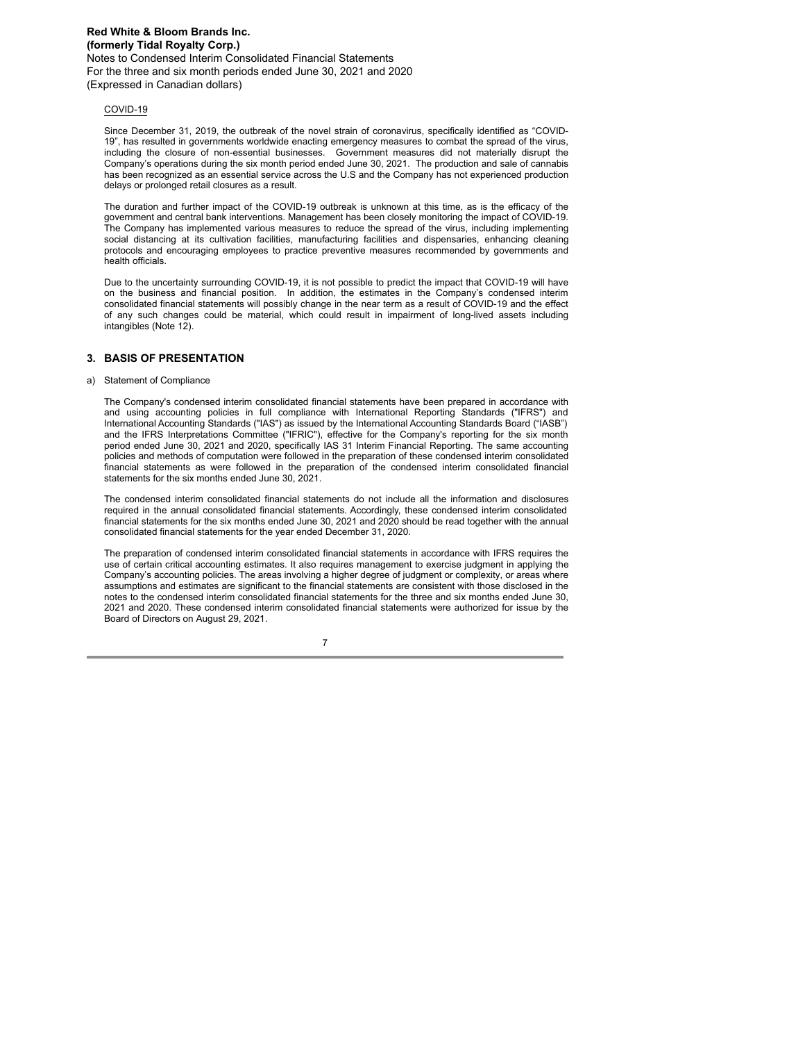COVID-19

Since December 31, 2019, the outbreak of the novel strain of coronavirus, specifically identified as "COVID-19", has resulted in governments worldwide enacting emergency measures to combat the spread of the virus, including the closure of non-essential businesses. Government measures did not materially disrupt the Company's operations during the six month period ended June 30, 2021. The production and sale of cannabis has been recognized as an essential service across the U.S and the Company has not experienced production delays or prolonged retail closures as a result.

The duration and further impact of the COVID-19 outbreak is unknown at this time, as is the efficacy of the government and central bank interventions. Management has been closely monitoring the impact of COVID-19. The Company has implemented various measures to reduce the spread of the virus, including implementing social distancing at its cultivation facilities, manufacturing facilities and dispensaries, enhancing cleaning protocols and encouraging employees to practice preventive measures recommended by governments and health officials.

Due to the uncertainty surrounding COVID-19, it is not possible to predict the impact that COVID-19 will have on the business and financial position. In addition, the estimates in the Company's condensed interim consolidated financial statements will possibly change in the near term as a result of COVID-19 and the effect of any such changes could be material, which could result in impairment of long-lived assets including intangibles (Note 12).

## 3. BASIS OF PRESENTATION

a) Statement of Compliance

The Company's condensed interim consolidated financial statements have been prepared in accordance with and using accounting policies in full compliance with International Reporting Standards ("IFRS") and International Accounting Standards ("IAS") as issued by the International Accounting Standards Board ("IASB") and the IFRS Interpretations Committee ("IFRIC"), effective for the Company's reporting for the six month period ended June 30, 2021 and 2020, specifically IAS 31 Interim Financial Reporting. The same accounting policies and methods of computation were followed in the preparation of these condensed interim consolidated financial statements as were followed in the preparation of the condensed interim consolidated financial statements for the six months ended June 30, 2021.

The condensed interim consolidated financial statements do not include all the information and disclosures required in the annual consolidated financial statements. Accordingly, these condensed interim consolidated financial statements for the six months ended June 30, 2021 and 2020 should be read together with the annual consolidated financial statements for the year ended December 31, 2020.

The preparation of condensed interim consolidated financial statements in accordance with IFRS requires the use of certain critical accounting estimates. It also requires management to exercise judgment in applying the Company's accounting policies. The areas involving a higher degree of judgment or complexity, or areas where assumptions and estimates are significant to the financial statements are consistent with those disclosed in the notes to the condensed interim consolidated financial statements for the three and six months ended June 30, 2021 and 2020. These condensed interim consolidated financial statements were authorized for issue by the Board of Directors on August 29, 2021.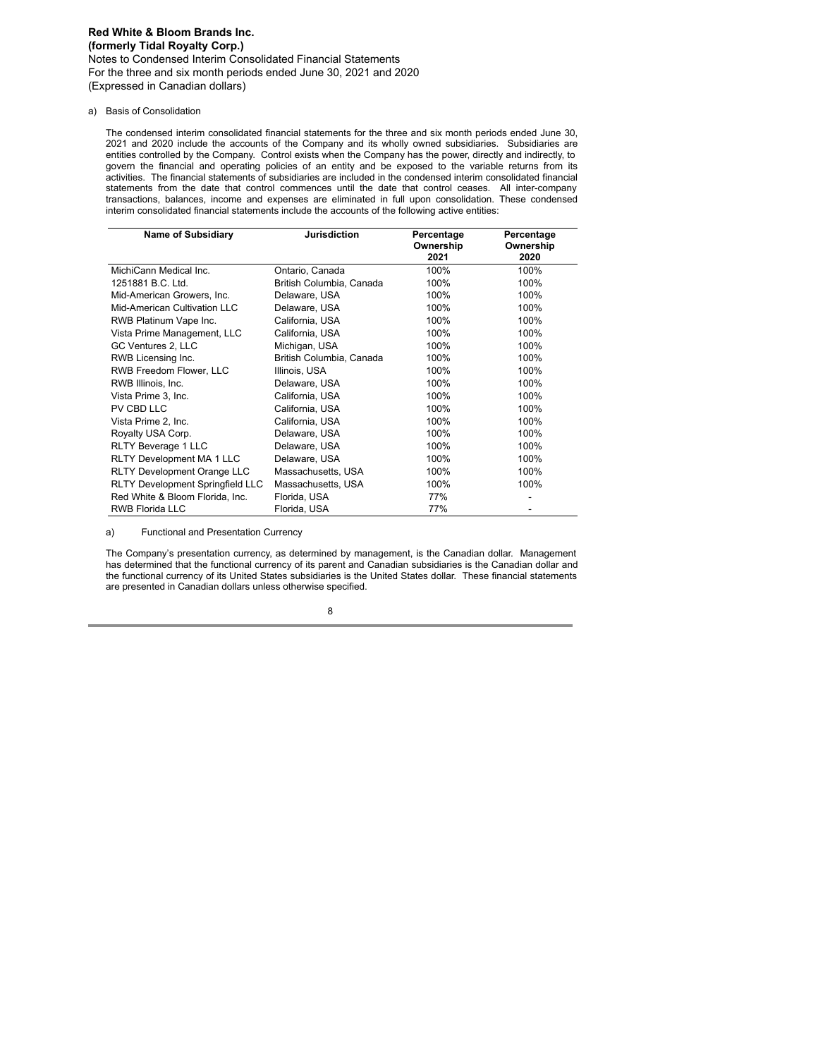a) Basis of Consolidation

The condensed interim consolidated financial statements for the three and six month periods ended June 30, 2021 and 2020 include the accounts of the Company and its wholly owned subsidiaries. Subsidiaries are entities controlled by the Company. Control exists when the Company has the power, directly and indirectly, to govern the financial and operating policies of an entity and be exposed to the variable returns from its activities. The financial statements of subsidiaries are included in the condensed interim consolidated financial statements from the date that control commences until the date that control ceases. All inter-company transactions, balances, income and expenses are eliminated in full upon consolidation. These condensed interim consolidated financial statements include the accounts of the following active entities:

| Name of Subsidiary | Jurisdiction | Percentage Ownership 2021 | Percentage Ownership 2020 |
|---|---|---|---|
| MichiCann Medical Inc. | Ontario, Canada | 100% | 100% |
| 1251881 B.C. Ltd. | British Columbia, Canada | 100% | 100% |
| Mid-American Growers, Inc. | Delaware, USA | 100% | 100% |
| Mid-American Cultivation LLC | Delaware, USA | 100% | 100% |
| RWB Platinum Vape Inc. | California, USA | 100% | 100% |
| Vista Prime Management, LLC | California, USA | 100% | 100% |
| GC Ventures 2, LLC | Michigan, USA | 100% | 100% |
| RWB Licensing Inc. | British Columbia, Canada | 100% | 100% |
| RWB Freedom Flower, LLC | Illinois, USA | 100% | 100% |
| RWB Illinois, Inc. | Delaware, USA | 100% | 100% |
| Vista Prime 3, Inc. | California, USA | 100% | 100% |
| PV CBD LLC | California, USA | 100% | 100% |
| Vista Prime 2, Inc. | California, USA | 100% | 100% |
| Royalty USA Corp. | Delaware, USA | 100% | 100% |
| RLTY Beverage 1 LLC | Delaware, USA | 100% | 100% |
| RLTY Development MA 1 LLC | Delaware, USA | 100% | 100% |
| RLTY Development Orange LLC | Massachusetts, USA | 100% | 100% |
| RLTY Development Springfield LLC | Massachusetts, USA | 100% | 100% |
| Red White & Bloom Florida, Inc. | Florida, USA | 77% | - |
| RWB Florida LLC | Florida, USA | 77% | - |

a) Functional and Presentation Currency

The Company's presentation currency, as determined by management, is the Canadian dollar. Management has determined that the functional currency of its parent and Canadian subsidiaries is the Canadian dollar and the functional currency of its United States subsidiaries is the United States dollar. These financial statements are presented in Canadian dollars unless otherwise specified.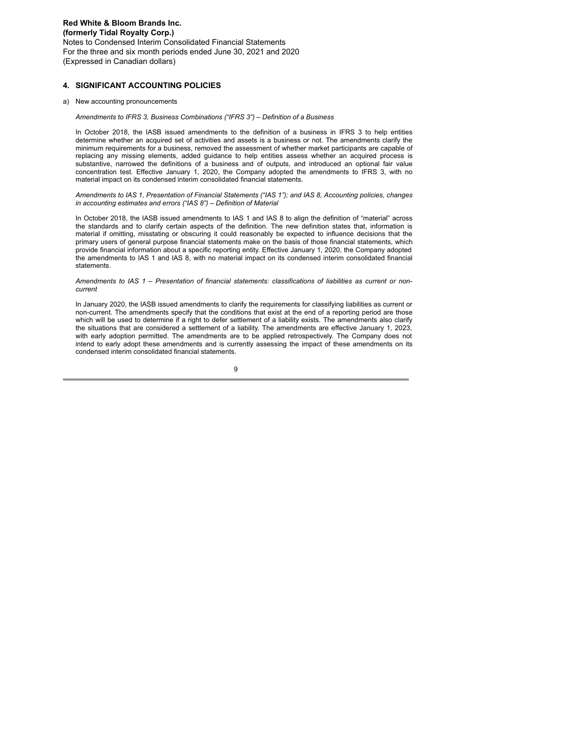## 4. SIGNIFICANT ACCOUNTING POLICIES

a) New accounting pronouncements

*Amendments to IFRS 3, Business Combinations ("IFRS 3") – Definition of a Business*

In October 2018, the IASB issued amendments to the definition of a business in IFRS 3 to help entities determine whether an acquired set of activities and assets is a business or not. The amendments clarify the minimum requirements for a business, removed the assessment of whether market participants are capable of replacing any missing elements, added guidance to help entities assess whether an acquired process is substantive, narrowed the definitions of a business and of outputs, and introduced an optional fair value concentration test. Effective January 1, 2020, the Company adopted the amendments to IFRS 3, with no material impact on its condensed interim consolidated financial statements.

*Amendments to IAS 1, Presentation of Financial Statements ("IAS 1"); and IAS 8, Accounting policies, changes in accounting estimates and errors ("IAS 8") – Definition of Material*

In October 2018, the IASB issued amendments to IAS 1 and IAS 8 to align the definition of "material" across the standards and to clarify certain aspects of the definition. The new definition states that, information is material if omitting, misstating or obscuring it could reasonably be expected to influence decisions that the primary users of general purpose financial statements make on the basis of those financial statements, which provide financial information about a specific reporting entity. Effective January 1, 2020, the Company adopted the amendments to IAS 1 and IAS 8, with no material impact on its condensed interim consolidated financial statements.

*Amendments to IAS 1 – Presentation of financial statements: classifications of liabilities as current or non-current*

In January 2020, the IASB issued amendments to clarify the requirements for classifying liabilities as current or non-current. The amendments specify that the conditions that exist at the end of a reporting period are those which will be used to determine if a right to defer settlement of a liability exists. The amendments also clarify the situations that are considered a settlement of a liability. The amendments are effective January 1, 2023, with early adoption permitted. The amendments are to be applied retrospectively. The Company does not intend to early adopt these amendments and is currently assessing the impact of these amendments on its condensed interim consolidated financial statements.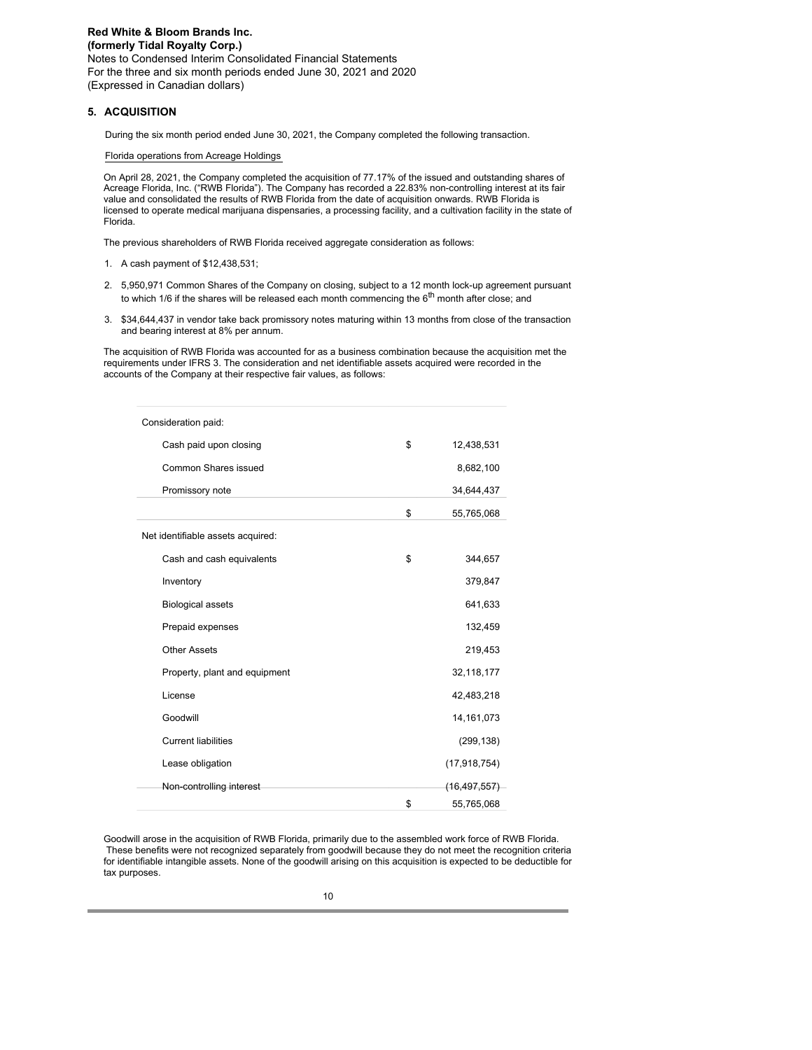**Red White & Bloom Brands Inc.**
**(formerly Tidal Royalty Corp.)**
Notes to Condensed Interim Consolidated Financial Statements
For the three and six month periods ended June 30, 2021 and 2020
(Expressed in Canadian dollars)

## 5. ACQUISITION

During the six month period ended June 30, 2021, the Company completed the following transaction.

Florida operations from Acreage Holdings

On April 28, 2021, the Company completed the acquisition of 77.17% of the issued and outstanding shares of Acreage Florida, Inc. ("RWB Florida"). The Company has recorded a 22.83% non-controlling interest at its fair value and consolidated the results of RWB Florida from the date of acquisition onwards. RWB Florida is licensed to operate medical marijuana dispensaries, a processing facility, and a cultivation facility in the state of Florida.

The previous shareholders of RWB Florida received aggregate consideration as follows:

1. A cash payment of $12,438,531;
2. 5,950,971 Common Shares of the Company on closing, subject to a 12 month lock-up agreement pursuant to which 1/6 if the shares will be released each month commencing the 6th month after close; and
3. $34,644,437 in vendor take back promissory notes maturing within 13 months from close of the transaction and bearing interest at 8% per annum.

The acquisition of RWB Florida was accounted for as a business combination because the acquisition met the requirements under IFRS 3. The consideration and net identifiable assets acquired were recorded in the accounts of the Company at their respective fair values, as follows:

| | | |
|---|---|---|
| Consideration paid: | | |
| Cash paid upon closing | $ | 12,438,531 |
| Common Shares issued | | 8,682,100 |
| Promissory note | | 34,644,437 |
| | $ | 55,765,068 |
| Net identifiable assets acquired: | | |
| Cash and cash equivalents | $ | 344,657 |
| Inventory | | 379,847 |
| Biological assets | | 641,633 |
| Prepaid expenses | | 132,459 |
| Other Assets | | 219,453 |
| Property, plant and equipment | | 32,118,177 |
| License | | 42,483,218 |
| Goodwill | | 14,161,073 |
| Current liabilities | | (299,138) |
| Lease obligation | | (17,918,754) |
| Non-controlling interest | | (16,497,557) |
| | $ | 55,765,068 |

Goodwill arose in the acquisition of RWB Florida, primarily due to the assembled work force of RWB Florida. These benefits were not recognized separately from goodwill because they do not meet the recognition criteria for identifiable intangible assets. None of the goodwill arising on this acquisition is expected to be deductible for tax purposes.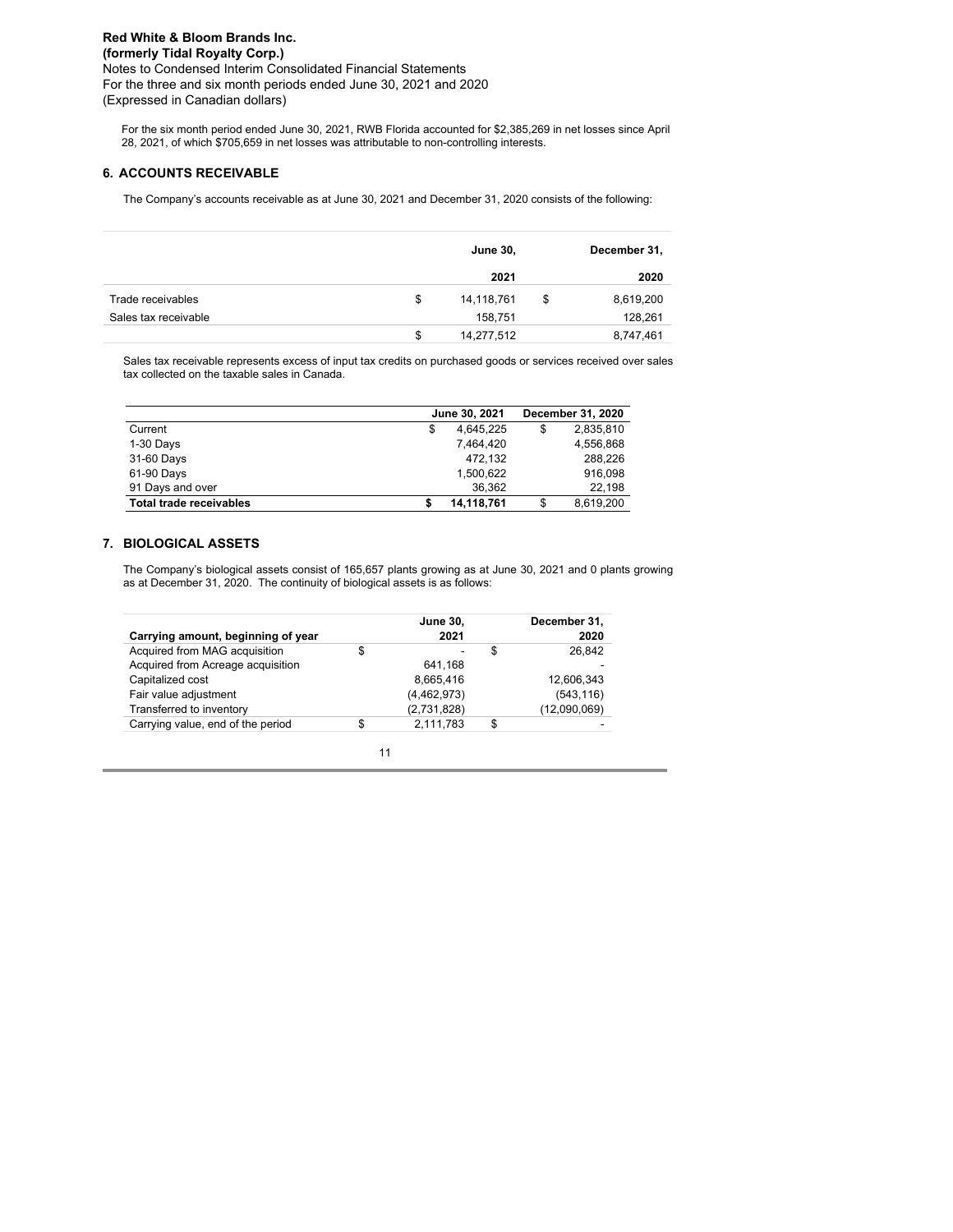For the six month period ended June 30, 2021, RWB Florida accounted for $2,385,269 in net losses since April 28, 2021, of which $705,659 in net losses was attributable to non-controlling interests.

## 6. ACCOUNTS RECEIVABLE

The Company's accounts receivable as at June 30, 2021 and December 31, 2020 consists of the following:

| | | June 30, 2021 | | December 31, 2020 |
|---|---|---|---|---|
| Trade receivables | $ | 14,118,761 | $ | 8,619,200 |
| Sales tax receivable | | 158,751 | | 128,261 |
| | $ | 14,277,512 | | 8,747,461 |

Sales tax receivable represents excess of input tax credits on purchased goods or services received over sales tax collected on the taxable sales in Canada.

| | | June 30, 2021 | | December 31, 2020 |
|---|---|---|---|---|
| Current | $ | 4,645,225 | $ | 2,835,810 |
| 1-30 Days | | 7,464,420 | | 4,556,868 |
| 31-60 Days | | 472,132 | | 288,226 |
| 61-90 Days | | 1,500,622 | | 916,098 |
| 91 Days and over | | 36,362 | | 22,198 |
| **Total trade receivables** | **$** | **14,118,761** | $ | 8,619,200 |

## 7. BIOLOGICAL ASSETS

The Company's biological assets consist of 165,657 plants growing as at June 30, 2021 and 0 plants growing as at December 31, 2020. The continuity of biological assets is as follows:

| Carrying amount, beginning of year | | June 30, 2021 | | December 31, 2020 |
|---|---|---|---|---|
| Acquired from MAG acquisition | $ | - | $ | 26,842 |
| Acquired from Acreage acquisition | | 641,168 | | - |
| Capitalized cost | | 8,665,416 | | 12,606,343 |
| Fair value adjustment | | (4,462,973) | | (543,116) |
| Transferred to inventory | | (2,731,828) | | (12,090,069) |
| Carrying value, end of the period | $ | 2,111,783 | $ | - |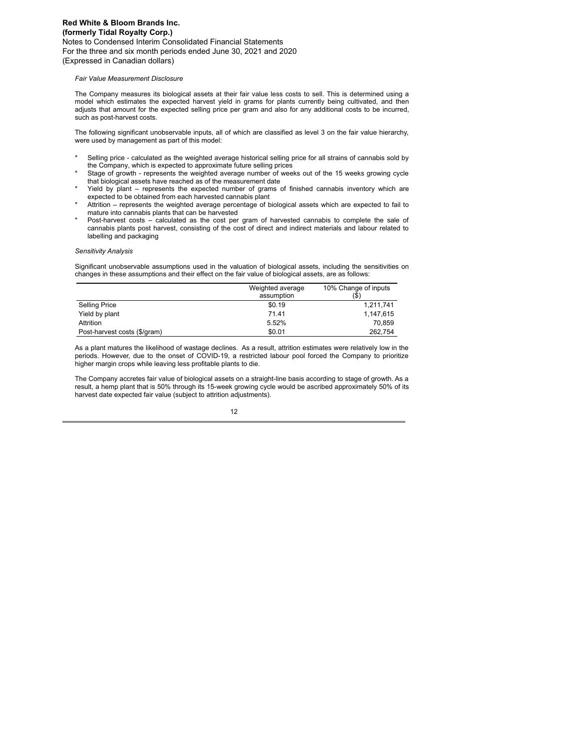*Fair Value Measurement Disclosure*

The Company measures its biological assets at their fair value less costs to sell. This is determined using a model which estimates the expected harvest yield in grams for plants currently being cultivated, and then adjusts that amount for the expected selling price per gram and also for any additional costs to be incurred, such as post-harvest costs.

The following significant unobservable inputs, all of which are classified as level 3 on the fair value hierarchy, were used by management as part of this model:

* Selling price - calculated as the weighted average historical selling price for all strains of cannabis sold by the Company, which is expected to approximate future selling prices
* Stage of growth - represents the weighted average number of weeks out of the 15 weeks growing cycle that biological assets have reached as of the measurement date
* Yield by plant – represents the expected number of grams of finished cannabis inventory which are expected to be obtained from each harvested cannabis plant
* Attrition – represents the weighted average percentage of biological assets which are expected to fail to mature into cannabis plants that can be harvested
* Post-harvest costs – calculated as the cost per gram of harvested cannabis to complete the sale of cannabis plants post harvest, consisting of the cost of direct and indirect materials and labour related to labelling and packaging

*Sensitivity Analysis*

Significant unobservable assumptions used in the valuation of biological assets, including the sensitivities on changes in these assumptions and their effect on the fair value of biological assets, are as follows:

| | Weighted average assumption | 10% Change of inputs ($) |
|---|---|---|
| Selling Price | $0.19 | 1,211,741 |
| Yield by plant | 71.41 | 1,147,615 |
| Attrition | 5.52% | 70,859 |
| Post-harvest costs ($/gram) | $0.01 | 262,754 |

As a plant matures the likelihood of wastage declines. As a result, attrition estimates were relatively low in the periods. However, due to the onset of COVID-19, a restricted labour pool forced the Company to prioritize higher margin crops while leaving less profitable plants to die.

The Company accretes fair value of biological assets on a straight-line basis according to stage of growth. As a result, a hemp plant that is 50% through its 15-week growing cycle would be ascribed approximately 50% of its harvest date expected fair value (subject to attrition adjustments).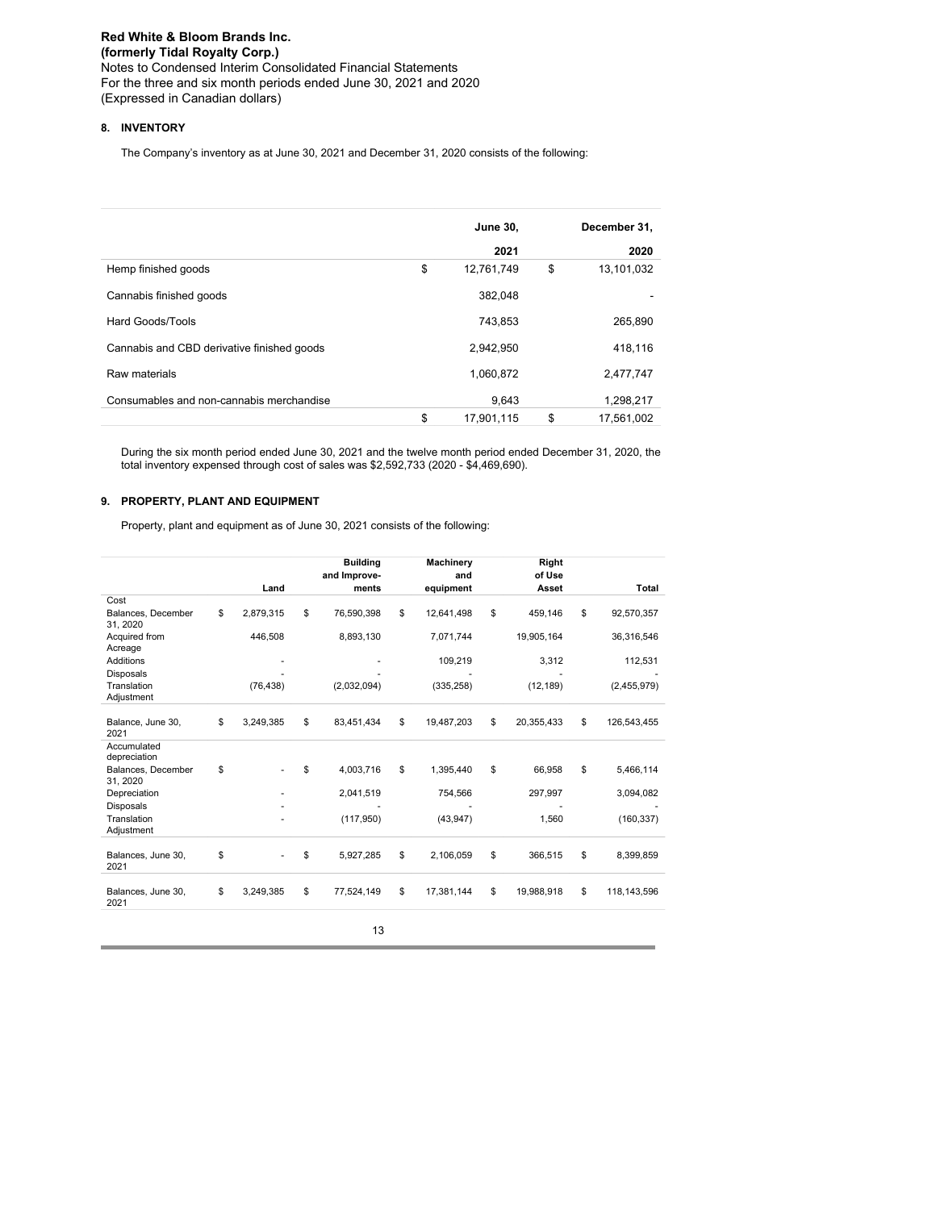**Red White & Bloom Brands Inc.**
**(formerly Tidal Royalty Corp.)**
Notes to Condensed Interim Consolidated Financial Statements
For the three and six month periods ended June 30, 2021 and 2020
(Expressed in Canadian dollars)

## 8. INVENTORY

The Company's inventory as at June 30, 2021 and December 31, 2020 consists of the following:

| | June 30, 2021 | December 31, 2020 |
|---|---|---|
| Hemp finished goods | $ 12,761,749 | $ 13,101,032 |
| Cannabis finished goods | 382,048 | - |
| Hard Goods/Tools | 743,853 | 265,890 |
| Cannabis and CBD derivative finished goods | 2,942,950 | 418,116 |
| Raw materials | 1,060,872 | 2,477,747 |
| Consumables and non-cannabis merchandise | 9,643 | 1,298,217 |
| | $ 17,901,115 | $ 17,561,002 |

During the six month period ended June 30, 2021 and the twelve month period ended December 31, 2020, the total inventory expensed through cost of sales was $2,592,733 (2020 - $4,469,690).

## 9. PROPERTY, PLANT AND EQUIPMENT

Property, plant and equipment as of June 30, 2021 consists of the following:

| | Land | Building and Improve-ments | Machinery and equipment | Right of Use Asset | Total |
|---|---|---|---|---|---|
| Cost | | | | | |
| Balances, December 31, 2020 | $ 2,879,315 | $ 76,590,398 | $ 12,641,498 | $ 459,146 | $ 92,570,357 |
| Acquired from Acreage | 446,508 | 8,893,130 | 7,071,744 | 19,905,164 | 36,316,546 |
| Additions | - | - | 109,219 | 3,312 | 112,531 |
| Disposals | - | - | - | - | - |
| Translation Adjustment | (76,438) | (2,032,094) | (335,258) | (12,189) | (2,455,979) |
| Balance, June 30, 2021 | $ 3,249,385 | $ 83,451,434 | $ 19,487,203 | $ 20,355,433 | $ 126,543,455 |
| Accumulated depreciation | | | | | |
| Balances, December 31, 2020 | $ - | $ 4,003,716 | $ 1,395,440 | $ 66,958 | $ 5,466,114 |
| Depreciation | - | 2,041,519 | 754,566 | 297,997 | 3,094,082 |
| Disposals | - | - | - | - | - |
| Translation Adjustment | - | (117,950) | (43,947) | 1,560 | (160,337) |
| Balances, June 30, 2021 | $ - | $ 5,927,285 | $ 2,106,059 | $ 366,515 | $ 8,399,859 |
| Balances, June 30, 2021 | $ 3,249,385 | $ 77,524,149 | $ 17,381,144 | $ 19,988,918 | $ 118,143,596 |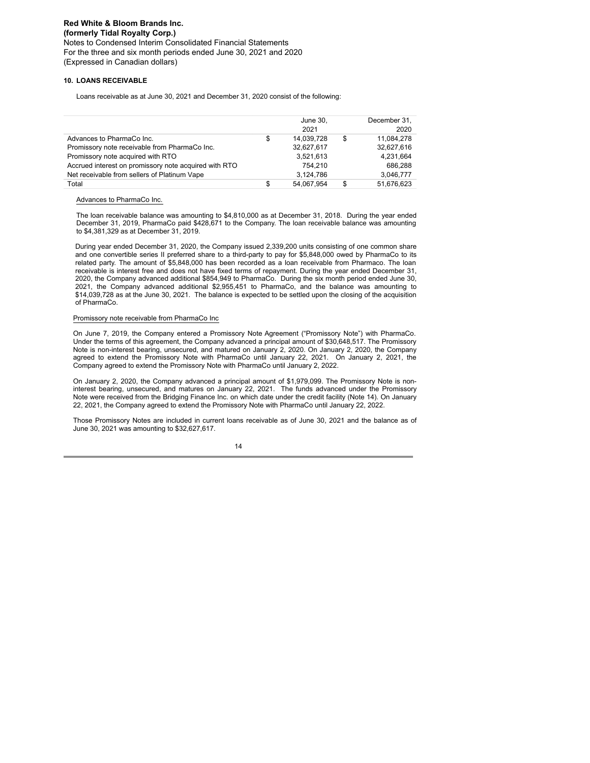## 10. LOANS RECEIVABLE

Loans receivable as at June 30, 2021 and December 31, 2020 consist of the following:

| | | June 30, 2021 | | December 31, 2020 |
|---|---|---|---|---|
| Advances to PharmaCo Inc. | $ | 14,039,728 | $ | 11,084,278 |
| Promissory note receivable from PharmaCo Inc. | | 32,627,617 | | 32,627,616 |
| Promissory note acquired with RTO | | 3,521,613 | | 4,231,664 |
| Accrued interest on promissory note acquired with RTO | | 754,210 | | 686,288 |
| Net receivable from sellers of Platinum Vape | | 3,124,786 | | 3,046,777 |
| Total | $ | 54,067,954 | $ | 51,676,623 |

Advances to PharmaCo Inc.

The loan receivable balance was amounting to $4,810,000 as at December 31, 2018. During the year ended December 31, 2019, PharmaCo paid $428,671 to the Company. The loan receivable balance was amounting to $4,381,329 as at December 31, 2019.

During year ended December 31, 2020, the Company issued 2,339,200 units consisting of one common share and one convertible series II preferred share to a third-party to pay for $5,848,000 owed by PharmaCo to its related party. The amount of $5,848,000 has been recorded as a loan receivable from Pharmaco. The loan receivable is interest free and does not have fixed terms of repayment. During the year ended December 31, 2020, the Company advanced additional $854,949 to PharmaCo. During the six month period ended June 30, 2021, the Company advanced additional $2,955,451 to PharmaCo, and the balance was amounting to $14,039,728 as at the June 30, 2021. The balance is expected to be settled upon the closing of the acquisition of PharmaCo.

Promissory note receivable from PharmaCo Inc

On June 7, 2019, the Company entered a Promissory Note Agreement ("Promissory Note") with PharmaCo. Under the terms of this agreement, the Company advanced a principal amount of $30,648,517. The Promissory Note is non-interest bearing, unsecured, and matured on January 2, 2020. On January 2, 2020, the Company agreed to extend the Promissory Note with PharmaCo until January 22, 2021. On January 2, 2021, the Company agreed to extend the Promissory Note with PharmaCo until January 2, 2022.

On January 2, 2020, the Company advanced a principal amount of $1,979,099. The Promissory Note is non-interest bearing, unsecured, and matures on January 22, 2021. The funds advanced under the Promissory Note were received from the Bridging Finance Inc. on which date under the credit facility (Note 14). On January 22, 2021, the Company agreed to extend the Promissory Note with PharmaCo until January 22, 2022.

Those Promissory Notes are included in current loans receivable as of June 30, 2021 and the balance as of June 30, 2021 was amounting to $32,627,617.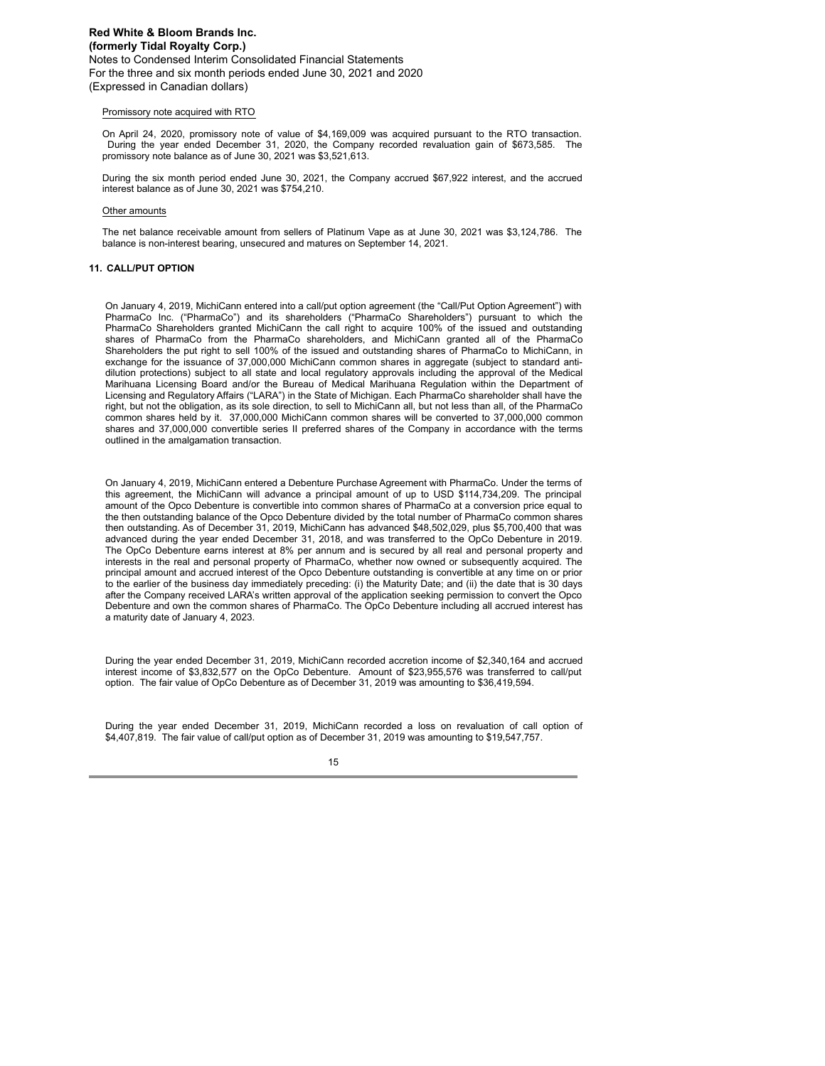Promissory note acquired with RTO

On April 24, 2020, promissory note of value of $4,169,009 was acquired pursuant to the RTO transaction. During the year ended December 31, 2020, the Company recorded revaluation gain of $673,585. The promissory note balance as of June 30, 2021 was $3,521,613.

During the six month period ended June 30, 2021, the Company accrued $67,922 interest, and the accrued interest balance as of June 30, 2021 was $754,210.

Other amounts

The net balance receivable amount from sellers of Platinum Vape as at June 30, 2021 was $3,124,786. The balance is non-interest bearing, unsecured and matures on September 14, 2021.

## 11. CALL/PUT OPTION

On January 4, 2019, MichiCann entered into a call/put option agreement (the "Call/Put Option Agreement") with PharmaCo Inc. ("PharmaCo") and its shareholders ("PharmaCo Shareholders") pursuant to which the PharmaCo Shareholders granted MichiCann the call right to acquire 100% of the issued and outstanding shares of PharmaCo from the PharmaCo shareholders, and MichiCann granted all of the PharmaCo Shareholders the put right to sell 100% of the issued and outstanding shares of PharmaCo to MichiCann, in exchange for the issuance of 37,000,000 MichiCann common shares in aggregate (subject to standard anti-dilution protections) subject to all state and local regulatory approvals including the approval of the Medical Marihuana Licensing Board and/or the Bureau of Medical Marihuana Regulation within the Department of Licensing and Regulatory Affairs ("LARA") in the State of Michigan. Each PharmaCo shareholder shall have the right, but not the obligation, as its sole direction, to sell to MichiCann all, but not less than all, of the PharmaCo common shares held by it. 37,000,000 MichiCann common shares will be converted to 37,000,000 common shares and 37,000,000 convertible series II preferred shares of the Company in accordance with the terms outlined in the amalgamation transaction.

On January 4, 2019, MichiCann entered a Debenture Purchase Agreement with PharmaCo. Under the terms of this agreement, the MichiCann will advance a principal amount of up to USD $114,734,209. The principal amount of the Opco Debenture is convertible into common shares of PharmaCo at a conversion price equal to the then outstanding balance of the Opco Debenture divided by the total number of PharmaCo common shares then outstanding. As of December 31, 2019, MichiCann has advanced $48,502,029, plus $5,700,400 that was advanced during the year ended December 31, 2018, and was transferred to the OpCo Debenture in 2019. The OpCo Debenture earns interest at 8% per annum and is secured by all real and personal property and interests in the real and personal property of PharmaCo, whether now owned or subsequently acquired. The principal amount and accrued interest of the Opco Debenture outstanding is convertible at any time on or prior to the earlier of the business day immediately preceding: (i) the Maturity Date; and (ii) the date that is 30 days after the Company received LARA's written approval of the application seeking permission to convert the Opco Debenture and own the common shares of PharmaCo. The OpCo Debenture including all accrued interest has a maturity date of January 4, 2023.

During the year ended December 31, 2019, MichiCann recorded accretion income of $2,340,164 and accrued interest income of $3,832,577 on the OpCo Debenture. Amount of $23,955,576 was transferred to call/put option. The fair value of OpCo Debenture as of December 31, 2019 was amounting to $36,419,594.

During the year ended December 31, 2019, MichiCann recorded a loss on revaluation of call option of $4,407,819. The fair value of call/put option as of December 31, 2019 was amounting to $19,547,757.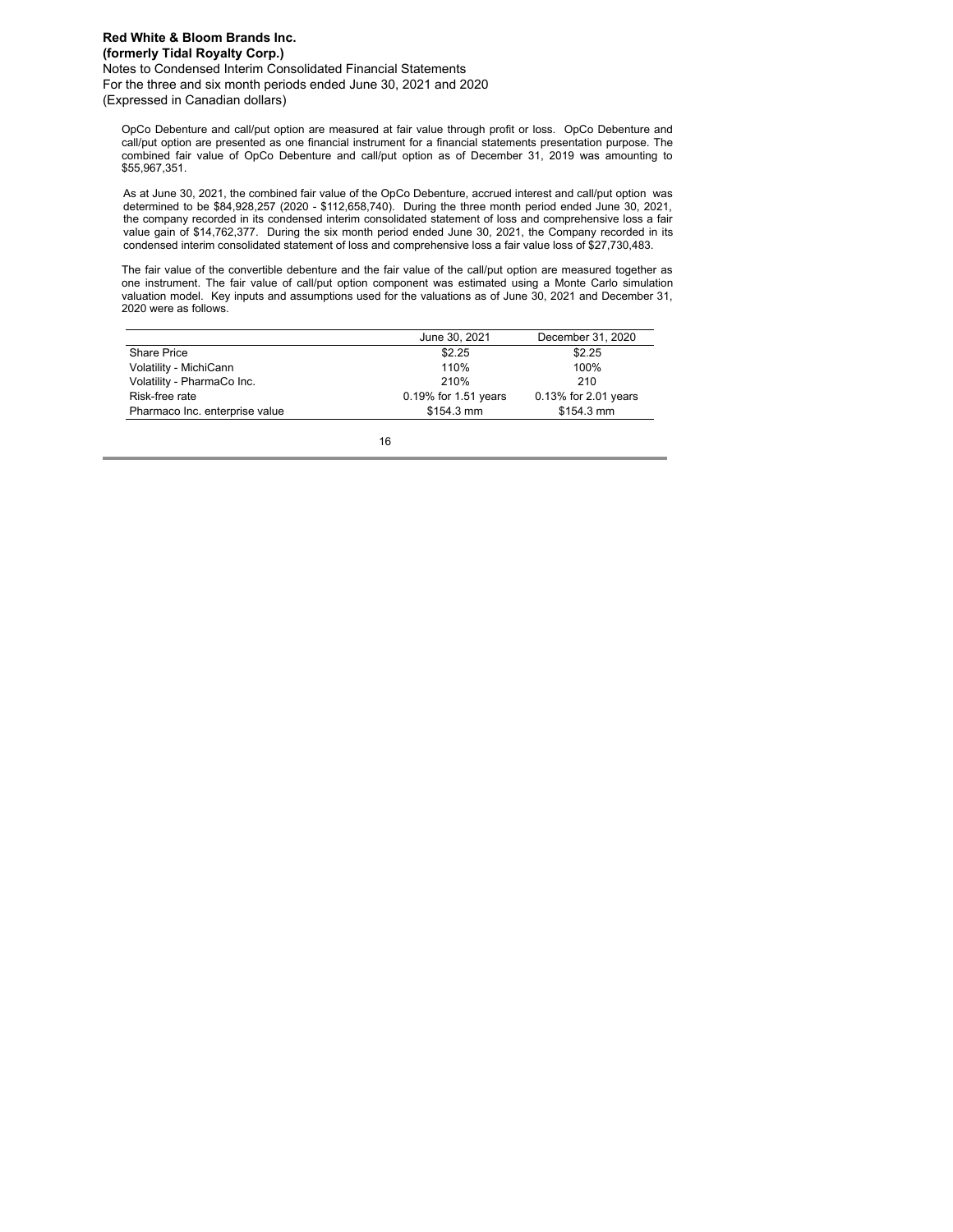OpCo Debenture and call/put option are measured at fair value through profit or loss. OpCo Debenture and call/put option are presented as one financial instrument for a financial statements presentation purpose. The combined fair value of OpCo Debenture and call/put option as of December 31, 2019 was amounting to $55,967,351.

As at June 30, 2021, the combined fair value of the OpCo Debenture, accrued interest and call/put option was determined to be $84,928,257 (2020 - $112,658,740). During the three month period ended June 30, 2021, the company recorded in its condensed interim consolidated statement of loss and comprehensive loss a fair value gain of $14,762,377. During the six month period ended June 30, 2021, the Company recorded in its condensed interim consolidated statement of loss and comprehensive loss a fair value loss of $27,730,483.

The fair value of the convertible debenture and the fair value of the call/put option are measured together as one instrument. The fair value of call/put option component was estimated using a Monte Carlo simulation valuation model. Key inputs and assumptions used for the valuations as of June 30, 2021 and December 31, 2020 were as follows.

| | June 30, 2021 | December 31, 2020 |
|---|---|---|
| Share Price | $2.25 | $2.25 |
| Volatility - MichiCann | 110% | 100% |
| Volatility - PharmaCo Inc. | 210% | 210 |
| Risk-free rate | 0.19% for 1.51 years | 0.13% for 2.01 years |
| Pharmaco Inc. enterprise value | $154.3 mm | $154.3 mm |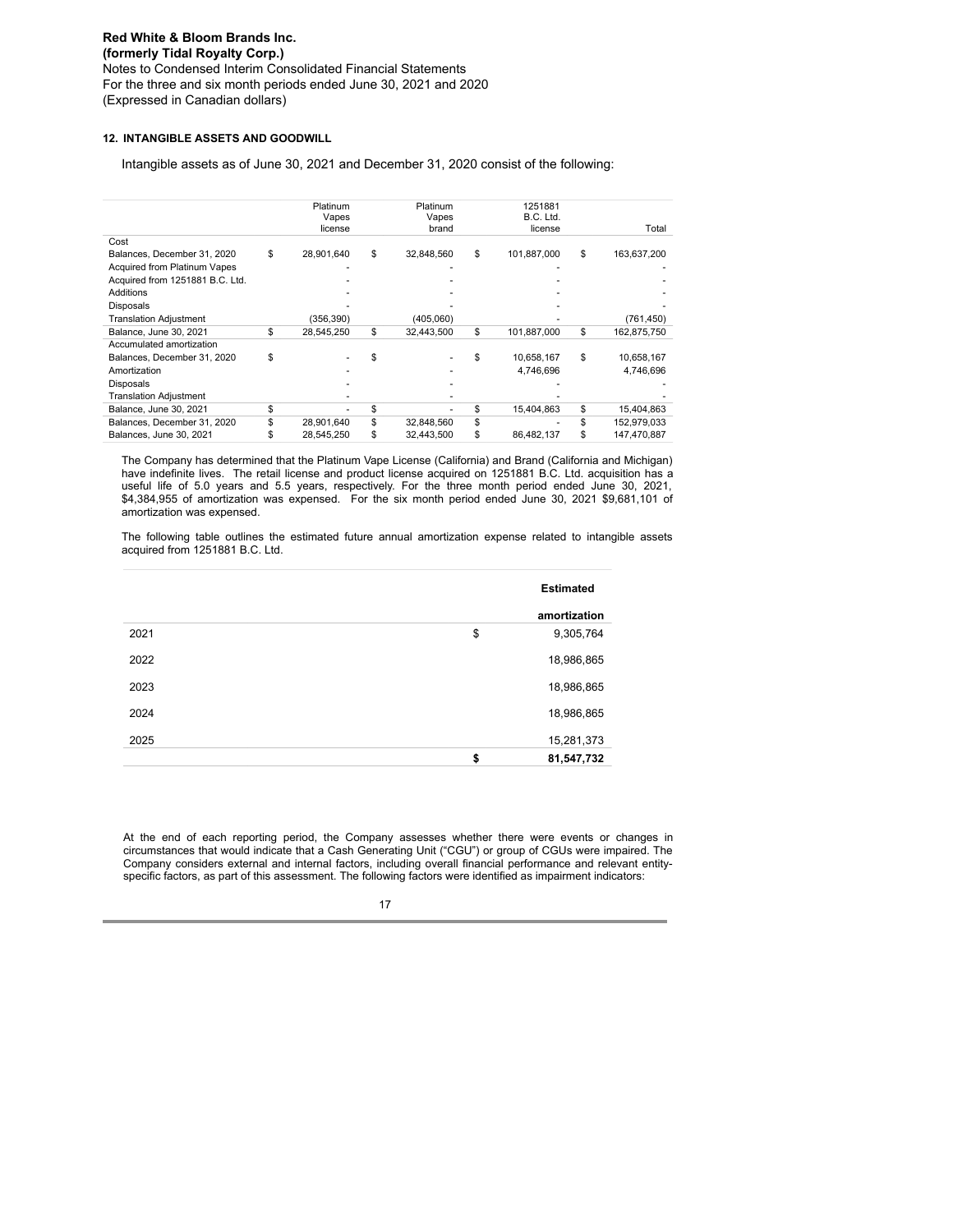**Red White & Bloom Brands Inc.**
**(formerly Tidal Royalty Corp.)**
Notes to Condensed Interim Consolidated Financial Statements
For the three and six month periods ended June 30, 2021 and 2020
(Expressed in Canadian dollars)

### 12. INTANGIBLE ASSETS AND GOODWILL

Intangible assets as of June 30, 2021 and December 31, 2020 consist of the following:

| | Platinum Vapes license | Platinum Vapes brand | 1251881 B.C. Ltd. license | Total |
|---|---|---|---|---|
| Cost | | | | |
| Balances, December 31, 2020 | $ 28,901,640 | $ 32,848,560 | $ 101,887,000 | $ 163,637,200 |
| Acquired from Platinum Vapes | - | - | - | - |
| Acquired from 1251881 B.C. Ltd. | - | - | - | - |
| Additions | - | - | - | - |
| Disposals | - | - | - | - |
| Translation Adjustment | (356,390) | (405,060) | - | (761,450) |
| Balance, June 30, 2021 | $ 28,545,250 | $ 32,443,500 | $ 101,887,000 | $ 162,875,750 |
| Accumulated amortization | | | | |
| Balances, December 31, 2020 | $ - | $ - | $ 10,658,167 | $ 10,658,167 |
| Amortization | - | - | 4,746,696 | 4,746,696 |
| Disposals | - | - | - | - |
| Translation Adjustment | - | - | - | - |
| Balance, June 30, 2021 | $ - | $ - | $ 15,404,863 | $ 15,404,863 |
| Balances, December 31, 2020 | $ 28,901,640 | $ 32,848,560 | $ - | $ 152,979,033 |
| Balances, June 30, 2021 | $ 28,545,250 | $ 32,443,500 | $ 86,482,137 | $ 147,470,887 |

The Company has determined that the Platinum Vape License (California) and Brand (California and Michigan) have indefinite lives. The retail license and product license acquired on 1251881 B.C. Ltd. acquisition has a useful life of 5.0 years and 5.5 years, respectively. For the three month period ended June 30, 2021, $4,384,955 of amortization was expensed. For the six month period ended June 30, 2021 $9,681,101 of amortization was expensed.

The following table outlines the estimated future annual amortization expense related to intangible assets acquired from 1251881 B.C. Ltd.

| | Estimated amortization |
|---|---|
| 2021 | $ 9,305,764 |
| 2022 | 18,986,865 |
| 2023 | 18,986,865 |
| 2024 | 18,986,865 |
| 2025 | 15,281,373 |
| | **$ 81,547,732** |

At the end of each reporting period, the Company assesses whether there were events or changes in circumstances that would indicate that a Cash Generating Unit ("CGU") or group of CGUs were impaired. The Company considers external and internal factors, including overall financial performance and relevant entity-specific factors, as part of this assessment. The following factors were identified as impairment indicators: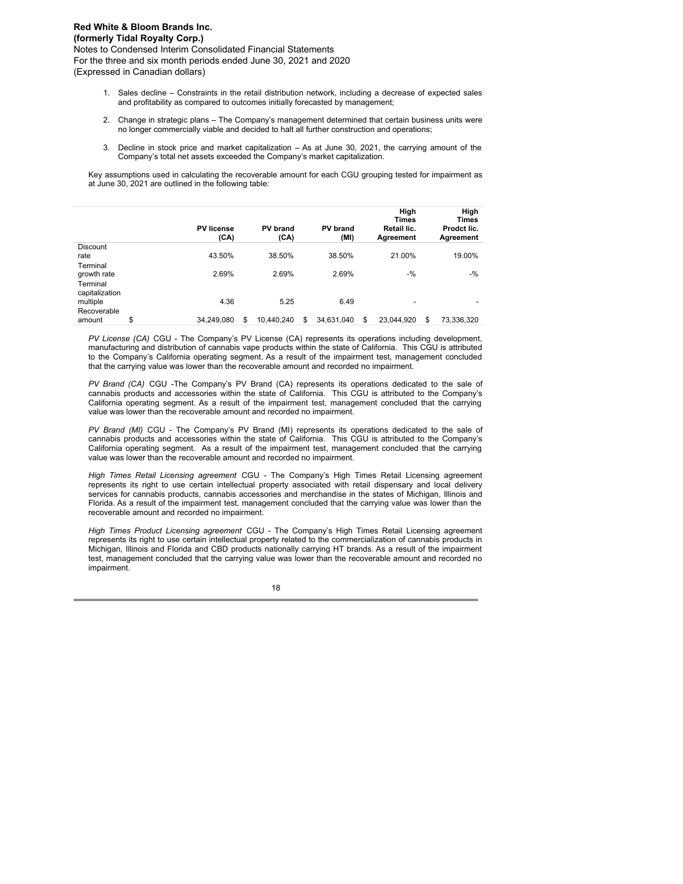1. Sales decline – Constraints in the retail distribution network, including a decrease of expected sales and profitability as compared to outcomes initially forecasted by management;

2. Change in strategic plans – The Company's management determined that certain business units were no longer commercially viable and decided to halt all further construction and operations;

3. Decline in stock price and market capitalization – As at June 30, 2021, the carrying amount of the Company's total net assets exceeded the Company's market capitalization.

Key assumptions used in calculating the recoverable amount for each CGU grouping tested for impairment as at June 30, 2021 are outlined in the following table:

| | PV license (CA) | PV brand (CA) | PV brand (MI) | High Times Retail lic. Agreement | High Times Prodct lic. Agreement |
|---|---|---|---|---|---|
| Discount rate | 43.50% | 38.50% | 38.50% | 21.00% | 19.00% |
| Terminal growth rate | 2.69% | 2.69% | 2.69% | -% | -% |
| Terminal capitalization multiple | 4.36 | 5.25 | 6.49 | - | - |
| Recoverable amount | $ 34,249,080 | $ 10,440,240 | $ 34,631,040 | $ 23,044,920 | $ 73,336,320 |

*PV License (CA)* CGU - The Company's PV License (CA) represents its operations including development, manufacturing and distribution of cannabis vape products within the state of California. This CGU is attributed to the Company's California operating segment. As a result of the impairment test, management concluded that the carrying value was lower than the recoverable amount and recorded no impairment.

*PV Brand (CA)* CGU -The Company's PV Brand (CA) represents its operations dedicated to the sale of cannabis products and accessories within the state of California. This CGU is attributed to the Company's California operating segment. As a result of the impairment test, management concluded that the carrying value was lower than the recoverable amount and recorded no impairment.

*PV Brand (MI)* CGU - The Company's PV Brand (MI) represents its operations dedicated to the sale of cannabis products and accessories within the state of California. This CGU is attributed to the Company's California operating segment. As a result of the impairment test, management concluded that the carrying value was lower than the recoverable amount and recorded no impairment.

*High Times Retail Licensing agreement* CGU - The Company's High Times Retail Licensing agreement represents its right to use certain intellectual property associated with retail dispensary and local delivery services for cannabis products, cannabis accessories and merchandise in the states of Michigan, Illinois and Florida. As a result of the impairment test, management concluded that the carrying value was lower than the recoverable amount and recorded no impairment.

*High Times Product Licensing agreement* CGU - The Company's High Times Retail Licensing agreement represents its right to use certain intellectual property related to the commercialization of cannabis products in Michigan, Illinois and Florida and CBD products nationally carrying HT brands. As a result of the impairment test, management concluded that the carrying value was lower than the recoverable amount and recorded no impairment.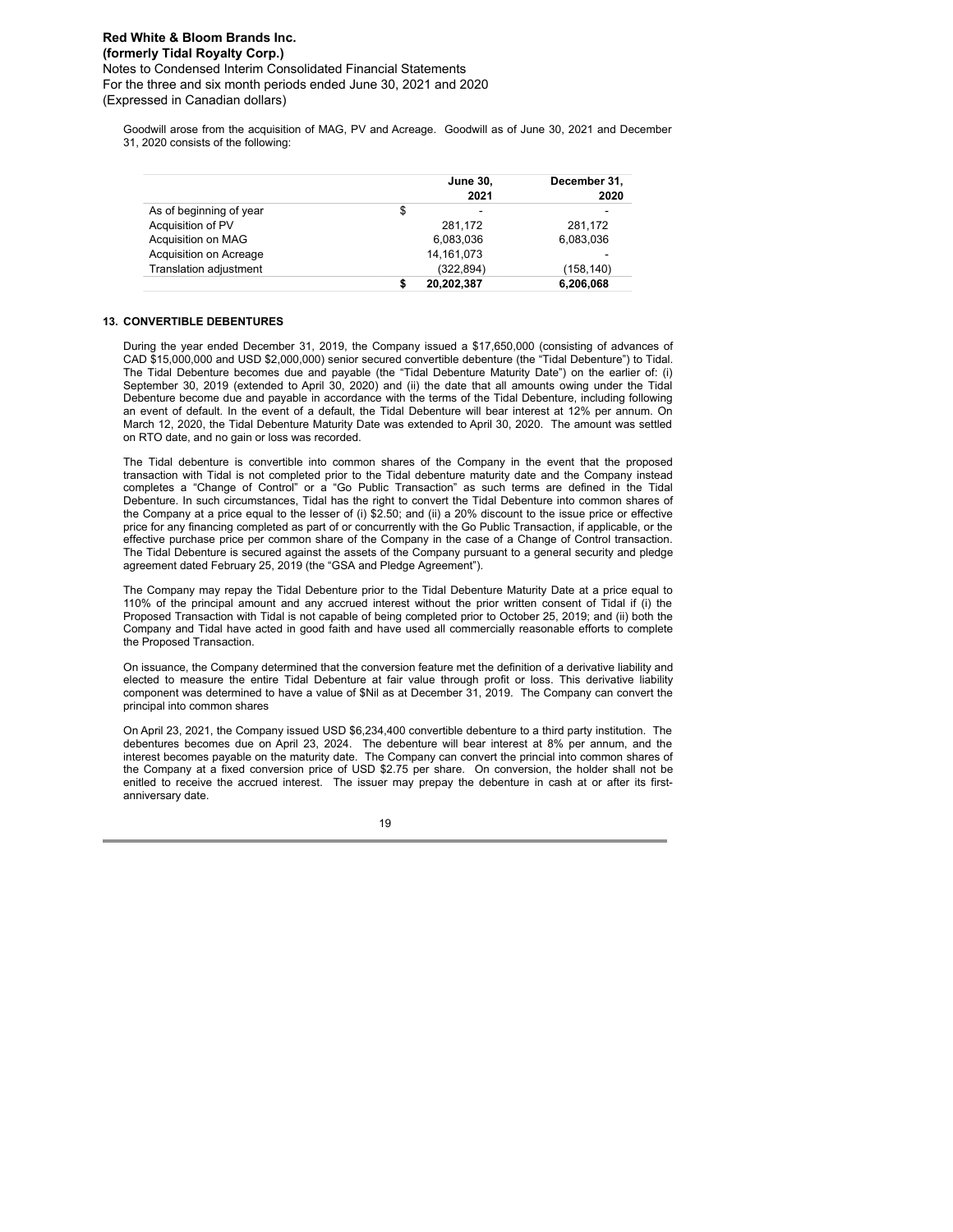Goodwill arose from the acquisition of MAG, PV and Acreage. Goodwill as of June 30, 2021 and December 31, 2020 consists of the following:

| | | June 30, 2021 | December 31, 2020 |
|---|---|---|---|
| As of beginning of year | $ | - | - |
| Acquisition of PV | | 281,172 | 281,172 |
| Acquisition on MAG | | 6,083,036 | 6,083,036 |
| Acquisition on Acreage | | 14,161,073 | - |
| Translation adjustment | | (322,894) | (158,140) |
| | $ | 20,202,387 | 6,206,068 |

## 13. CONVERTIBLE DEBENTURES

During the year ended December 31, 2019, the Company issued a $17,650,000 (consisting of advances of CAD $15,000,000 and USD $2,000,000) senior secured convertible debenture (the "Tidal Debenture") to Tidal. The Tidal Debenture becomes due and payable (the "Tidal Debenture Maturity Date") on the earlier of: (i) September 30, 2019 (extended to April 30, 2020) and (ii) the date that all amounts owing under the Tidal Debenture become due and payable in accordance with the terms of the Tidal Debenture, including following an event of default. In the event of a default, the Tidal Debenture will bear interest at 12% per annum. On March 12, 2020, the Tidal Debenture Maturity Date was extended to April 30, 2020. The amount was settled on RTO date, and no gain or loss was recorded.

The Tidal debenture is convertible into common shares of the Company in the event that the proposed transaction with Tidal is not completed prior to the Tidal debenture maturity date and the Company instead completes a "Change of Control" or a "Go Public Transaction" as such terms are defined in the Tidal Debenture. In such circumstances, Tidal has the right to convert the Tidal Debenture into common shares of the Company at a price equal to the lesser of (i) $2.50; and (ii) a 20% discount to the issue price or effective price for any financing completed as part of or concurrently with the Go Public Transaction, if applicable, or the effective purchase price per common share of the Company in the case of a Change of Control transaction. The Tidal Debenture is secured against the assets of the Company pursuant to a general security and pledge agreement dated February 25, 2019 (the "GSA and Pledge Agreement").

The Company may repay the Tidal Debenture prior to the Tidal Debenture Maturity Date at a price equal to 110% of the principal amount and any accrued interest without the prior written consent of Tidal if (i) the Proposed Transaction with Tidal is not capable of being completed prior to October 25, 2019; and (ii) both the Company and Tidal have acted in good faith and have used all commercially reasonable efforts to complete the Proposed Transaction.

On issuance, the Company determined that the conversion feature met the definition of a derivative liability and elected to measure the entire Tidal Debenture at fair value through profit or loss. This derivative liability component was determined to have a value of $Nil as at December 31, 2019. The Company can convert the principal into common shares

On April 23, 2021, the Company issued USD $6,234,400 convertible debenture to a third party institution. The debentures becomes due on April 23, 2024. The debenture will bear interest at 8% per annum, and the interest becomes payable on the maturity date. The Company can convert the princial into common shares of the Company at a fixed conversion price of USD $2.75 per share. On conversion, the holder shall not be enitled to receive the accrued interest. The issuer may prepay the debenture in cash at or after its first-anniversary date.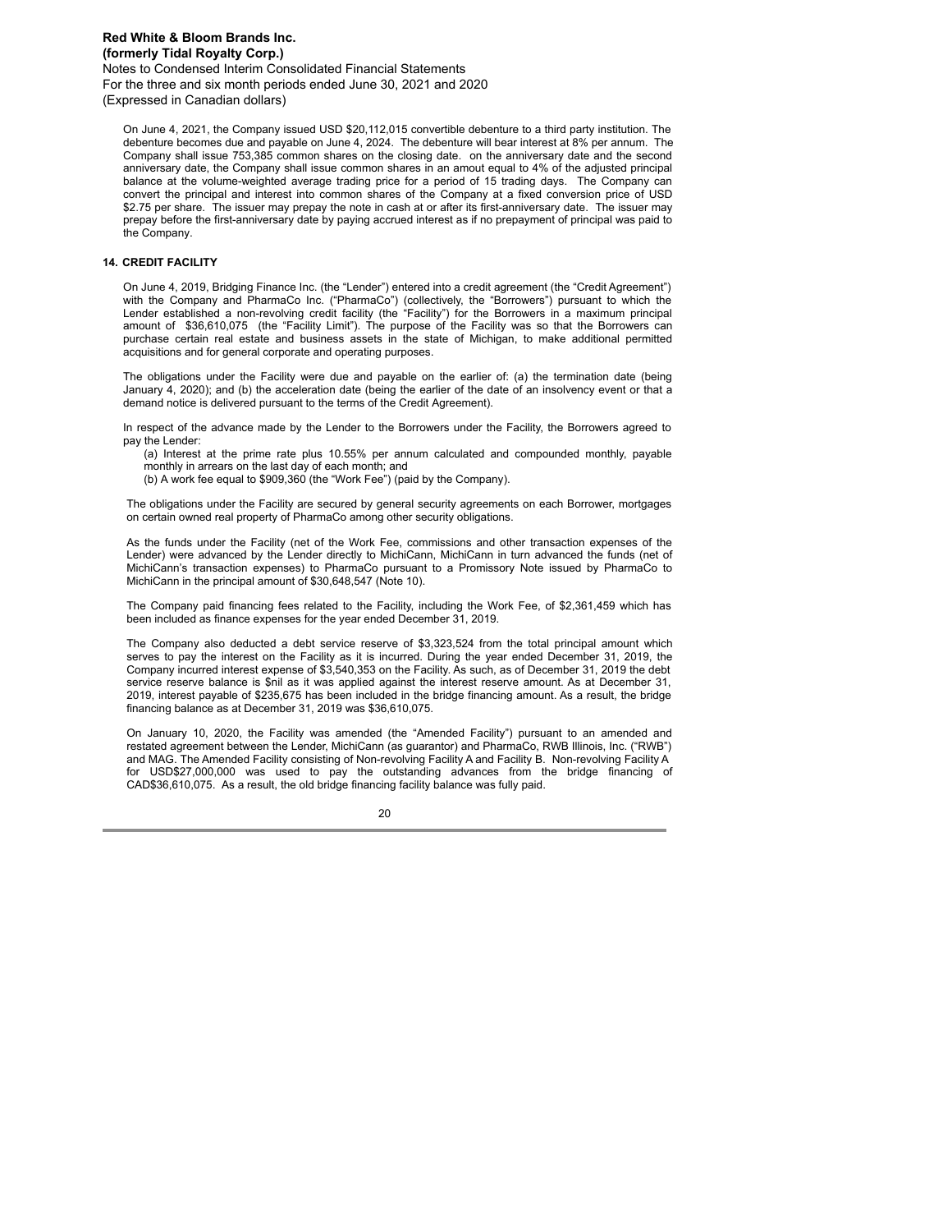On June 4, 2021, the Company issued USD $20,112,015 convertible debenture to a third party institution. The debenture becomes due and payable on June 4, 2024. The debenture will bear interest at 8% per annum. The Company shall issue 753,385 common shares on the closing date. on the anniversary date and the second anniversary date, the Company shall issue common shares in an amout equal to 4% of the adjusted principal balance at the volume-weighted average trading price for a period of 15 trading days. The Company can convert the principal and interest into common shares of the Company at a fixed conversion price of USD $2.75 per share. The issuer may prepay the note in cash at or after its first-anniversary date. The issuer may prepay before the first-anniversary date by paying accrued interest as if no prepayment of principal was paid to the Company.

## 14. CREDIT FACILITY

On June 4, 2019, Bridging Finance Inc. (the "Lender") entered into a credit agreement (the "Credit Agreement") with the Company and PharmaCo Inc. ("PharmaCo") (collectively, the "Borrowers") pursuant to which the Lender established a non-revolving credit facility (the "Facility") for the Borrowers in a maximum principal amount of $36,610,075 (the "Facility Limit"). The purpose of the Facility was so that the Borrowers can purchase certain real estate and business assets in the state of Michigan, to make additional permitted acquisitions and for general corporate and operating purposes.

The obligations under the Facility were due and payable on the earlier of: (a) the termination date (being January 4, 2020); and (b) the acceleration date (being the earlier of the date of an insolvency event or that a demand notice is delivered pursuant to the terms of the Credit Agreement).

In respect of the advance made by the Lender to the Borrowers under the Facility, the Borrowers agreed to pay the Lender:

(a) Interest at the prime rate plus 10.55% per annum calculated and compounded monthly, payable monthly in arrears on the last day of each month; and
(b) A work fee equal to $909,360 (the "Work Fee") (paid by the Company).

The obligations under the Facility are secured by general security agreements on each Borrower, mortgages on certain owned real property of PharmaCo among other security obligations.

As the funds under the Facility (net of the Work Fee, commissions and other transaction expenses of the Lender) were advanced by the Lender directly to MichiCann, MichiCann in turn advanced the funds (net of MichiCann's transaction expenses) to PharmaCo pursuant to a Promissory Note issued by PharmaCo to MichiCann in the principal amount of $30,648,547 (Note 10).

The Company paid financing fees related to the Facility, including the Work Fee, of $2,361,459 which has been included as finance expenses for the year ended December 31, 2019.

The Company also deducted a debt service reserve of $3,323,524 from the total principal amount which serves to pay the interest on the Facility as it is incurred. During the year ended December 31, 2019, the Company incurred interest expense of $3,540,353 on the Facility. As such, as of December 31, 2019 the debt service reserve balance is $nil as it was applied against the interest reserve amount. As at December 31, 2019, interest payable of $235,675 has been included in the bridge financing amount. As a result, the bridge financing balance as at December 31, 2019 was $36,610,075.

On January 10, 2020, the Facility was amended (the "Amended Facility") pursuant to an amended and restated agreement between the Lender, MichiCann (as guarantor) and PharmaCo, RWB Illinois, Inc. ("RWB") and MAG. The Amended Facility consisting of Non-revolving Facility A and Facility B. Non-revolving Facility A for USD$27,000,000 was used to pay the outstanding advances from the bridge financing of CAD$36,610,075. As a result, the old bridge financing facility balance was fully paid.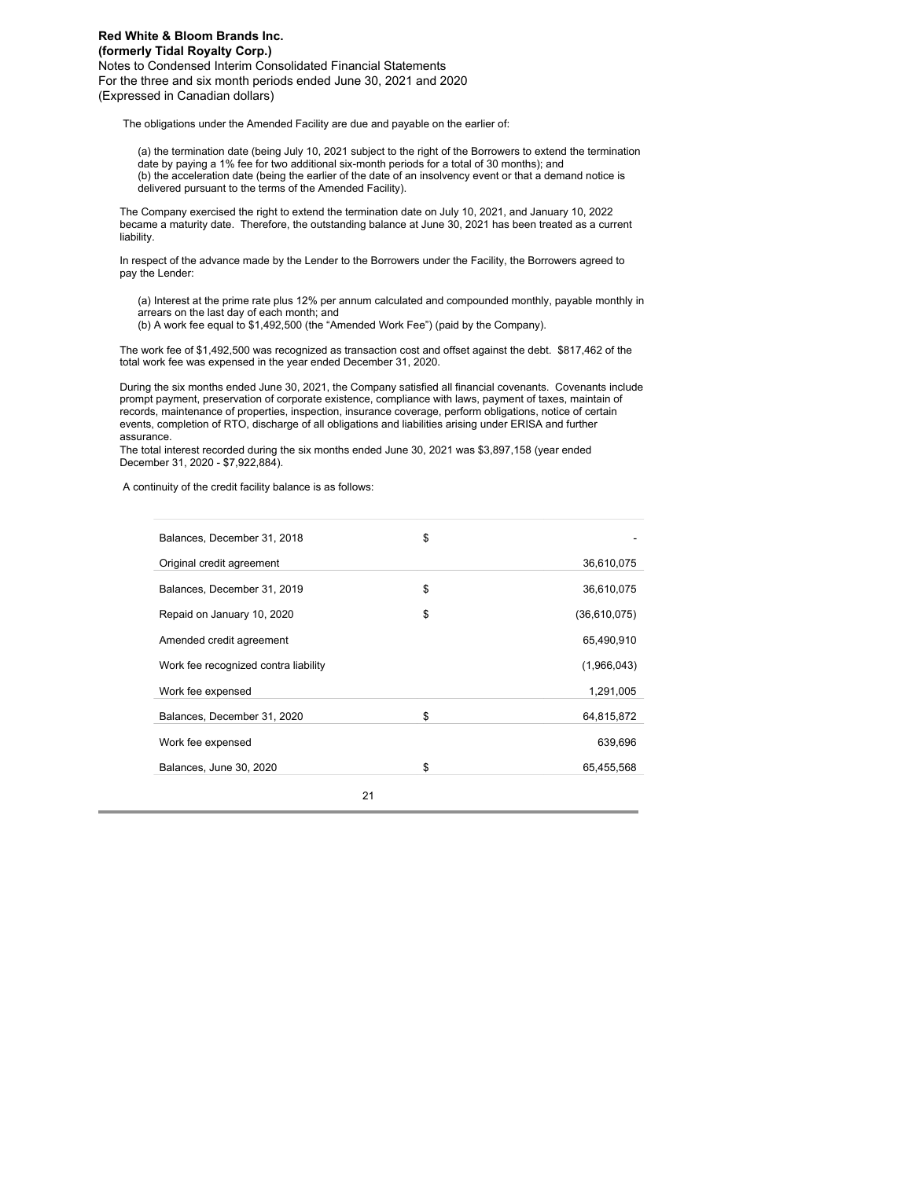The obligations under the Amended Facility are due and payable on the earlier of:

(a) the termination date (being July 10, 2021 subject to the right of the Borrowers to extend the termination date by paying a 1% fee for two additional six-month periods for a total of 30 months); and
(b) the acceleration date (being the earlier of the date of an insolvency event or that a demand notice is delivered pursuant to the terms of the Amended Facility).

The Company exercised the right to extend the termination date on July 10, 2021, and January 10, 2022 became a maturity date. Therefore, the outstanding balance at June 30, 2021 has been treated as a current liability.

In respect of the advance made by the Lender to the Borrowers under the Facility, the Borrowers agreed to pay the Lender:

(a) Interest at the prime rate plus 12% per annum calculated and compounded monthly, payable monthly in arrears on the last day of each month; and
(b) A work fee equal to $1,492,500 (the "Amended Work Fee") (paid by the Company).

The work fee of $1,492,500 was recognized as transaction cost and offset against the debt. $817,462 of the total work fee was expensed in the year ended December 31, 2020.

During the six months ended June 30, 2021, the Company satisfied all financial covenants. Covenants include prompt payment, preservation of corporate existence, compliance with laws, payment of taxes, maintain of records, maintenance of properties, inspection, insurance coverage, perform obligations, notice of certain events, completion of RTO, discharge of all obligations and liabilities arising under ERISA and further assurance.
The total interest recorded during the six months ended June 30, 2021 was $3,897,158 (year ended December 31, 2020 - $7,922,884).

A continuity of the credit facility balance is as follows:

| | | |
|---|---|---|
| Balances, December 31, 2018 | $ | - |
| Original credit agreement | | 36,610,075 |
| Balances, December 31, 2019 | $ | 36,610,075 |
| Repaid on January 10, 2020 | $ | (36,610,075) |
| Amended credit agreement | | 65,490,910 |
| Work fee recognized contra liability | | (1,966,043) |
| Work fee expensed | | 1,291,005 |
| Balances, December 31, 2020 | $ | 64,815,872 |
| Work fee expensed | | 639,696 |
| Balances, June 30, 2020 | $ | 65,455,568 |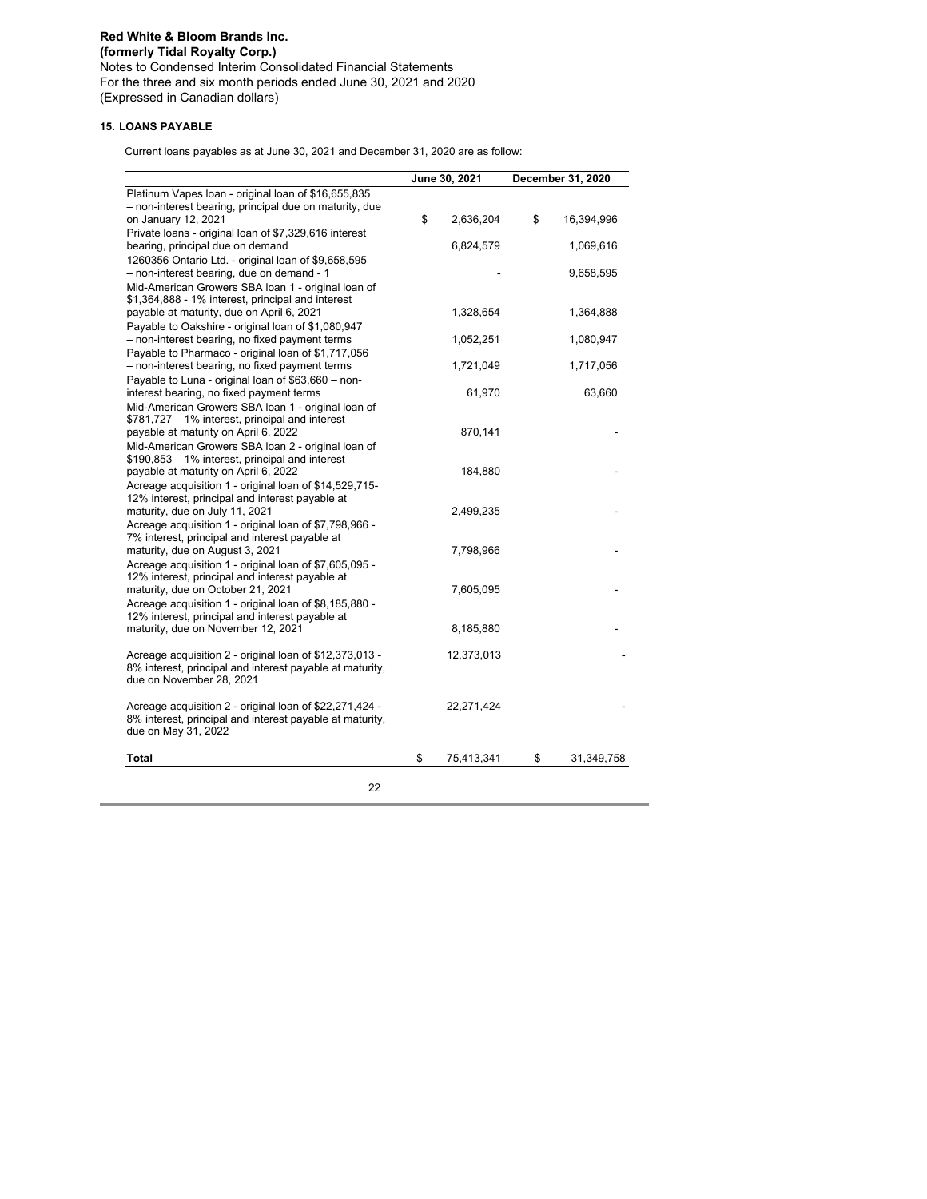**Red White & Bloom Brands Inc.**
**(formerly Tidal Royalty Corp.)**
Notes to Condensed Interim Consolidated Financial Statements
For the three and six month periods ended June 30, 2021 and 2020
(Expressed in Canadian dollars)

#### 15. LOANS PAYABLE

Current loans payables as at June 30, 2021 and December 31, 2020 are as follow:

| | June 30, 2021 | December 31, 2020 |
|---|---|---|
| Platinum Vapes loan - original loan of $16,655,835 – non-interest bearing, principal due on maturity, due on January 12, 2021 | $ 2,636,204 | $ 16,394,996 |
| Private loans - original loan of $7,329,616 interest bearing, principal due on demand | 6,824,579 | 1,069,616 |
| 1260356 Ontario Ltd. - original loan of $9,658,595 – non-interest bearing, due on demand - 1 | - | 9,658,595 |
| Mid-American Growers SBA loan 1 - original loan of $1,364,888 - 1% interest, principal and interest payable at maturity, due on April 6, 2021 | 1,328,654 | 1,364,888 |
| Payable to Oakshire - original loan of $1,080,947 – non-interest bearing, no fixed payment terms | 1,052,251 | 1,080,947 |
| Payable to Pharmaco - original loan of $1,717,056 – non-interest bearing, no fixed payment terms | 1,721,049 | 1,717,056 |
| Payable to Luna - original loan of $63,660 – non-interest bearing, no fixed payment terms | 61,970 | 63,660 |
| Mid-American Growers SBA loan 1 - original loan of $781,727 – 1% interest, principal and interest payable at maturity on April 6, 2022 | 870,141 | - |
| Mid-American Growers SBA loan 2 - original loan of $190,853 – 1% interest, principal and interest payable at maturity on April 6, 2022 | 184,880 | - |
| Acreage acquisition 1 - original loan of $14,529,715- 12% interest, principal and interest payable at maturity, due on July 11, 2021 | 2,499,235 | - |
| Acreage acquisition 1 - original loan of $7,798,966 - 7% interest, principal and interest payable at maturity, due on August 3, 2021 | 7,798,966 | - |
| Acreage acquisition 1 - original loan of $7,605,095 - 12% interest, principal and interest payable at maturity, due on October 21, 2021 | 7,605,095 | - |
| Acreage acquisition 1 - original loan of $8,185,880 - 12% interest, principal and interest payable at maturity, due on November 12, 2021 | 8,185,880 | - |
| Acreage acquisition 2 - original loan of $12,373,013 - 8% interest, principal and interest payable at maturity, due on November 28, 2021 | 12,373,013 | - |
| Acreage acquisition 2 - original loan of $22,271,424 - 8% interest, principal and interest payable at maturity, due on May 31, 2022 | 22,271,424 | - |
| **Total** | $ 75,413,341 | $ 31,349,758 |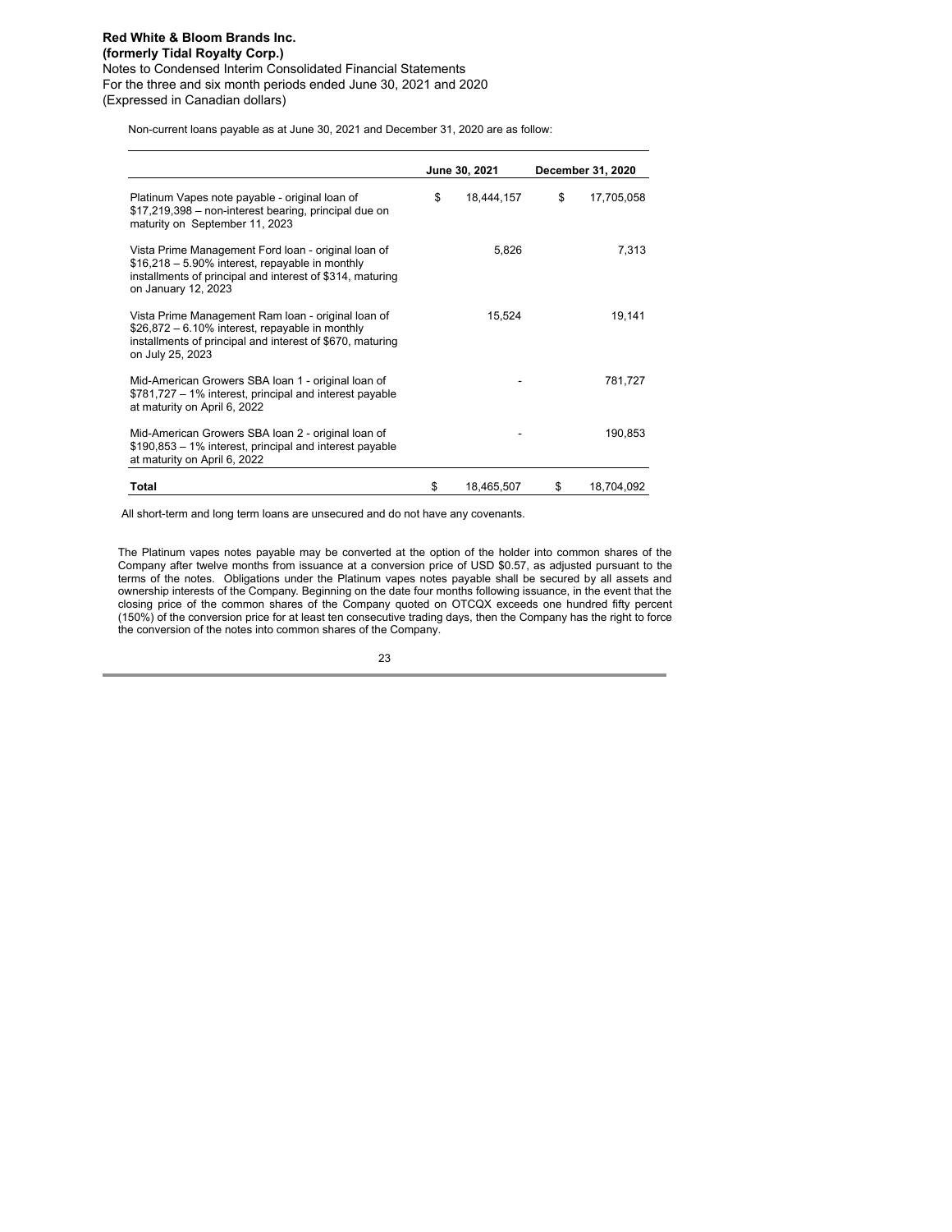Non-current loans payable as at June 30, 2021 and December 31, 2020 are as follow:

| | June 30, 2021 | December 31, 2020 |
|---|---|---|
| Platinum Vapes note payable - original loan of $17,219,398 – non-interest bearing, principal due on maturity on September 11, 2023 | $ 18,444,157 | $ 17,705,058 |
| Vista Prime Management Ford loan - original loan of $16,218 – 5.90% interest, repayable in monthly installments of principal and interest of $314, maturing on January 12, 2023 | 5,826 | 7,313 |
| Vista Prime Management Ram loan - original loan of $26,872 – 6.10% interest, repayable in monthly installments of principal and interest of $670, maturing on July 25, 2023 | 15,524 | 19,141 |
| Mid-American Growers SBA loan 1 - original loan of $781,727 – 1% interest, principal and interest payable at maturity on April 6, 2022 | - | 781,727 |
| Mid-American Growers SBA loan 2 - original loan of $190,853 – 1% interest, principal and interest payable at maturity on April 6, 2022 | - | 190,853 |
| **Total** | $ 18,465,507 | $ 18,704,092 |

All short-term and long term loans are unsecured and do not have any covenants.

The Platinum vapes notes payable may be converted at the option of the holder into common shares of the Company after twelve months from issuance at a conversion price of USD $0.57, as adjusted pursuant to the terms of the notes. Obligations under the Platinum vapes notes payable shall be secured by all assets and ownership interests of the Company. Beginning on the date four months following issuance, in the event that the closing price of the common shares of the Company quoted on OTCQX exceeds one hundred fifty percent (150%) of the conversion price for at least ten consecutive trading days, then the Company has the right to force the conversion of the notes into common shares of the Company.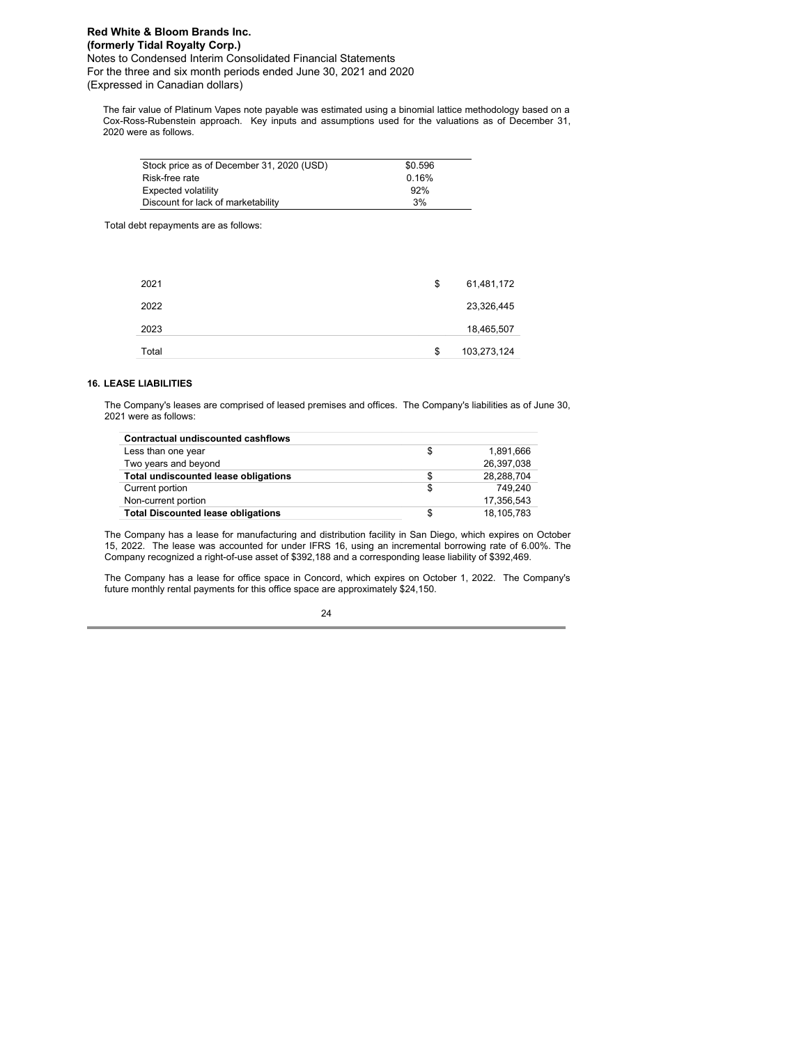The fair value of Platinum Vapes note payable was estimated using a binomial lattice methodology based on a Cox-Ross-Rubenstein approach. Key inputs and assumptions used for the valuations as of December 31, 2020 were as follows.

| | |
|---|---|
| Stock price as of December 31, 2020 (USD) | \$0.596 |
| Risk-free rate | 0.16% |
| Expected volatility | 92% |
| Discount for lack of marketability | 3% |

Total debt repayments are as follows:

| | | |
|---|---|---|
| 2021 | \$ | 61,481,172 |
| 2022 | | 23,326,445 |
| 2023 | | 18,465,507 |
| Total | \$ | 103,273,124 |

## 16. LEASE LIABILITIES

The Company's leases are comprised of leased premises and offices. The Company's liabilities as of June 30, 2021 were as follows:

| **Contractual undiscounted cashflows** | | |
|---|---|---|
| Less than one year | \$ | 1,891,666 |
| Two years and beyond | | 26,397,038 |
| **Total undiscounted lease obligations** | \$ | 28,288,704 |
| Current portion | \$ | 749,240 |
| Non-current portion | | 17,356,543 |
| **Total Discounted lease obligations** | \$ | 18,105,783 |

The Company has a lease for manufacturing and distribution facility in San Diego, which expires on October 15, 2022. The lease was accounted for under IFRS 16, using an incremental borrowing rate of 6.00%. The Company recognized a right-of-use asset of \$392,188 and a corresponding lease liability of \$392,469.

The Company has a lease for office space in Concord, which expires on October 1, 2022. The Company's future monthly rental payments for this office space are approximately \$24,150.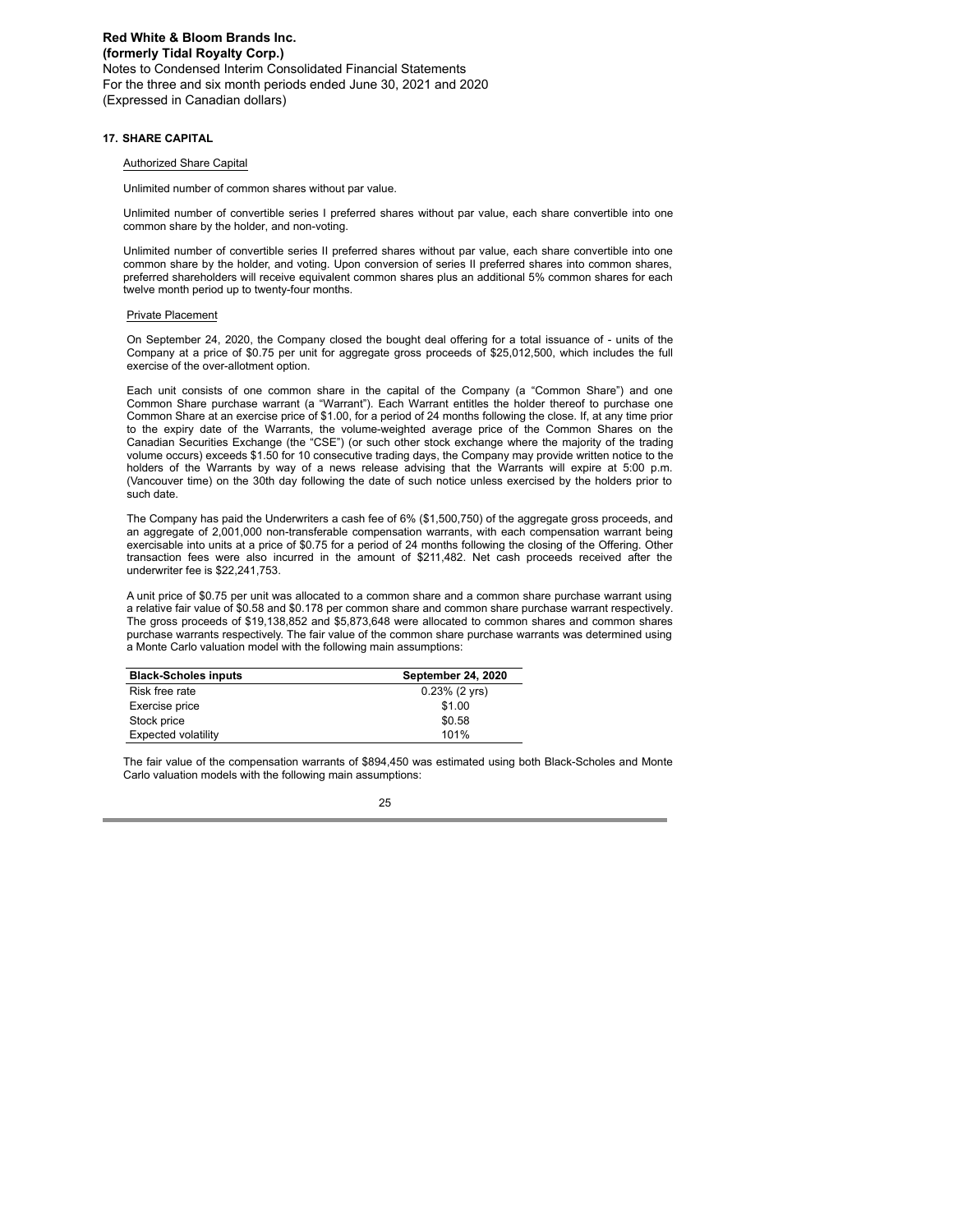## 17. SHARE CAPITAL

Authorized Share Capital

Unlimited number of common shares without par value.

Unlimited number of convertible series I preferred shares without par value, each share convertible into one common share by the holder, and non-voting.

Unlimited number of convertible series II preferred shares without par value, each share convertible into one common share by the holder, and voting. Upon conversion of series II preferred shares into common shares, preferred shareholders will receive equivalent common shares plus an additional 5% common shares for each twelve month period up to twenty-four months.

Private Placement

On September 24, 2020, the Company closed the bought deal offering for a total issuance of - units of the Company at a price of $0.75 per unit for aggregate gross proceeds of $25,012,500, which includes the full exercise of the over-allotment option.

Each unit consists of one common share in the capital of the Company (a "Common Share") and one Common Share purchase warrant (a "Warrant"). Each Warrant entitles the holder thereof to purchase one Common Share at an exercise price of $1.00, for a period of 24 months following the close. If, at any time prior to the expiry date of the Warrants, the volume-weighted average price of the Common Shares on the Canadian Securities Exchange (the "CSE") (or such other stock exchange where the majority of the trading volume occurs) exceeds $1.50 for 10 consecutive trading days, the Company may provide written notice to the holders of the Warrants by way of a news release advising that the Warrants will expire at 5:00 p.m. (Vancouver time) on the 30th day following the date of such notice unless exercised by the holders prior to such date.

The Company has paid the Underwriters a cash fee of 6% ($1,500,750) of the aggregate gross proceeds, and an aggregate of 2,001,000 non-transferable compensation warrants, with each compensation warrant being exercisable into units at a price of $0.75 for a period of 24 months following the closing of the Offering. Other transaction fees were also incurred in the amount of $211,482. Net cash proceeds received after the underwriter fee is $22,241,753.

A unit price of $0.75 per unit was allocated to a common share and a common share purchase warrant using a relative fair value of $0.58 and $0.178 per common share and common share purchase warrant respectively. The gross proceeds of $19,138,852 and $5,873,648 were allocated to common shares and common shares purchase warrants respectively. The fair value of the common share purchase warrants was determined using a Monte Carlo valuation model with the following main assumptions:

| Black-Scholes inputs | September 24, 2020 |
|---|---|
| Risk free rate | 0.23% (2 yrs) |
| Exercise price | $1.00 |
| Stock price | $0.58 |
| Expected volatility | 101% |

The fair value of the compensation warrants of $894,450 was estimated using both Black-Scholes and Monte Carlo valuation models with the following main assumptions: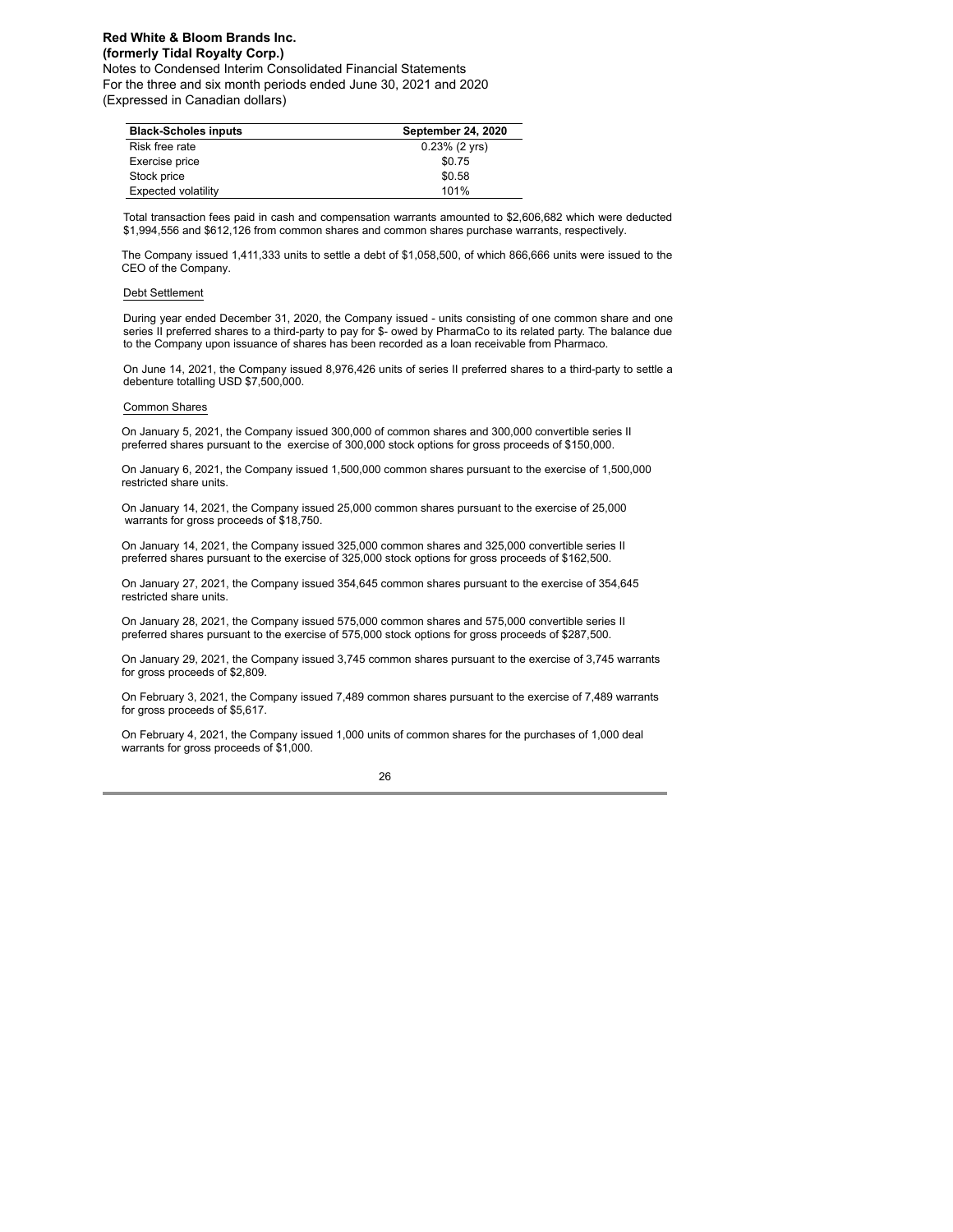| Black-Scholes inputs | September 24, 2020 |
|---|---|
| Risk free rate | 0.23% (2 yrs) |
| Exercise price | $0.75 |
| Stock price | $0.58 |
| Expected volatility | 101% |

Total transaction fees paid in cash and compensation warrants amounted to $2,606,682 which were deducted $1,994,556 and $612,126 from common shares and common shares purchase warrants, respectively.

The Company issued 1,411,333 units to settle a debt of $1,058,500, of which 866,666 units were issued to the CEO of the Company.

Debt Settlement

During year ended December 31, 2020, the Company issued - units consisting of one common share and one series II preferred shares to a third-party to pay for $- owed by PharmaCo to its related party. The balance due to the Company upon issuance of shares has been recorded as a loan receivable from Pharmaco.

On June 14, 2021, the Company issued 8,976,426 units of series II preferred shares to a third-party to settle a debenture totalling USD $7,500,000.

Common Shares

On January 5, 2021, the Company issued 300,000 of common shares and 300,000 convertible series II preferred shares pursuant to the exercise of 300,000 stock options for gross proceeds of $150,000.

On January 6, 2021, the Company issued 1,500,000 common shares pursuant to the exercise of 1,500,000 restricted share units.

On January 14, 2021, the Company issued 25,000 common shares pursuant to the exercise of 25,000 warrants for gross proceeds of $18,750.

On January 14, 2021, the Company issued 325,000 common shares and 325,000 convertible series II preferred shares pursuant to the exercise of 325,000 stock options for gross proceeds of $162,500.

On January 27, 2021, the Company issued 354,645 common shares pursuant to the exercise of 354,645 restricted share units.

On January 28, 2021, the Company issued 575,000 common shares and 575,000 convertible series II preferred shares pursuant to the exercise of 575,000 stock options for gross proceeds of $287,500.

On January 29, 2021, the Company issued 3,745 common shares pursuant to the exercise of 3,745 warrants for gross proceeds of $2,809.

On February 3, 2021, the Company issued 7,489 common shares pursuant to the exercise of 7,489 warrants for gross proceeds of $5,617.

On February 4, 2021, the Company issued 1,000 units of common shares for the purchases of 1,000 deal warrants for gross proceeds of $1,000.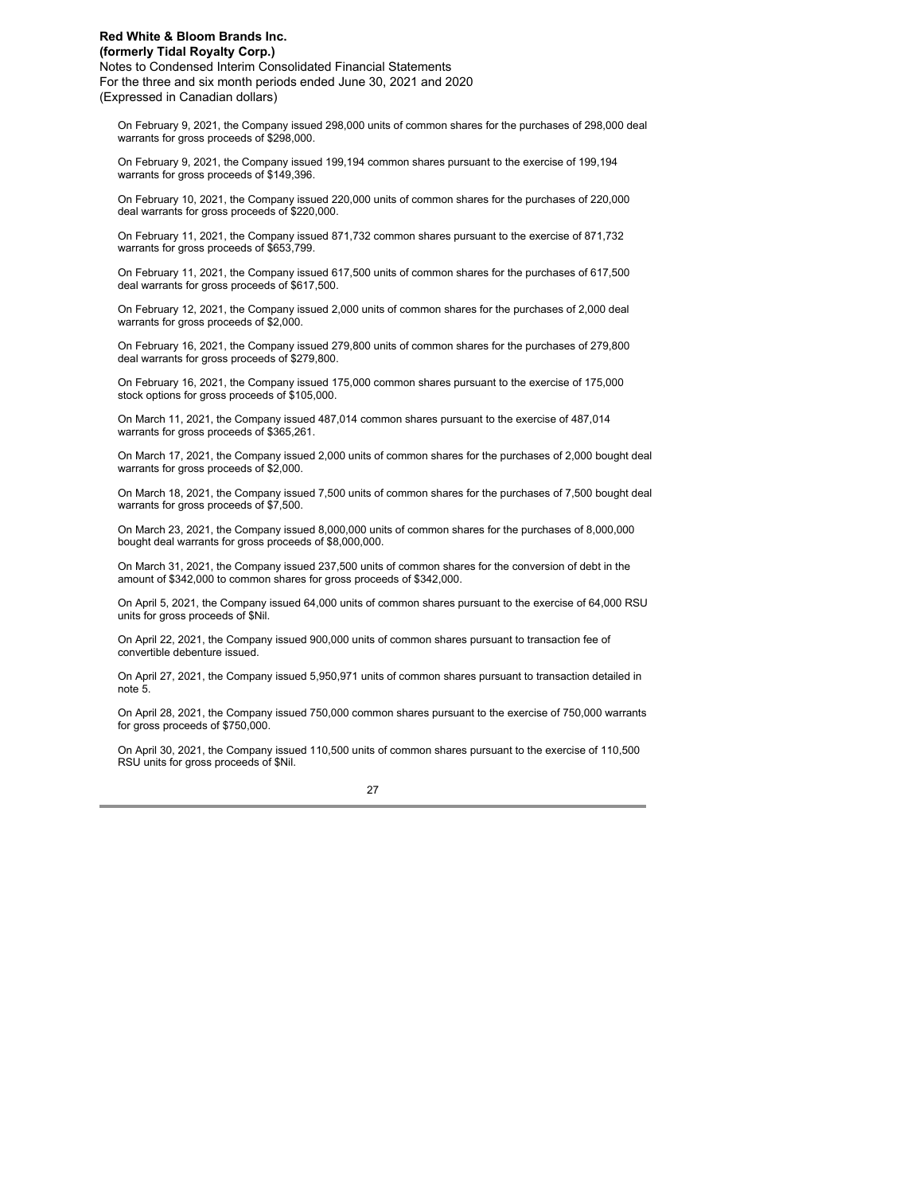On February 9, 2021, the Company issued 298,000 units of common shares for the purchases of 298,000 deal warrants for gross proceeds of $298,000.

On February 9, 2021, the Company issued 199,194 common shares pursuant to the exercise of 199,194 warrants for gross proceeds of $149,396.

On February 10, 2021, the Company issued 220,000 units of common shares for the purchases of 220,000 deal warrants for gross proceeds of $220,000.

On February 11, 2021, the Company issued 871,732 common shares pursuant to the exercise of 871,732 warrants for gross proceeds of $653,799.

On February 11, 2021, the Company issued 617,500 units of common shares for the purchases of 617,500 deal warrants for gross proceeds of $617,500.

On February 12, 2021, the Company issued 2,000 units of common shares for the purchases of 2,000 deal warrants for gross proceeds of $2,000.

On February 16, 2021, the Company issued 279,800 units of common shares for the purchases of 279,800 deal warrants for gross proceeds of $279,800.

On February 16, 2021, the Company issued 175,000 common shares pursuant to the exercise of 175,000 stock options for gross proceeds of $105,000.

On March 11, 2021, the Company issued 487,014 common shares pursuant to the exercise of 487,014 warrants for gross proceeds of $365,261.

On March 17, 2021, the Company issued 2,000 units of common shares for the purchases of 2,000 bought deal warrants for gross proceeds of $2,000.

On March 18, 2021, the Company issued 7,500 units of common shares for the purchases of 7,500 bought deal warrants for gross proceeds of $7,500.

On March 23, 2021, the Company issued 8,000,000 units of common shares for the purchases of 8,000,000 bought deal warrants for gross proceeds of $8,000,000.

On March 31, 2021, the Company issued 237,500 units of common shares for the conversion of debt in the amount of $342,000 to common shares for gross proceeds of $342,000.

On April 5, 2021, the Company issued 64,000 units of common shares pursuant to the exercise of 64,000 RSU units for gross proceeds of $Nil.

On April 22, 2021, the Company issued 900,000 units of common shares pursuant to transaction fee of convertible debenture issued.

On April 27, 2021, the Company issued 5,950,971 units of common shares pursuant to transaction detailed in note 5.

On April 28, 2021, the Company issued 750,000 common shares pursuant to the exercise of 750,000 warrants for gross proceeds of $750,000.

On April 30, 2021, the Company issued 110,500 units of common shares pursuant to the exercise of 110,500 RSU units for gross proceeds of $Nil.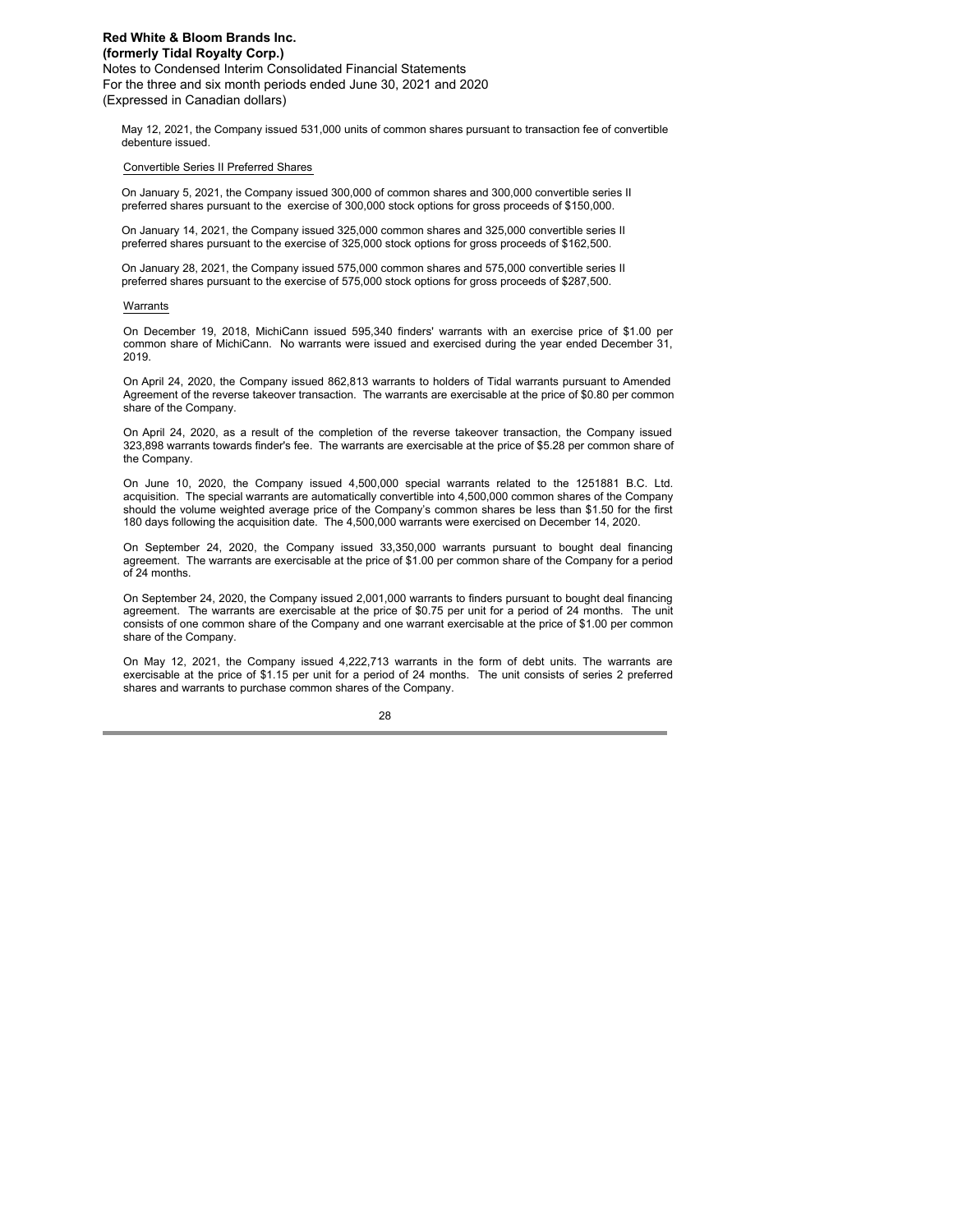May 12, 2021, the Company issued 531,000 units of common shares pursuant to transaction fee of convertible debenture issued.

Convertible Series II Preferred Shares

On January 5, 2021, the Company issued 300,000 of common shares and 300,000 convertible series II preferred shares pursuant to the exercise of 300,000 stock options for gross proceeds of $150,000.

On January 14, 2021, the Company issued 325,000 common shares and 325,000 convertible series II preferred shares pursuant to the exercise of 325,000 stock options for gross proceeds of $162,500.

On January 28, 2021, the Company issued 575,000 common shares and 575,000 convertible series II preferred shares pursuant to the exercise of 575,000 stock options for gross proceeds of $287,500.

Warrants

On December 19, 2018, MichiCann issued 595,340 finders' warrants with an exercise price of $1.00 per common share of MichiCann. No warrants were issued and exercised during the year ended December 31, 2019.

On April 24, 2020, the Company issued 862,813 warrants to holders of Tidal warrants pursuant to Amended Agreement of the reverse takeover transaction. The warrants are exercisable at the price of $0.80 per common share of the Company.

On April 24, 2020, as a result of the completion of the reverse takeover transaction, the Company issued 323,898 warrants towards finder's fee. The warrants are exercisable at the price of $5.28 per common share of the Company.

On June 10, 2020, the Company issued 4,500,000 special warrants related to the 1251881 B.C. Ltd. acquisition. The special warrants are automatically convertible into 4,500,000 common shares of the Company should the volume weighted average price of the Company's common shares be less than $1.50 for the first 180 days following the acquisition date. The 4,500,000 warrants were exercised on December 14, 2020.

On September 24, 2020, the Company issued 33,350,000 warrants pursuant to bought deal financing agreement. The warrants are exercisable at the price of $1.00 per common share of the Company for a period of 24 months.

On September 24, 2020, the Company issued 2,001,000 warrants to finders pursuant to bought deal financing agreement. The warrants are exercisable at the price of $0.75 per unit for a period of 24 months. The unit consists of one common share of the Company and one warrant exercisable at the price of $1.00 per common share of the Company.

On May 12, 2021, the Company issued 4,222,713 warrants in the form of debt units. The warrants are exercisable at the price of $1.15 per unit for a period of 24 months. The unit consists of series 2 preferred shares and warrants to purchase common shares of the Company.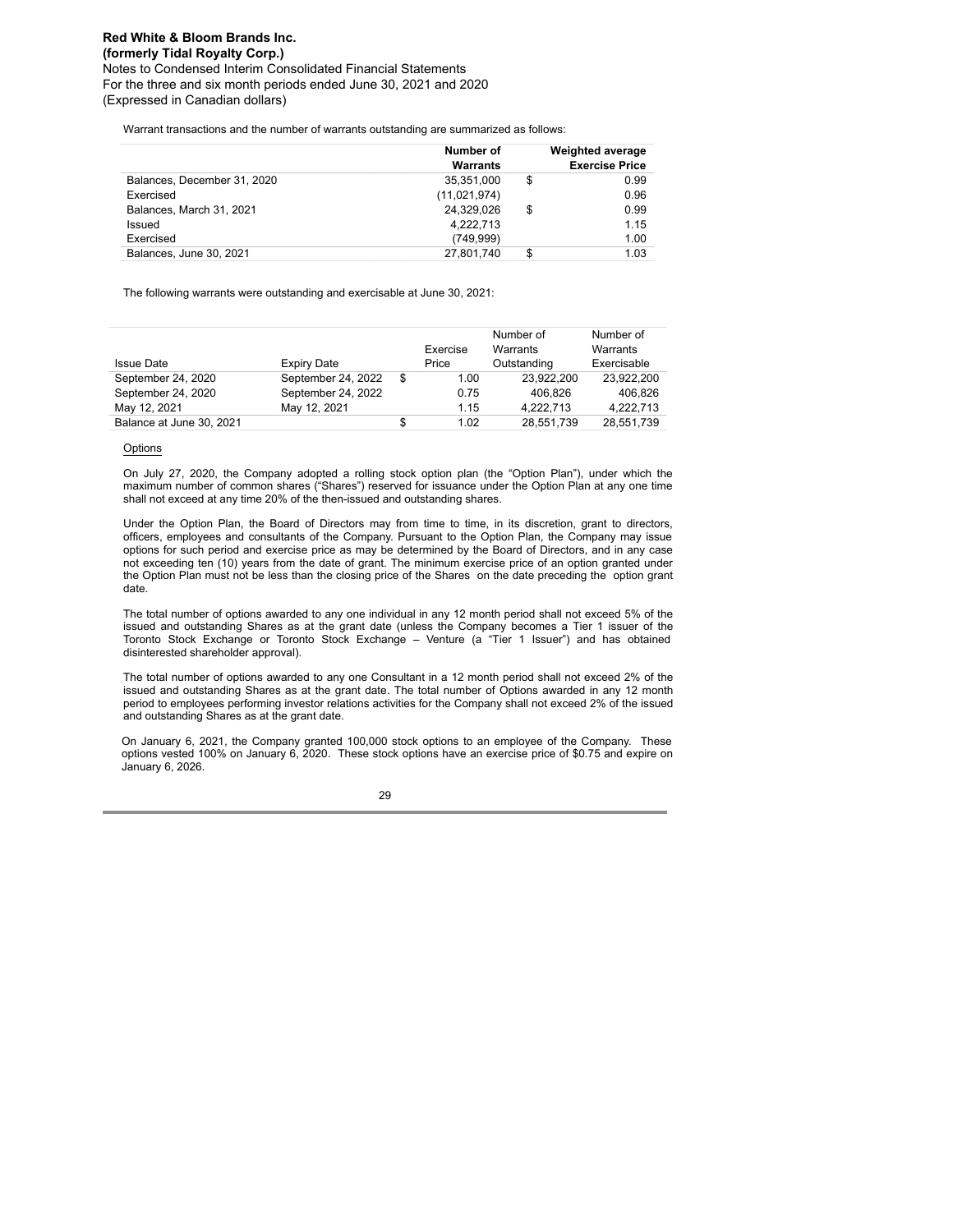Warrant transactions and the number of warrants outstanding are summarized as follows:

| | Number of Warrants | Weighted average Exercise Price |
|---|---|---|
| Balances, December 31, 2020 | 35,351,000 | $ 0.99 |
| Exercised | (11,021,974) | 0.96 |
| Balances, March 31, 2021 | 24,329,026 | $ 0.99 |
| Issued | 4,222,713 | 1.15 |
| Exercised | (749,999) | 1.00 |
| Balances, June 30, 2021 | 27,801,740 | $ 1.03 |

The following warrants were outstanding and exercisable at June 30, 2021:

| Issue Date | Expiry Date | Exercise Price | Number of Warrants Outstanding | Number of Warrants Exercisable |
|---|---|---|---|---|
| September 24, 2020 | September 24, 2022 | $ 1.00 | 23,922,200 | 23,922,200 |
| September 24, 2020 | September 24, 2022 | 0.75 | 406,826 | 406,826 |
| May 12, 2021 | May 12, 2021 | 1.15 | 4,222,713 | 4,222,713 |
| Balance at June 30, 2021 | | $ 1.02 | 28,551,739 | 28,551,739 |

Options

On July 27, 2020, the Company adopted a rolling stock option plan (the "Option Plan"), under which the maximum number of common shares ("Shares") reserved for issuance under the Option Plan at any one time shall not exceed at any time 20% of the then-issued and outstanding shares.

Under the Option Plan, the Board of Directors may from time to time, in its discretion, grant to directors, officers, employees and consultants of the Company. Pursuant to the Option Plan, the Company may issue options for such period and exercise price as may be determined by the Board of Directors, and in any case not exceeding ten (10) years from the date of grant. The minimum exercise price of an option granted under the Option Plan must not be less than the closing price of the Shares on the date preceding the option grant date.

The total number of options awarded to any one individual in any 12 month period shall not exceed 5% of the issued and outstanding Shares as at the grant date (unless the Company becomes a Tier 1 issuer of the Toronto Stock Exchange or Toronto Stock Exchange – Venture (a "Tier 1 Issuer") and has obtained disinterested shareholder approval).

The total number of options awarded to any one Consultant in a 12 month period shall not exceed 2% of the issued and outstanding Shares as at the grant date. The total number of Options awarded in any 12 month period to employees performing investor relations activities for the Company shall not exceed 2% of the issued and outstanding Shares as at the grant date.

On January 6, 2021, the Company granted 100,000 stock options to an employee of the Company. These options vested 100% on January 6, 2020. These stock options have an exercise price of $0.75 and expire on January 6, 2026.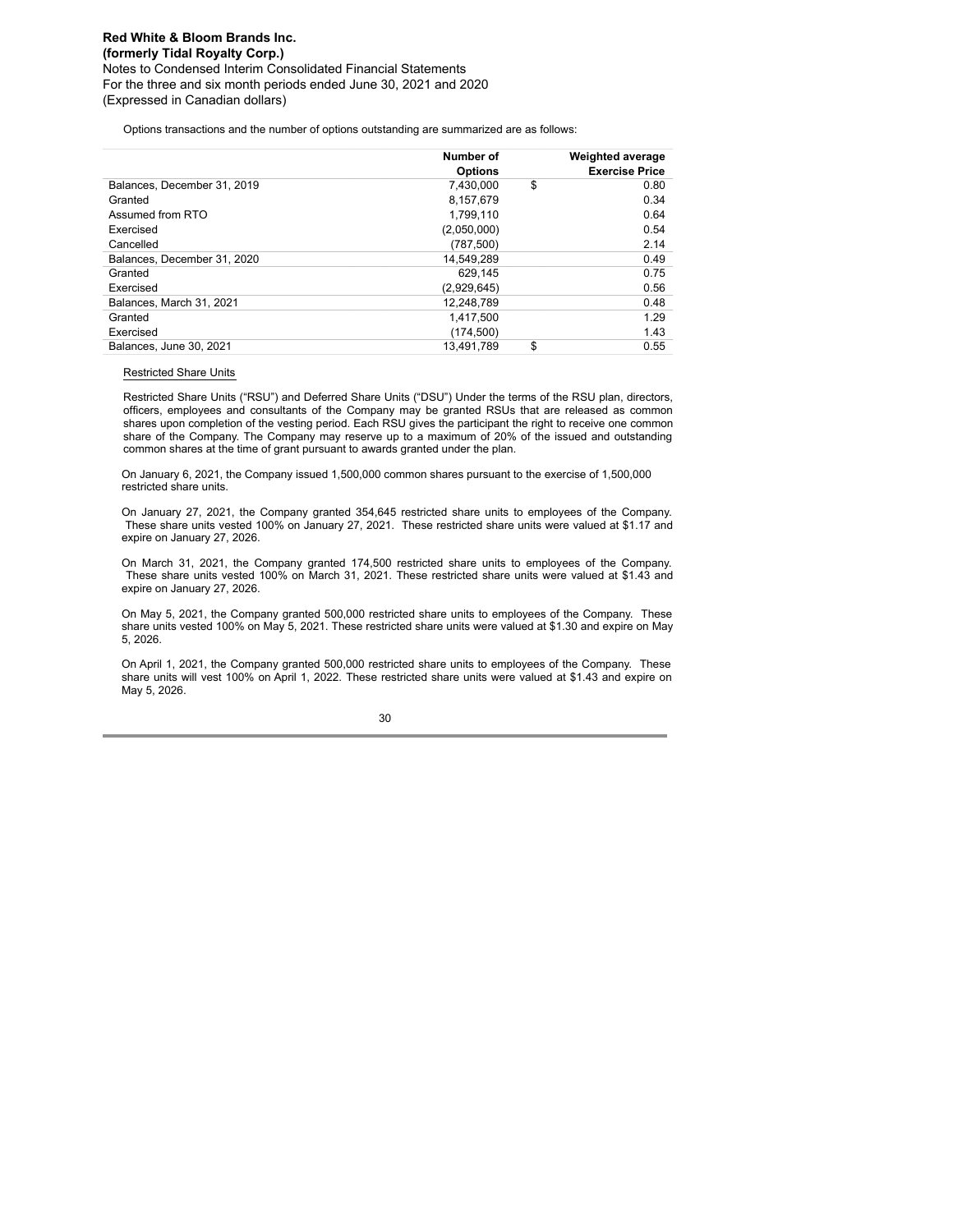Options transactions and the number of options outstanding are summarized are as follows:

| | Number of Options | | Weighted average Exercise Price |
|---|---|---|---|
| Balances, December 31, 2019 | 7,430,000 | $ | 0.80 |
| Granted | 8,157,679 | | 0.34 |
| Assumed from RTO | 1,799,110 | | 0.64 |
| Exercised | (2,050,000) | | 0.54 |
| Cancelled | (787,500) | | 2.14 |
| Balances, December 31, 2020 | 14,549,289 | | 0.49 |
| Granted | 629,145 | | 0.75 |
| Exercised | (2,929,645) | | 0.56 |
| Balances, March 31, 2021 | 12,248,789 | | 0.48 |
| Granted | 1,417,500 | | 1.29 |
| Exercised | (174,500) | | 1.43 |
| Balances, June 30, 2021 | 13,491,789 | $ | 0.55 |

Restricted Share Units

Restricted Share Units ("RSU") and Deferred Share Units ("DSU") Under the terms of the RSU plan, directors, officers, employees and consultants of the Company may be granted RSUs that are released as common shares upon completion of the vesting period. Each RSU gives the participant the right to receive one common share of the Company. The Company may reserve up to a maximum of 20% of the issued and outstanding common shares at the time of grant pursuant to awards granted under the plan.

On January 6, 2021, the Company issued 1,500,000 common shares pursuant to the exercise of 1,500,000 restricted share units.

On January 27, 2021, the Company granted 354,645 restricted share units to employees of the Company. These share units vested 100% on January 27, 2021. These restricted share units were valued at $1.17 and expire on January 27, 2026.

On March 31, 2021, the Company granted 174,500 restricted share units to employees of the Company. These share units vested 100% on March 31, 2021. These restricted share units were valued at $1.43 and expire on January 27, 2026.

On May 5, 2021, the Company granted 500,000 restricted share units to employees of the Company. These share units vested 100% on May 5, 2021. These restricted share units were valued at $1.30 and expire on May 5, 2026.

On April 1, 2021, the Company granted 500,000 restricted share units to employees of the Company. These share units will vest 100% on April 1, 2022. These restricted share units were valued at $1.43 and expire on May 5, 2026.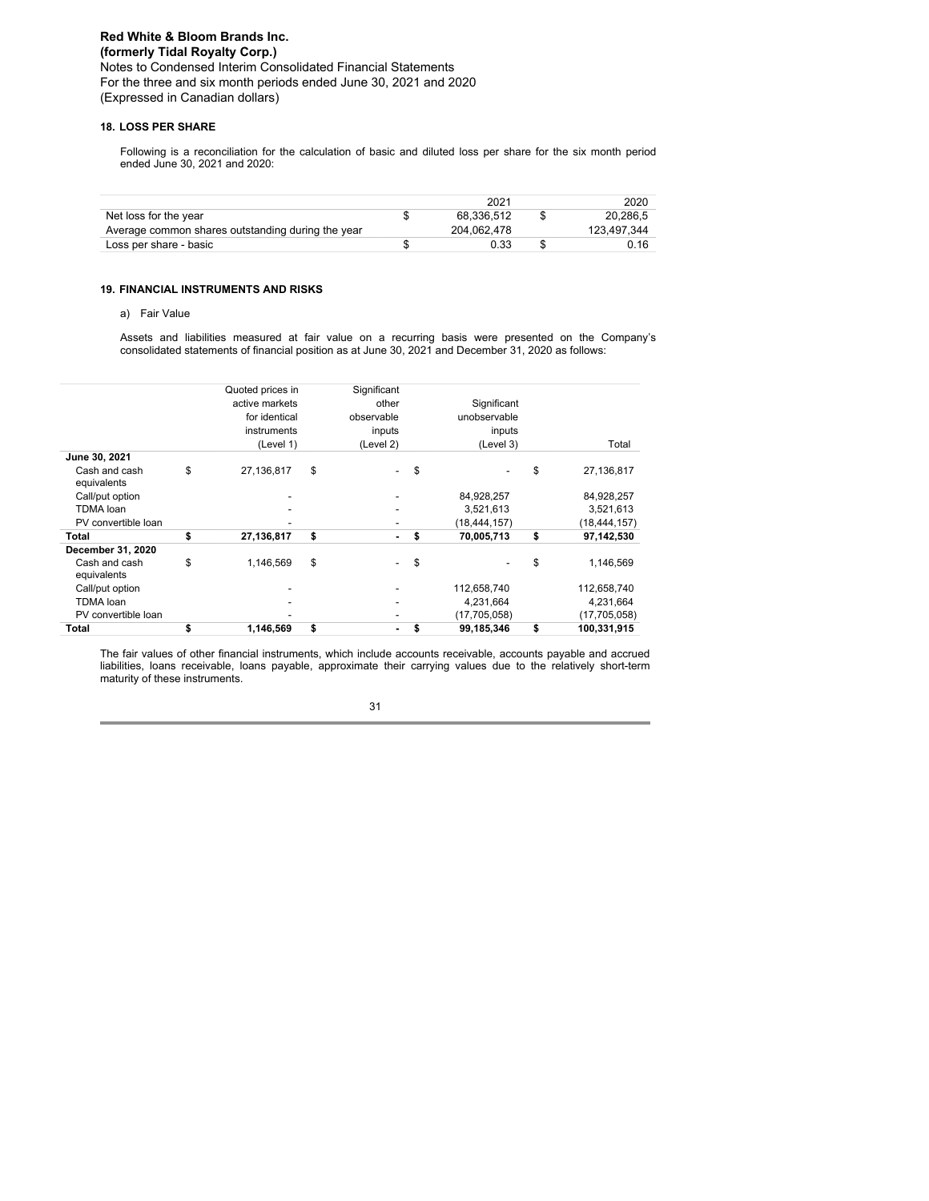Red White & Bloom Brands Inc.
(formerly Tidal Royalty Corp.)
Notes to Condensed Interim Consolidated Financial Statements
For the three and six month periods ended June 30, 2021 and 2020
(Expressed in Canadian dollars)

### 18. LOSS PER SHARE

Following is a reconciliation for the calculation of basic and diluted loss per share for the six month period ended June 30, 2021 and 2020:

| | | 2021 | | 2020 |
|---|---|---|---|---|
| Net loss for the year | $ | 68,336,512 | $ | 20,286,5 |
| Average common shares outstanding during the year | | 204,062,478 | | 123,497,344 |
| Loss per share - basic | $ | 0.33 | $ | 0.16 |

### 19. FINANCIAL INSTRUMENTS AND RISKS

a) Fair Value

Assets and liabilities measured at fair value on a recurring basis were presented on the Company's consolidated statements of financial position as at June 30, 2021 and December 31, 2020 as follows:

| | | Quoted prices in active markets for identical instruments (Level 1) | | Significant other observable inputs (Level 2) | | Significant unobservable inputs (Level 3) | | Total |
|---|---|---|---|---|---|---|---|---|
| **June 30, 2021** | | | | | | | | |
| Cash and cash equivalents | $ | 27,136,817 | $ | - | $ | - | $ | 27,136,817 |
| Call/put option | | - | | - | | 84,928,257 | | 84,928,257 |
| TDMA loan | | - | | - | | 3,521,613 | | 3,521,613 |
| PV convertible loan | | - | | - | | (18,444,157) | | (18,444,157) |
| **Total** | **$** | **27,136,817** | **$** | **-** | **$** | **70,005,713** | **$** | **97,142,530** |
| **December 31, 2020** | | | | | | | | |
| Cash and cash equivalents | $ | 1,146,569 | $ | - | $ | - | $ | 1,146,569 |
| Call/put option | | - | | - | | 112,658,740 | | 112,658,740 |
| TDMA loan | | - | | - | | 4,231,664 | | 4,231,664 |
| PV convertible loan | | - | | - | | (17,705,058) | | (17,705,058) |
| **Total** | **$** | **1,146,569** | **$** | **-** | **$** | **99,185,346** | **$** | **100,331,915** |

The fair values of other financial instruments, which include accounts receivable, accounts payable and accrued liabilities, loans receivable, loans payable, approximate their carrying values due to the relatively short-term maturity of these instruments.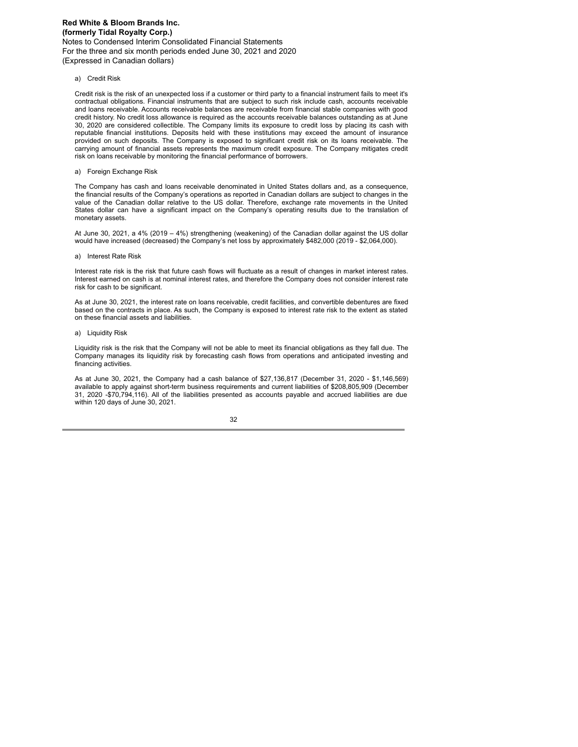a) Credit Risk

Credit risk is the risk of an unexpected loss if a customer or third party to a financial instrument fails to meet it's contractual obligations. Financial instruments that are subject to such risk include cash, accounts receivable and loans receivable. Accounts receivable balances are receivable from financial stable companies with good credit history. No credit loss allowance is required as the accounts receivable balances outstanding as at June 30, 2020 are considered collectible. The Company limits its exposure to credit loss by placing its cash with reputable financial institutions. Deposits held with these institutions may exceed the amount of insurance provided on such deposits. The Company is exposed to significant credit risk on its loans receivable. The carrying amount of financial assets represents the maximum credit exposure. The Company mitigates credit risk on loans receivable by monitoring the financial performance of borrowers.

a) Foreign Exchange Risk

The Company has cash and loans receivable denominated in United States dollars and, as a consequence, the financial results of the Company's operations as reported in Canadian dollars are subject to changes in the value of the Canadian dollar relative to the US dollar. Therefore, exchange rate movements in the United States dollar can have a significant impact on the Company's operating results due to the translation of monetary assets.

At June 30, 2021, a 4% (2019 – 4%) strengthening (weakening) of the Canadian dollar against the US dollar would have increased (decreased) the Company's net loss by approximately $482,000 (2019 - $2,064,000).

a) Interest Rate Risk

Interest rate risk is the risk that future cash flows will fluctuate as a result of changes in market interest rates. Interest earned on cash is at nominal interest rates, and therefore the Company does not consider interest rate risk for cash to be significant.

As at June 30, 2021, the interest rate on loans receivable, credit facilities, and convertible debentures are fixed based on the contracts in place. As such, the Company is exposed to interest rate risk to the extent as stated on these financial assets and liabilities.

a) Liquidity Risk

Liquidity risk is the risk that the Company will not be able to meet its financial obligations as they fall due. The Company manages its liquidity risk by forecasting cash flows from operations and anticipated investing and financing activities.

As at June 30, 2021, the Company had a cash balance of $27,136,817 (December 31, 2020 - $1,146,569) available to apply against short-term business requirements and current liabilities of $208,805,909 (December 31, 2020 -$70,794,116). All of the liabilities presented as accounts payable and accrued liabilities are due within 120 days of June 30, 2021.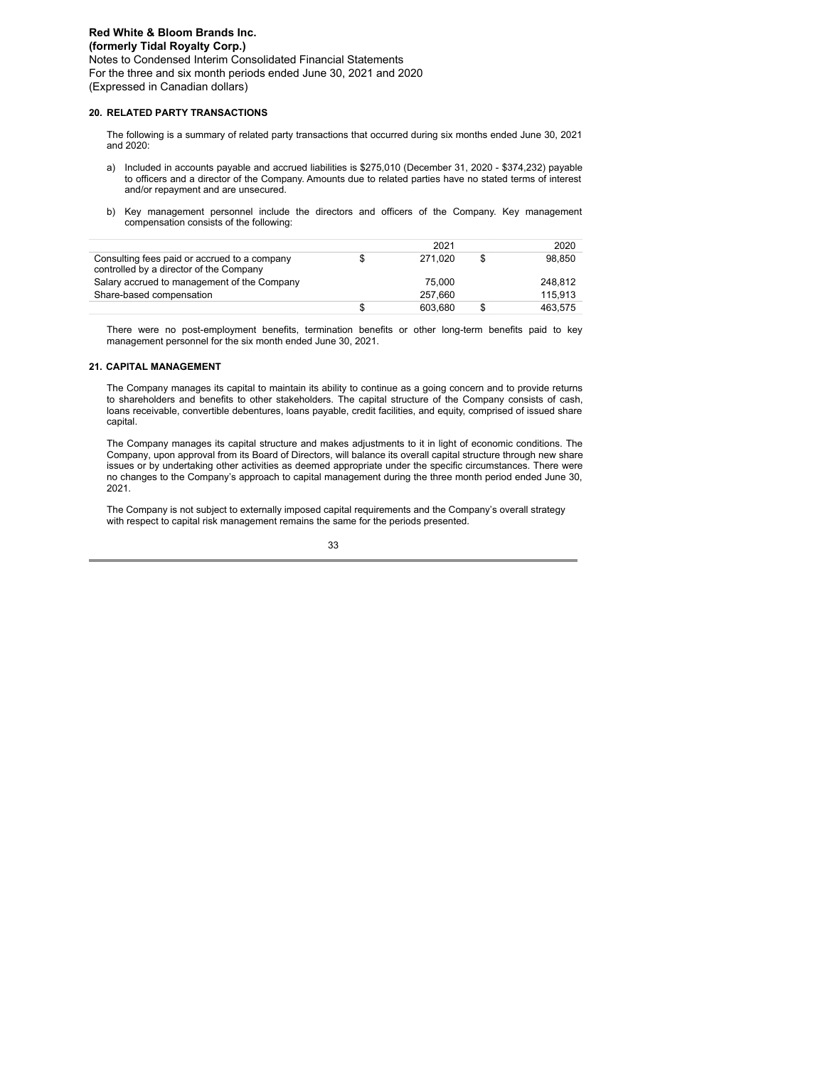**Red White & Bloom Brands Inc.**
**(formerly Tidal Royalty Corp.)**
Notes to Condensed Interim Consolidated Financial Statements
For the three and six month periods ended June 30, 2021 and 2020
(Expressed in Canadian dollars)

## 20. RELATED PARTY TRANSACTIONS

The following is a summary of related party transactions that occurred during six months ended June 30, 2021 and 2020:

a) Included in accounts payable and accrued liabilities is $275,010 (December 31, 2020 - $374,232) payable to officers and a director of the Company. Amounts due to related parties have no stated terms of interest and/or repayment and are unsecured.

b) Key management personnel include the directors and officers of the Company. Key management compensation consists of the following:

| | | 2021 | | 2020 |
|---|---|---|---|---|
| Consulting fees paid or accrued to a company controlled by a director of the Company | $ | 271,020 | $ | 98,850 |
| Salary accrued to management of the Company | | 75,000 | | 248,812 |
| Share-based compensation | | 257,660 | | 115,913 |
| | $ | 603,680 | $ | 463,575 |

There were no post-employment benefits, termination benefits or other long-term benefits paid to key management personnel for the six month ended June 30, 2021.

## 21. CAPITAL MANAGEMENT

The Company manages its capital to maintain its ability to continue as a going concern and to provide returns to shareholders and benefits to other stakeholders. The capital structure of the Company consists of cash, loans receivable, convertible debentures, loans payable, credit facilities, and equity, comprised of issued share capital.

The Company manages its capital structure and makes adjustments to it in light of economic conditions. The Company, upon approval from its Board of Directors, will balance its overall capital structure through new share issues or by undertaking other activities as deemed appropriate under the specific circumstances. There were no changes to the Company's approach to capital management during the three month period ended June 30, 2021.

The Company is not subject to externally imposed capital requirements and the Company's overall strategy with respect to capital risk management remains the same for the periods presented.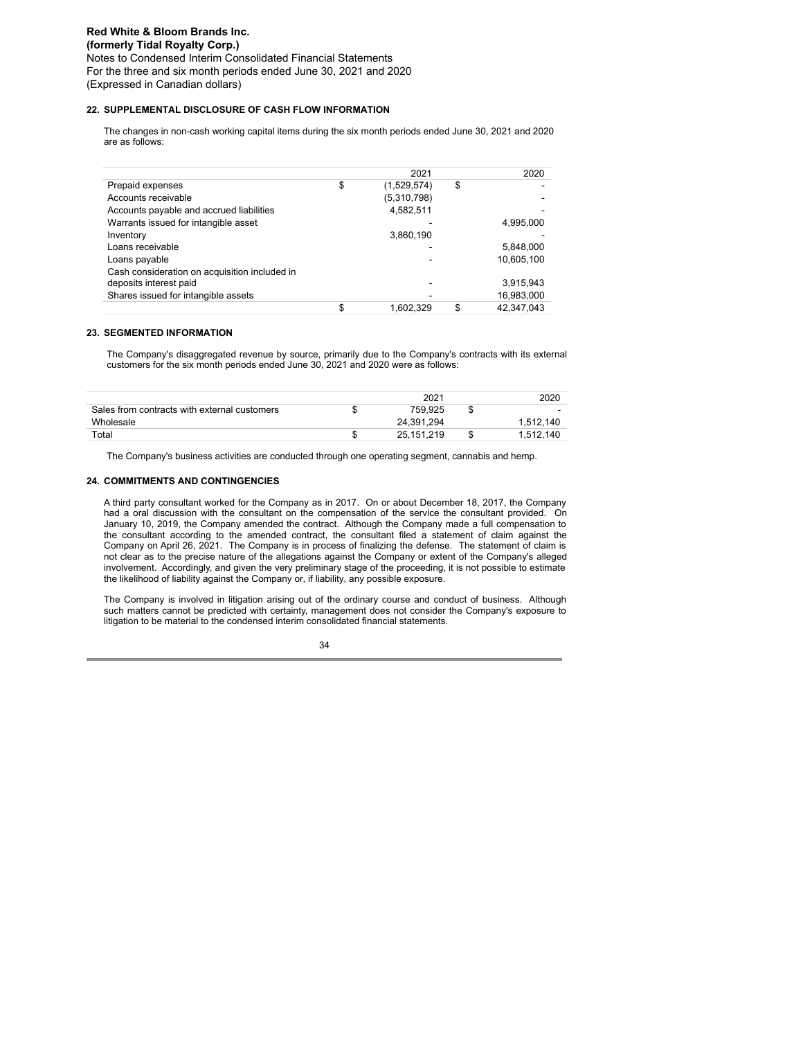**Red White & Bloom Brands Inc.**
**(formerly Tidal Royalty Corp.)**
Notes to Condensed Interim Consolidated Financial Statements
For the three and six month periods ended June 30, 2021 and 2020
(Expressed in Canadian dollars)

## 22. SUPPLEMENTAL DISCLOSURE OF CASH FLOW INFORMATION

The changes in non-cash working capital items during the six month periods ended June 30, 2021 and 2020 are as follows:

| | 2021 | 2020 |
|---|---|---|
| Prepaid expenses | $ (1,529,574) | $ - |
| Accounts receivable | (5,310,798) | - |
| Accounts payable and accrued liabilities | 4,582,511 | - |
| Warrants issued for intangible asset | - | 4,995,000 |
| Inventory | 3,860,190 | - |
| Loans receivable | - | 5,848,000 |
| Loans payable | - | 10,605,100 |
| Cash consideration on acquisition included in deposits interest paid | - | 3,915,943 |
| Shares issued for intangible assets | - | 16,983,000 |
| | $ 1,602,329 | $ 42,347,043 |

## 23. SEGMENTED INFORMATION

The Company's disaggregated revenue by source, primarily due to the Company's contracts with its external customers for the six month periods ended June 30, 2021 and 2020 were as follows:

| | 2021 | 2020 |
|---|---|---|
| Sales from contracts with external customers | $ 759,925 | $ - |
| Wholesale | 24,391,294 | 1,512,140 |
| Total | $ 25,151,219 | $ 1,512,140 |

The Company's business activities are conducted through one operating segment, cannabis and hemp.

## 24. COMMITMENTS AND CONTINGENCIES

A third party consultant worked for the Company as in 2017. On or about December 18, 2017, the Company had a oral discussion with the consultant on the compensation of the service the consultant provided. On January 10, 2019, the Company amended the contract. Although the Company made a full compensation to the consultant according to the amended contract, the consultant filed a statement of claim against the Company on April 26, 2021. The Company is in process of finalizing the defense. The statement of claim is not clear as to the precise nature of the allegations against the Company or extent of the Company's alleged involvement. Accordingly, and given the very preliminary stage of the proceeding, it is not possible to estimate the likelihood of liability against the Company or, if liability, any possible exposure.

The Company is involved in litigation arising out of the ordinary course and conduct of business. Although such matters cannot be predicted with certainty, management does not consider the Company's exposure to litigation to be material to the condensed interim consolidated financial statements.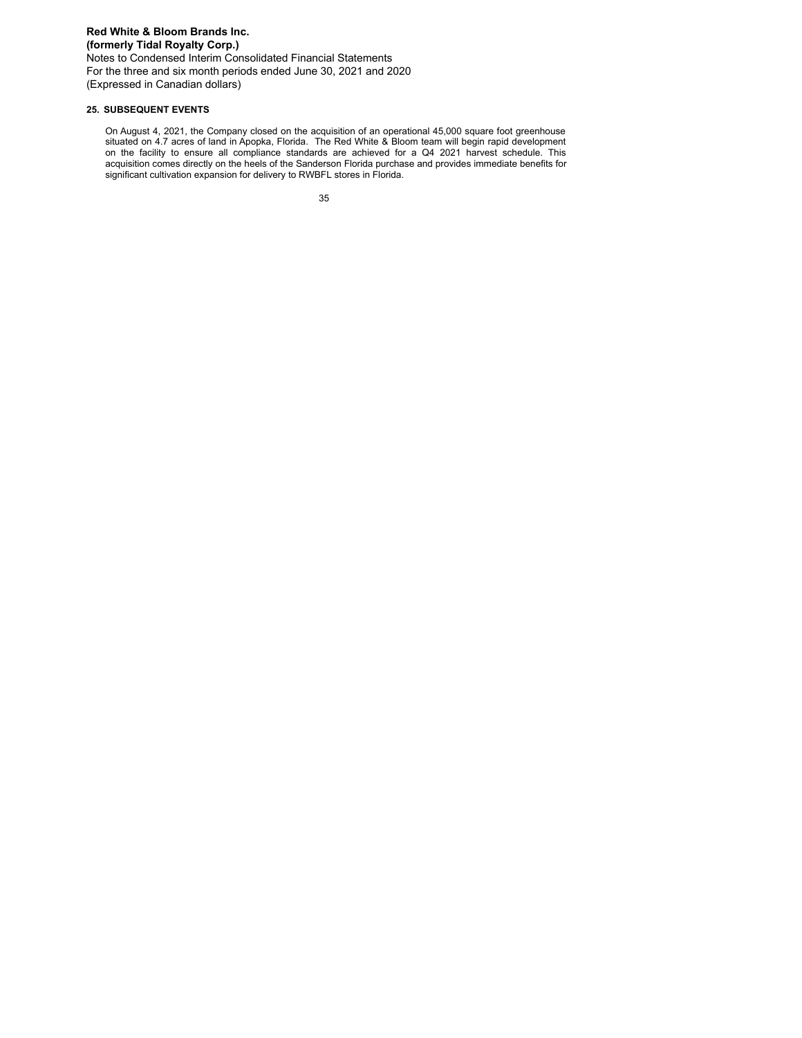## 25. SUBSEQUENT EVENTS

On August 4, 2021, the Company closed on the acquisition of an operational 45,000 square foot greenhouse situated on 4.7 acres of land in Apopka, Florida. The Red White & Bloom team will begin rapid development on the facility to ensure all compliance standards are achieved for a Q4 2021 harvest schedule. This acquisition comes directly on the heels of the Sanderson Florida purchase and provides immediate benefits for significant cultivation expansion for delivery to RWBFL stores in Florida.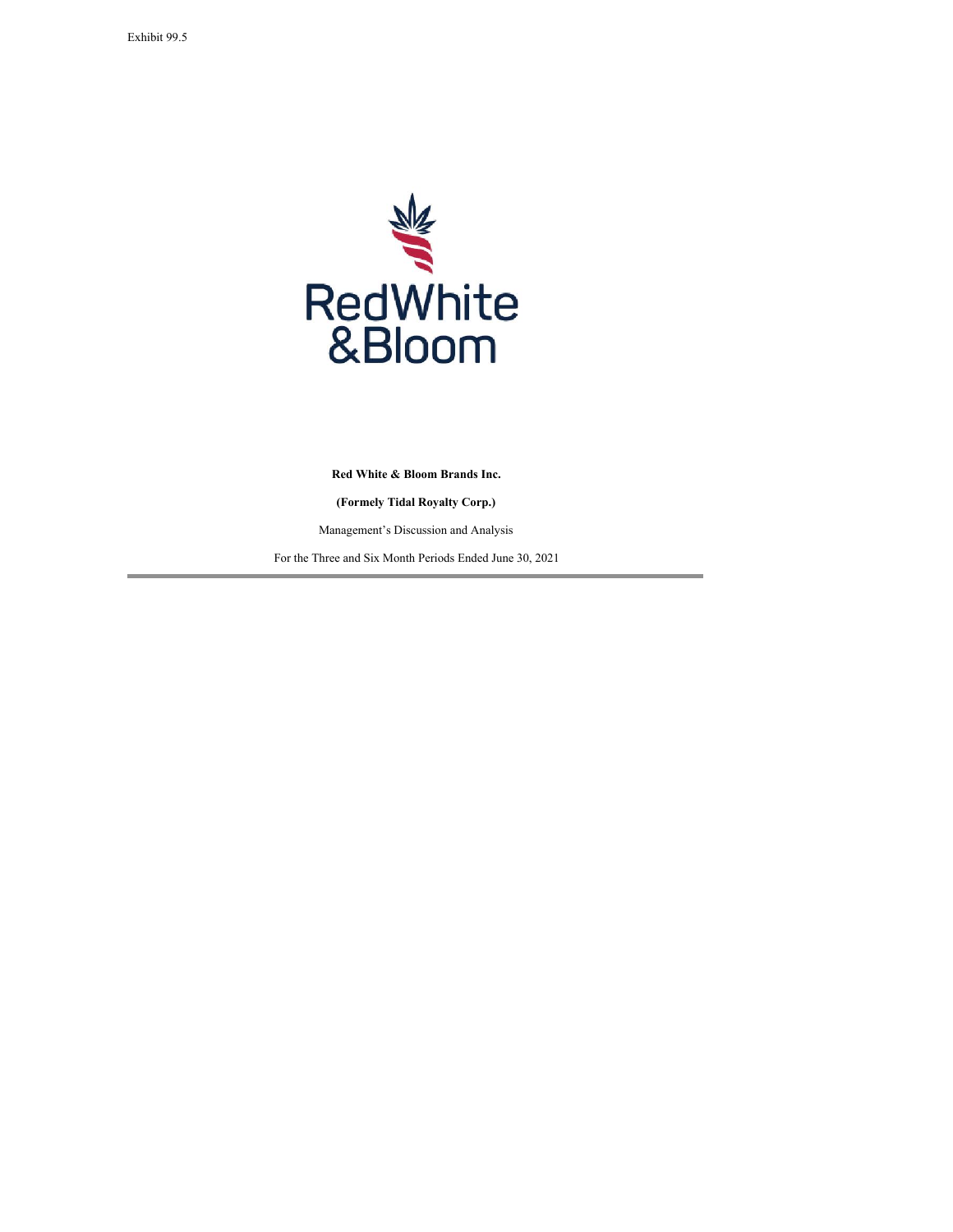Exhibit 99.5

RedWhite &Bloom

**Red White & Bloom Brands Inc.**

**(Formely Tidal Royalty Corp.)**

Management's Discussion and Analysis

For the Three and Six Month Periods Ended June 30, 2021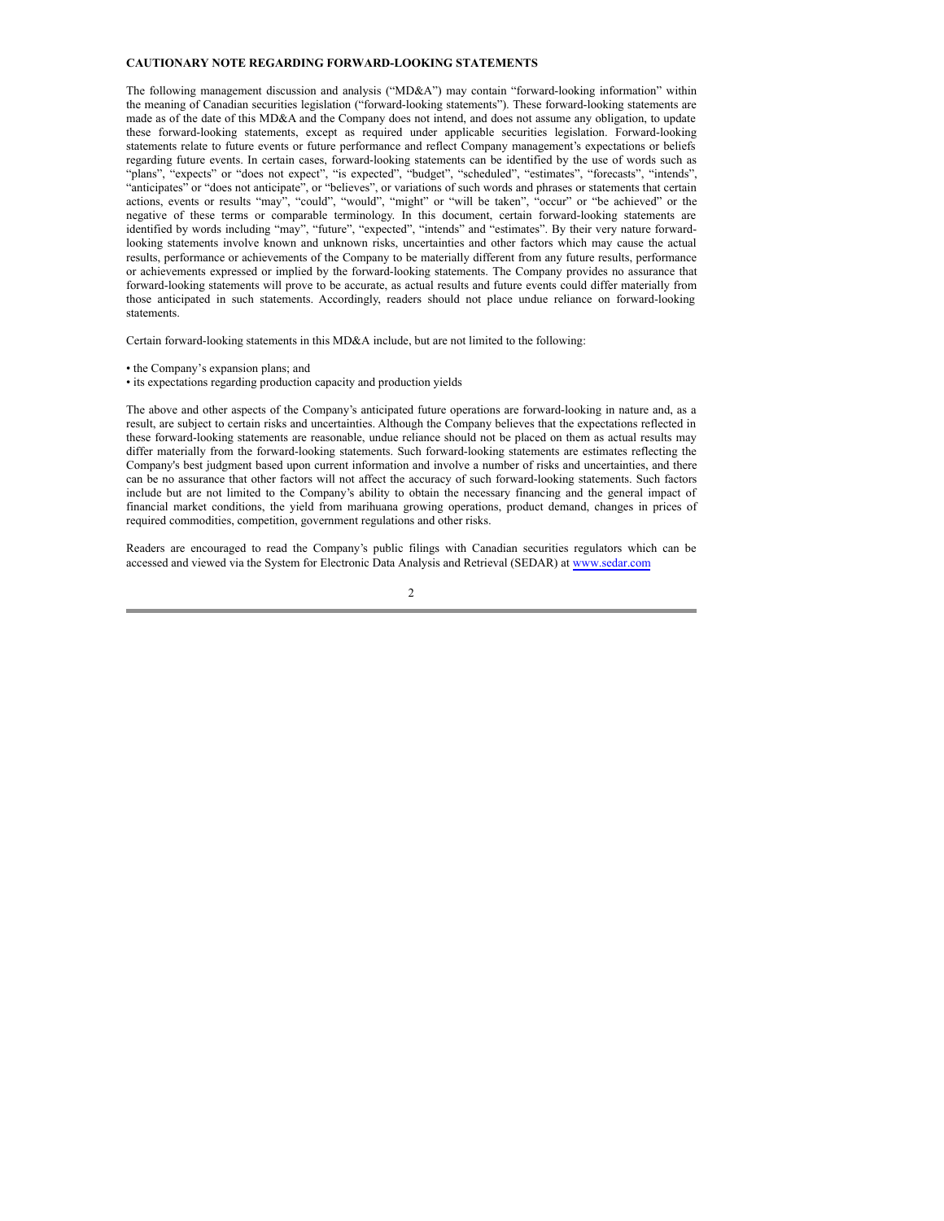**CAUTIONARY NOTE REGARDING FORWARD-LOOKING STATEMENTS**

The following management discussion and analysis ("MD&A") may contain "forward-looking information" within the meaning of Canadian securities legislation ("forward-looking statements"). These forward-looking statements are made as of the date of this MD&A and the Company does not intend, and does not assume any obligation, to update these forward-looking statements, except as required under applicable securities legislation. Forward-looking statements relate to future events or future performance and reflect Company management's expectations or beliefs regarding future events. In certain cases, forward-looking statements can be identified by the use of words such as "plans", "expects" or "does not expect", "is expected", "budget", "scheduled", "estimates", "forecasts", "intends", "anticipates" or "does not anticipate", or "believes", or variations of such words and phrases or statements that certain actions, events or results "may", "could", "would", "might" or "will be taken", "occur" or "be achieved" or the negative of these terms or comparable terminology. In this document, certain forward-looking statements are identified by words including "may", "future", "expected", "intends" and "estimates". By their very nature forward-looking statements involve known and unknown risks, uncertainties and other factors which may cause the actual results, performance or achievements of the Company to be materially different from any future results, performance or achievements expressed or implied by the forward-looking statements. The Company provides no assurance that forward-looking statements will prove to be accurate, as actual results and future events could differ materially from those anticipated in such statements. Accordingly, readers should not place undue reliance on forward-looking statements.

Certain forward-looking statements in this MD&A include, but are not limited to the following:

- the Company's expansion plans; and
- its expectations regarding production capacity and production yields

The above and other aspects of the Company's anticipated future operations are forward-looking in nature and, as a result, are subject to certain risks and uncertainties. Although the Company believes that the expectations reflected in these forward-looking statements are reasonable, undue reliance should not be placed on them as actual results may differ materially from the forward-looking statements. Such forward-looking statements are estimates reflecting the Company's best judgment based upon current information and involve a number of risks and uncertainties, and there can be no assurance that other factors will not affect the accuracy of such forward-looking statements. Such factors include but are not limited to the Company's ability to obtain the necessary financing and the general impact of financial market conditions, the yield from marihuana growing operations, product demand, changes in prices of required commodities, competition, government regulations and other risks.

Readers are encouraged to read the Company's public filings with Canadian securities regulators which can be accessed and viewed via the System for Electronic Data Analysis and Retrieval (SEDAR) at www.sedar.com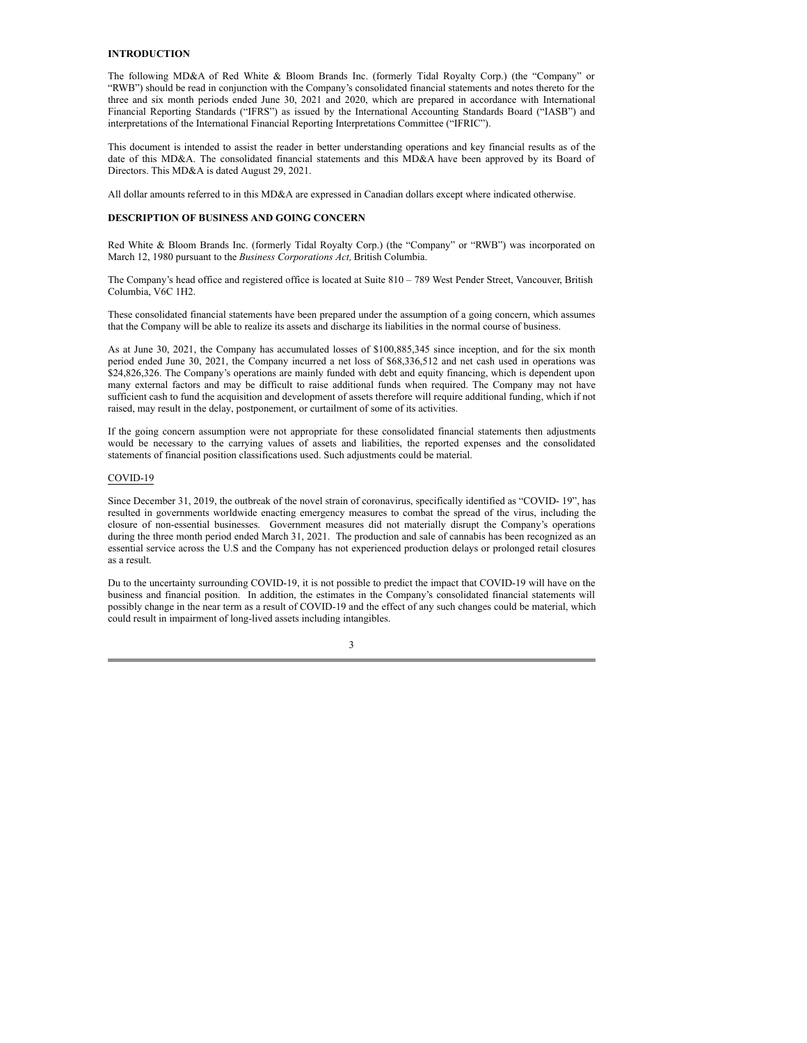## INTRODUCTION

The following MD&A of Red White & Bloom Brands Inc. (formerly Tidal Royalty Corp.) (the "Company" or "RWB") should be read in conjunction with the Company's consolidated financial statements and notes thereto for the three and six month periods ended June 30, 2021 and 2020, which are prepared in accordance with International Financial Reporting Standards ("IFRS") as issued by the International Accounting Standards Board ("IASB") and interpretations of the International Financial Reporting Interpretations Committee ("IFRIC").

This document is intended to assist the reader in better understanding operations and key financial results as of the date of this MD&A. The consolidated financial statements and this MD&A have been approved by its Board of Directors. This MD&A is dated August 29, 2021.

All dollar amounts referred to in this MD&A are expressed in Canadian dollars except where indicated otherwise.

## DESCRIPTION OF BUSINESS AND GOING CONCERN

Red White & Bloom Brands Inc. (formerly Tidal Royalty Corp.) (the "Company" or "RWB") was incorporated on March 12, 1980 pursuant to the *Business Corporations Act,* British Columbia.

The Company's head office and registered office is located at Suite 810 – 789 West Pender Street, Vancouver, British Columbia, V6C 1H2.

These consolidated financial statements have been prepared under the assumption of a going concern, which assumes that the Company will be able to realize its assets and discharge its liabilities in the normal course of business.

As at June 30, 2021, the Company has accumulated losses of $100,885,345 since inception, and for the six month period ended June 30, 2021, the Company incurred a net loss of $68,336,512 and net cash used in operations was $24,826,326. The Company's operations are mainly funded with debt and equity financing, which is dependent upon many external factors and may be difficult to raise additional funds when required. The Company may not have sufficient cash to fund the acquisition and development of assets therefore will require additional funding, which if not raised, may result in the delay, postponement, or curtailment of some of its activities.

If the going concern assumption were not appropriate for these consolidated financial statements then adjustments would be necessary to the carrying values of assets and liabilities, the reported expenses and the consolidated statements of financial position classifications used. Such adjustments could be material.

### COVID-19

Since December 31, 2019, the outbreak of the novel strain of coronavirus, specifically identified as "COVID- 19", has resulted in governments worldwide enacting emergency measures to combat the spread of the virus, including the closure of non-essential businesses. Government measures did not materially disrupt the Company's operations during the three month period ended March 31, 2021. The production and sale of cannabis has been recognized as an essential service across the U.S and the Company has not experienced production delays or prolonged retail closures as a result.

Du to the uncertainty surrounding COVID-19, it is not possible to predict the impact that COVID-19 will have on the business and financial position. In addition, the estimates in the Company's consolidated financial statements will possibly change in the near term as a result of COVID-19 and the effect of any such changes could be material, which could result in impairment of long-lived assets including intangibles.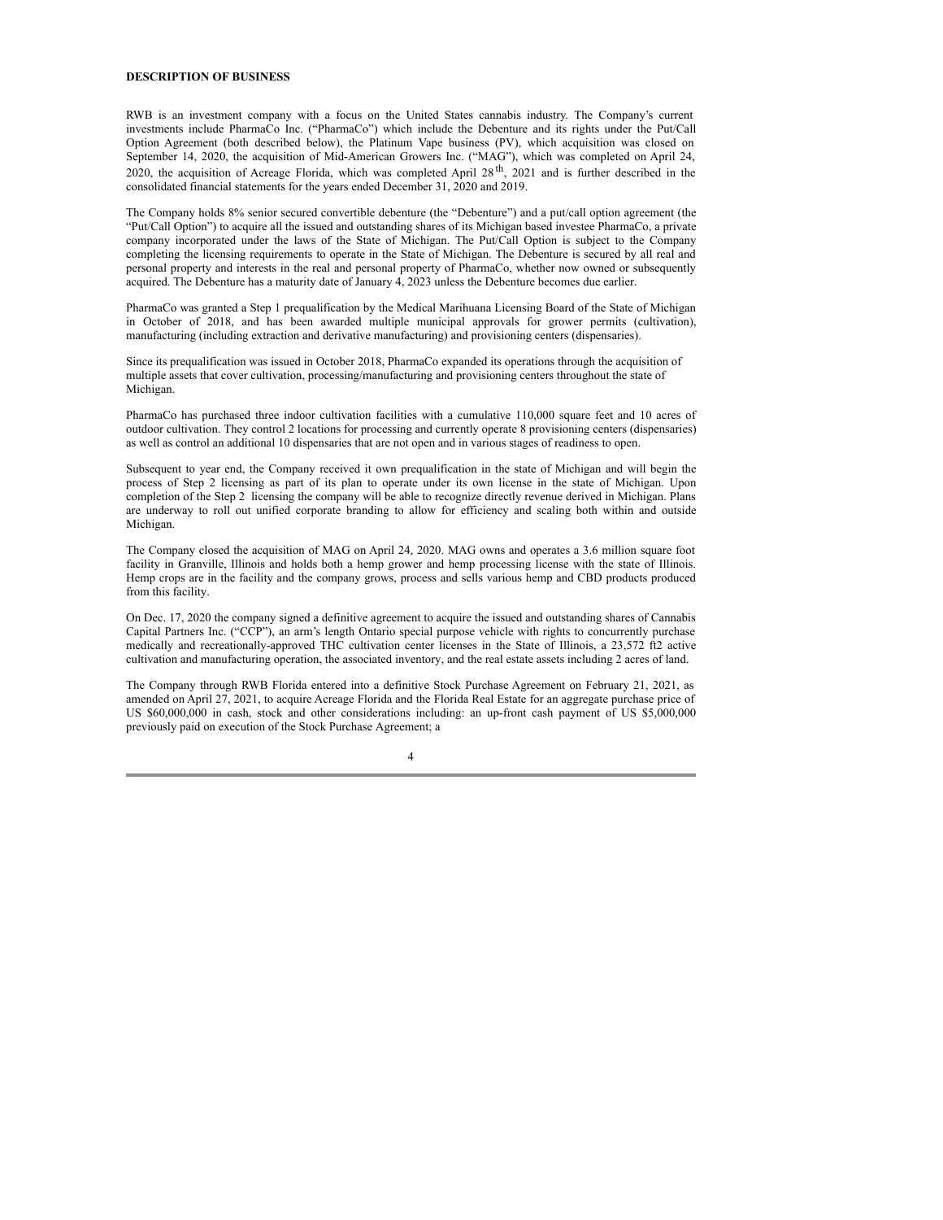**DESCRIPTION OF BUSINESS**

RWB is an investment company with a focus on the United States cannabis industry. The Company's current investments include PharmaCo Inc. ("PharmaCo") which include the Debenture and its rights under the Put/Call Option Agreement (both described below), the Platinum Vape business (PV), which acquisition was closed on September 14, 2020, the acquisition of Mid-American Growers Inc. ("MAG"), which was completed on April 24, 2020, the acquisition of Acreage Florida, which was completed April 28th, 2021 and is further described in the consolidated financial statements for the years ended December 31, 2020 and 2019.

The Company holds 8% senior secured convertible debenture (the "Debenture") and a put/call option agreement (the "Put/Call Option") to acquire all the issued and outstanding shares of its Michigan based investee PharmaCo, a private company incorporated under the laws of the State of Michigan. The Put/Call Option is subject to the Company completing the licensing requirements to operate in the State of Michigan. The Debenture is secured by all real and personal property and interests in the real and personal property of PharmaCo, whether now owned or subsequently acquired. The Debenture has a maturity date of January 4, 2023 unless the Debenture becomes due earlier.

PharmaCo was granted a Step 1 prequalification by the Medical Marihuana Licensing Board of the State of Michigan in October of 2018, and has been awarded multiple municipal approvals for grower permits (cultivation), manufacturing (including extraction and derivative manufacturing) and provisioning centers (dispensaries).

Since its prequalification was issued in October 2018, PharmaCo expanded its operations through the acquisition of multiple assets that cover cultivation, processing/manufacturing and provisioning centers throughout the state of Michigan.

PharmaCo has purchased three indoor cultivation facilities with a cumulative 110,000 square feet and 10 acres of outdoor cultivation. They control 2 locations for processing and currently operate 8 provisioning centers (dispensaries) as well as control an additional 10 dispensaries that are not open and in various stages of readiness to open.

Subsequent to year end, the Company received it own prequalification in the state of Michigan and will begin the process of Step 2 licensing as part of its plan to operate under its own license in the state of Michigan. Upon completion of the Step 2 licensing the company will be able to recognize directly revenue derived in Michigan. Plans are underway to roll out unified corporate branding to allow for efficiency and scaling both within and outside Michigan.

The Company closed the acquisition of MAG on April 24, 2020. MAG owns and operates a 3.6 million square foot facility in Granville, Illinois and holds both a hemp grower and hemp processing license with the state of Illinois. Hemp crops are in the facility and the company grows, process and sells various hemp and CBD products produced from this facility.

On Dec. 17, 2020 the company signed a definitive agreement to acquire the issued and outstanding shares of Cannabis Capital Partners Inc. ("CCP"), an arm's length Ontario special purpose vehicle with rights to concurrently purchase medically and recreationally-approved THC cultivation center licenses in the State of Illinois, a 23,572 ft2 active cultivation and manufacturing operation, the associated inventory, and the real estate assets including 2 acres of land.

The Company through RWB Florida entered into a definitive Stock Purchase Agreement on February 21, 2021, as amended on April 27, 2021, to acquire Acreage Florida and the Florida Real Estate for an aggregate purchase price of US $60,000,000 in cash, stock and other considerations including: an up-front cash payment of US $5,000,000 previously paid on execution of the Stock Purchase Agreement; a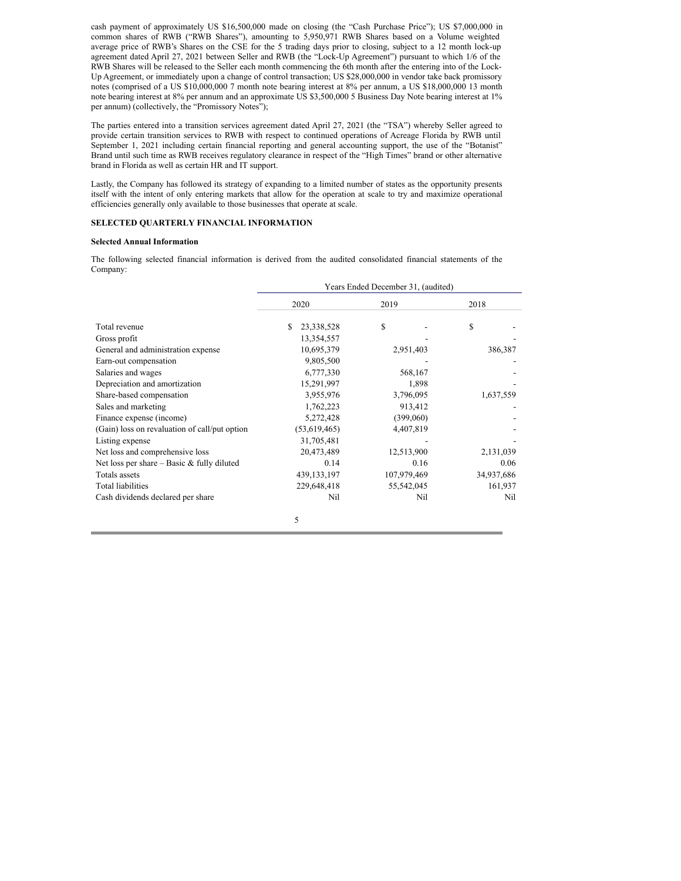cash payment of approximately US $16,500,000 made on closing (the "Cash Purchase Price"); US $7,000,000 in common shares of RWB ("RWB Shares"), amounting to 5,950,971 RWB Shares based on a Volume weighted average price of RWB's Shares on the CSE for the 5 trading days prior to closing, subject to a 12 month lock-up agreement dated April 27, 2021 between Seller and RWB (the "Lock-Up Agreement") pursuant to which 1/6 of the RWB Shares will be released to the Seller each month commencing the 6th month after the entering into of the Lock-Up Agreement, or immediately upon a change of control transaction; US $28,000,000 in vendor take back promissory notes (comprised of a US $10,000,000 7 month note bearing interest at 8% per annum, a US $18,000,000 13 month note bearing interest at 8% per annum and an approximate US $3,500,000 5 Business Day Note bearing interest at 1% per annum) (collectively, the "Promissory Notes");

The parties entered into a transition services agreement dated April 27, 2021 (the "TSA") whereby Seller agreed to provide certain transition services to RWB with respect to continued operations of Acreage Florida by RWB until September 1, 2021 including certain financial reporting and general accounting support, the use of the "Botanist" Brand until such time as RWB receives regulatory clearance in respect of the "High Times" brand or other alternative brand in Florida as well as certain HR and IT support.

Lastly, the Company has followed its strategy of expanding to a limited number of states as the opportunity presents itself with the intent of only entering markets that allow for the operation at scale to try and maximize operational efficiencies generally only available to those businesses that operate at scale.

**SELECTED QUARTERLY FINANCIAL INFORMATION**

**Selected Annual Information**

The following selected financial information is derived from the audited consolidated financial statements of the Company:

| | Years Ended December 31, (audited) | | |
|---|---|---|---|
| | 2020 | 2019 | 2018 |
| Total revenue | $ 23,338,528 | $ - | $ - |
| Gross profit | 13,354,557 | - | - |
| General and administration expense | 10,695,379 | 2,951,403 | 386,387 |
| Earn-out compensation | 9,805,500 | - | - |
| Salaries and wages | 6,777,330 | 568,167 | - |
| Depreciation and amortization | 15,291,997 | 1,898 | - |
| Share-based compensation | 3,955,976 | 3,796,095 | 1,637,559 |
| Sales and marketing | 1,762,223 | 913,412 | - |
| Finance expense (income) | 5,272,428 | (399,060) | - |
| (Gain) loss on revaluation of call/put option | (53,619,465) | 4,407,819 | - |
| Listing expense | 31,705,481 | - | - |
| Net loss and comprehensive loss | 20,473,489 | 12,513,900 | 2,131,039 |
| Net loss per share – Basic & fully diluted | 0.14 | 0.16 | 0.06 |
| Totals assets | 439,133,197 | 107,979,469 | 34,937,686 |
| Total liabilities | 229,648,418 | 55,542,045 | 161,937 |
| Cash dividends declared per share | Nil | Nil | Nil |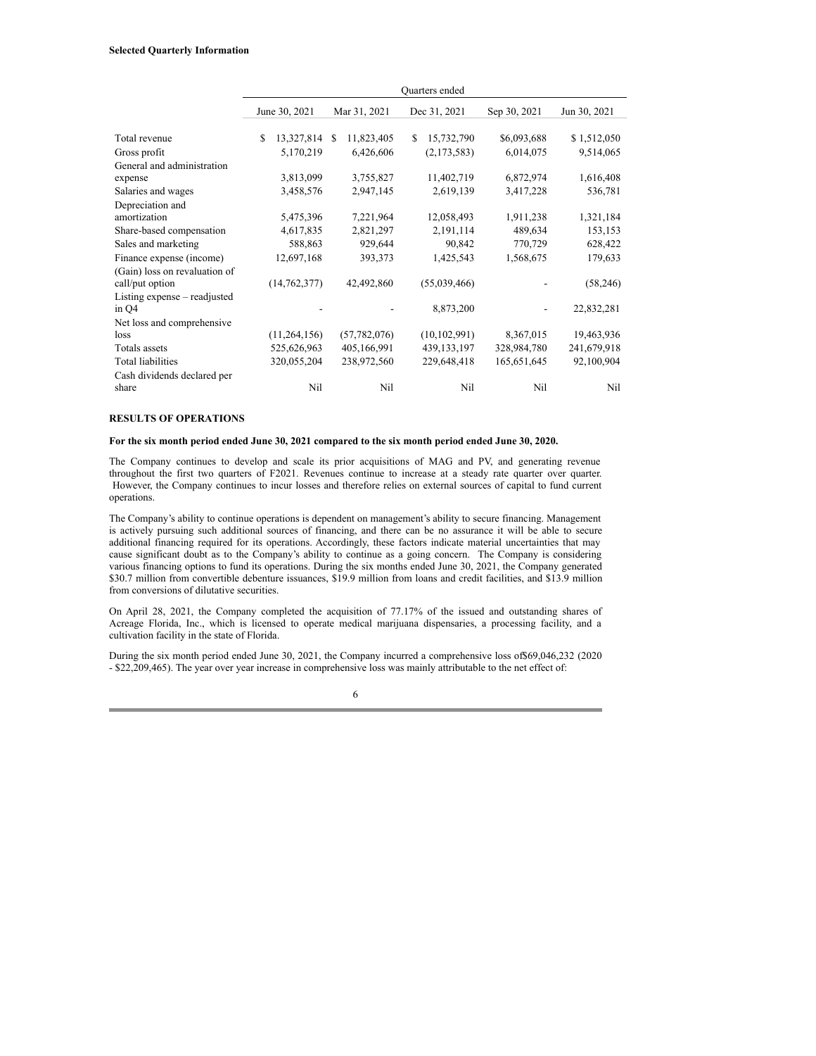**Selected Quarterly Information**

| | Quarters ended | | | | |
|---|---|---|---|---|---|
| | June 30, 2021 | Mar 31, 2021 | Dec 31, 2021 | Sep 30, 2021 | Jun 30, 2021 |
| Total revenue | $ 13,327,814 | $ 11,823,405 | $ 15,732,790 | $6,093,688 | $ 1,512,050 |
| Gross profit | 5,170,219 | 6,426,606 | (2,173,583) | 6,014,075 | 9,514,065 |
| General and administration expense | 3,813,099 | 3,755,827 | 11,402,719 | 6,872,974 | 1,616,408 |
| Salaries and wages | 3,458,576 | 2,947,145 | 2,619,139 | 3,417,228 | 536,781 |
| Depreciation and amortization | 5,475,396 | 7,221,964 | 12,058,493 | 1,911,238 | 1,321,184 |
| Share-based compensation | 4,617,835 | 2,821,297 | 2,191,114 | 489,634 | 153,153 |
| Sales and marketing | 588,863 | 929,644 | 90,842 | 770,729 | 628,422 |
| Finance expense (income) | 12,697,168 | 393,373 | 1,425,543 | 1,568,675 | 179,633 |
| (Gain) loss on revaluation of call/put option | (14,762,377) | 42,492,860 | (55,039,466) | - | (58,246) |
| Listing expense – readjusted in Q4 | - | - | 8,873,200 | - | 22,832,281 |
| Net loss and comprehensive loss | (11,264,156) | (57,782,076) | (10,102,991) | 8,367,015 | 19,463,936 |
| Totals assets | 525,626,963 | 405,166,991 | 439,133,197 | 328,984,780 | 241,679,918 |
| Total liabilities | 320,055,204 | 238,972,560 | 229,648,418 | 165,651,645 | 92,100,904 |
| Cash dividends declared per share | Nil | Nil | Nil | Nil | Nil |

**RESULTS OF OPERATIONS**

**For the six month period ended June 30, 2021 compared to the six month period ended June 30, 2020.**

The Company continues to develop and scale its prior acquisitions of MAG and PV, and generating revenue throughout the first two quarters of F2021. Revenues continue to increase at a steady rate quarter over quarter. However, the Company continues to incur losses and therefore relies on external sources of capital to fund current operations.

The Company's ability to continue operations is dependent on management's ability to secure financing. Management is actively pursuing such additional sources of financing, and there can be no assurance it will be able to secure additional financing required for its operations. Accordingly, these factors indicate material uncertainties that may cause significant doubt as to the Company's ability to continue as a going concern. The Company is considering various financing options to fund its operations. During the six months ended June 30, 2021, the Company generated $30.7 million from convertible debenture issuances, $19.9 million from loans and credit facilities, and $13.9 million from conversions of dilutative securities.

On April 28, 2021, the Company completed the acquisition of 77.17% of the issued and outstanding shares of Acreage Florida, Inc., which is licensed to operate medical marijuana dispensaries, a processing facility, and a cultivation facility in the state of Florida.

During the six month period ended June 30, 2021, the Company incurred a comprehensive loss of$69,046,232 (2020 - $22,209,465). The year over year increase in comprehensive loss was mainly attributable to the net effect of: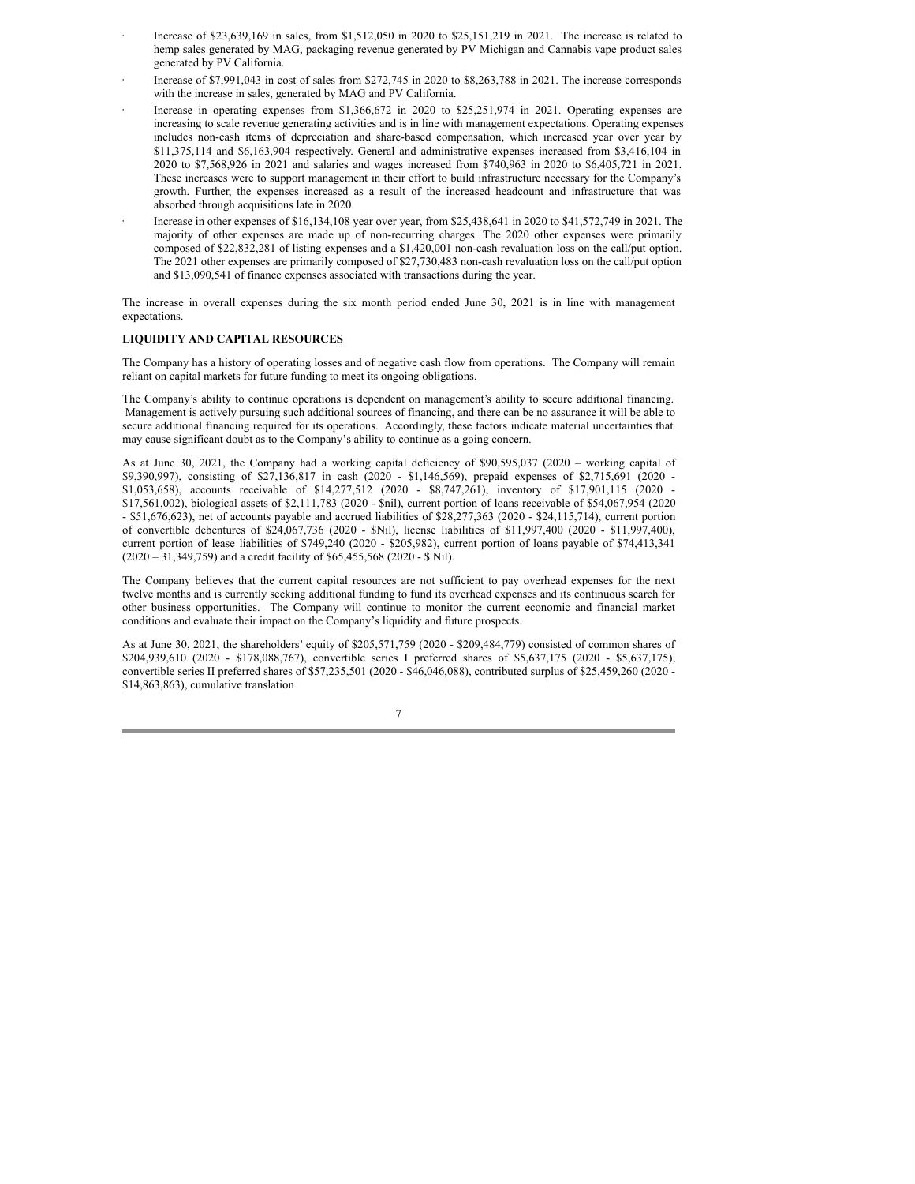- Increase of $23,639,169 in sales, from $1,512,050 in 2020 to $25,151,219 in 2021. The increase is related to hemp sales generated by MAG, packaging revenue generated by PV Michigan and Cannabis vape product sales generated by PV California.
- Increase of $7,991,043 in cost of sales from $272,745 in 2020 to $8,263,788 in 2021. The increase corresponds with the increase in sales, generated by MAG and PV California.
- Increase in operating expenses from $1,366,672 in 2020 to $25,251,974 in 2021. Operating expenses are increasing to scale revenue generating activities and is in line with management expectations. Operating expenses includes non-cash items of depreciation and share-based compensation, which increased year over year by $11,375,114 and $6,163,904 respectively. General and administrative expenses increased from $3,416,104 in 2020 to $7,568,926 in 2021 and salaries and wages increased from $740,963 in 2020 to $6,405,721 in 2021. These increases were to support management in their effort to build infrastructure necessary for the Company's growth. Further, the expenses increased as a result of the increased headcount and infrastructure that was absorbed through acquisitions late in 2020.
- Increase in other expenses of $16,134,108 year over year, from $25,438,641 in 2020 to $41,572,749 in 2021. The majority of other expenses are made up of non-recurring charges. The 2020 other expenses were primarily composed of $22,832,281 of listing expenses and a $1,420,001 non-cash revaluation loss on the call/put option. The 2021 other expenses are primarily composed of $27,730,483 non-cash revaluation loss on the call/put option and $13,090,541 of finance expenses associated with transactions during the year.

The increase in overall expenses during the six month period ended June 30, 2021 is in line with management expectations.

**LIQUIDITY AND CAPITAL RESOURCES**

The Company has a history of operating losses and of negative cash flow from operations. The Company will remain reliant on capital markets for future funding to meet its ongoing obligations.

The Company's ability to continue operations is dependent on management's ability to secure additional financing. Management is actively pursuing such additional sources of financing, and there can be no assurance it will be able to secure additional financing required for its operations. Accordingly, these factors indicate material uncertainties that may cause significant doubt as to the Company's ability to continue as a going concern.

As at June 30, 2021, the Company had a working capital deficiency of $90,595,037 (2020 – working capital of $9,390,997), consisting of $27,136,817 in cash (2020 - $1,146,569), prepaid expenses of $2,715,691 (2020 - $1,053,658), accounts receivable of $14,277,512 (2020 - $8,747,261), inventory of $17,901,115 (2020 - $17,561,002), biological assets of $2,111,783 (2020 - $nil), current portion of loans receivable of $54,067,954 (2020 - $51,676,623), net of accounts payable and accrued liabilities of $28,277,363 (2020 - $24,115,714), current portion of convertible debentures of $24,067,736 (2020 - $Nil), license liabilities of $11,997,400 (2020 - $11,997,400), current portion of lease liabilities of $749,240 (2020 - $205,982), current portion of loans payable of $74,413,341 (2020 – 31,349,759) and a credit facility of $65,455,568 (2020 - $ Nil).

The Company believes that the current capital resources are not sufficient to pay overhead expenses for the next twelve months and is currently seeking additional funding to fund its overhead expenses and its continuous search for other business opportunities. The Company will continue to monitor the current economic and financial market conditions and evaluate their impact on the Company's liquidity and future prospects.

As at June 30, 2021, the shareholders' equity of $205,571,759 (2020 - $209,484,779) consisted of common shares of $204,939,610 (2020 - $178,088,767), convertible series I preferred shares of $5,637,175 (2020 - $5,637,175), convertible series II preferred shares of $57,235,501 (2020 - $46,046,088), contributed surplus of $25,459,260 (2020 - $14,863,863), cumulative translation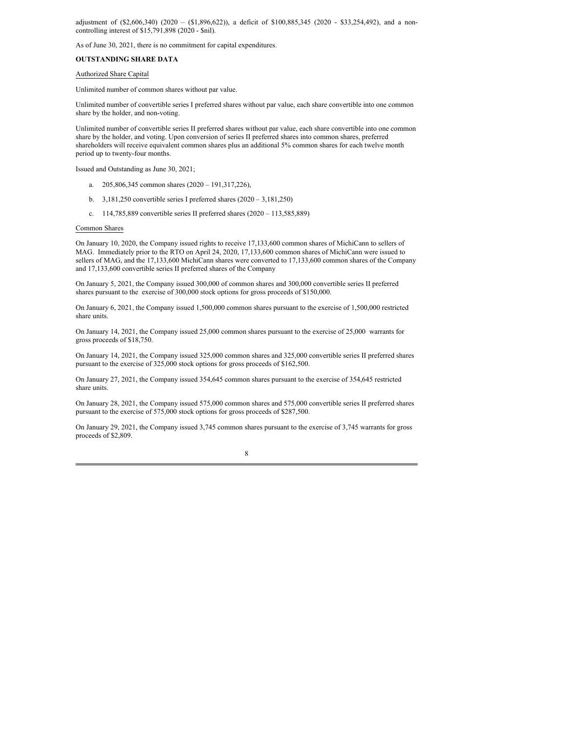adjustment of ($2,606,340) (2020 – ($1,896,622)), a deficit of $100,885,345 (2020 - $33,254,492), and a non-controlling interest of $15,791,898 (2020 - $nil).

As of June 30, 2021, there is no commitment for capital expenditures.

**OUTSTANDING SHARE DATA**

Authorized Share Capital

Unlimited number of common shares without par value.

Unlimited number of convertible series I preferred shares without par value, each share convertible into one common share by the holder, and non-voting.

Unlimited number of convertible series II preferred shares without par value, each share convertible into one common share by the holder, and voting. Upon conversion of series II preferred shares into common shares, preferred shareholders will receive equivalent common shares plus an additional 5% common shares for each twelve month period up to twenty-four months.

Issued and Outstanding as June 30, 2021;

a. 205,806,345 common shares (2020 – 191,317,226),

b. 3,181,250 convertible series I preferred shares (2020 – 3,181,250)

c. 114,785,889 convertible series II preferred shares (2020 – 113,585,889)

Common Shares

On January 10, 2020, the Company issued rights to receive 17,133,600 common shares of MichiCann to sellers of MAG. Immediately prior to the RTO on April 24, 2020, 17,133,600 common shares of MichiCann were issued to sellers of MAG, and the 17,133,600 MichiCann shares were converted to 17,133,600 common shares of the Company and 17,133,600 convertible series II preferred shares of the Company

On January 5, 2021, the Company issued 300,000 of common shares and 300,000 convertible series II preferred shares pursuant to the exercise of 300,000 stock options for gross proceeds of $150,000.

On January 6, 2021, the Company issued 1,500,000 common shares pursuant to the exercise of 1,500,000 restricted share units.

On January 14, 2021, the Company issued 25,000 common shares pursuant to the exercise of 25,000 warrants for gross proceeds of $18,750.

On January 14, 2021, the Company issued 325,000 common shares and 325,000 convertible series II preferred shares pursuant to the exercise of 325,000 stock options for gross proceeds of $162,500.

On January 27, 2021, the Company issued 354,645 common shares pursuant to the exercise of 354,645 restricted share units.

On January 28, 2021, the Company issued 575,000 common shares and 575,000 convertible series II preferred shares pursuant to the exercise of 575,000 stock options for gross proceeds of $287,500.

On January 29, 2021, the Company issued 3,745 common shares pursuant to the exercise of 3,745 warrants for gross proceeds of $2,809.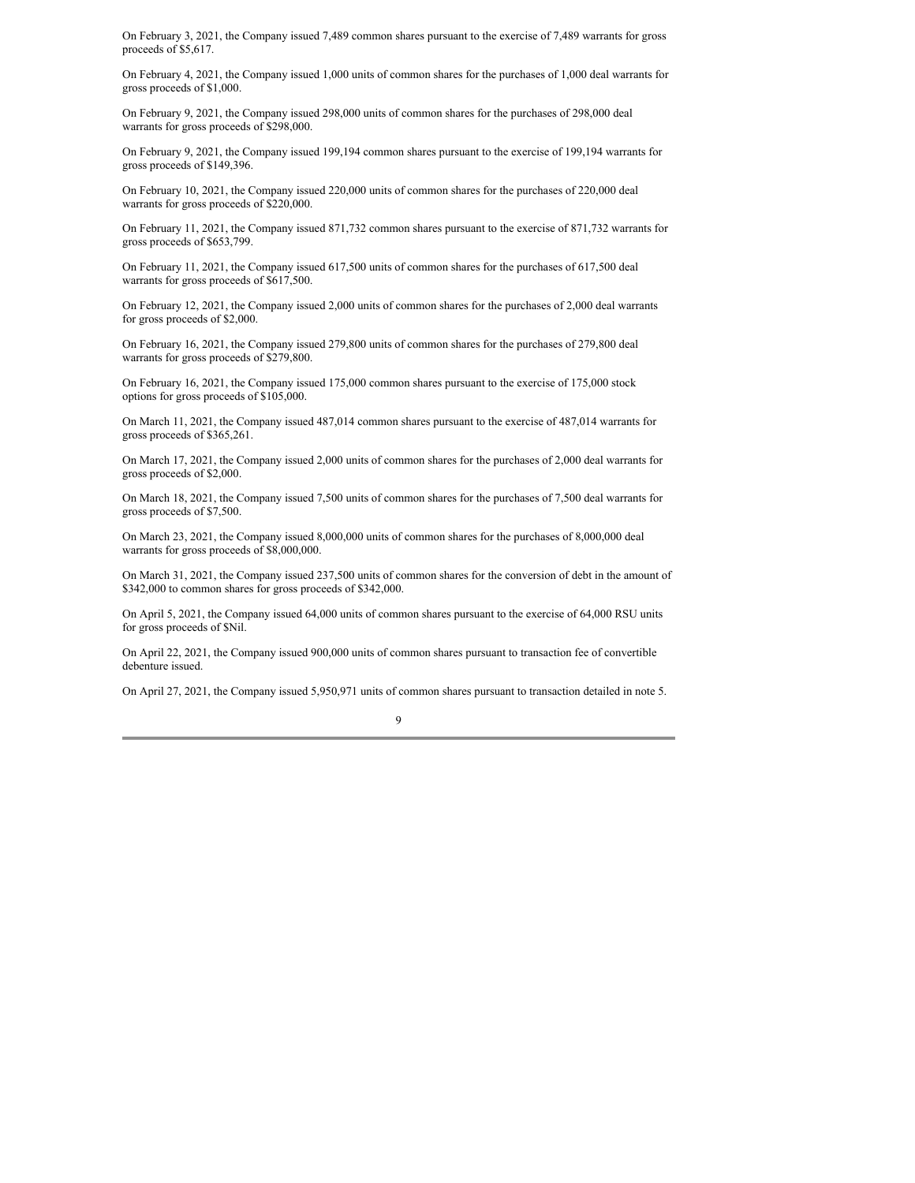On February 3, 2021, the Company issued 7,489 common shares pursuant to the exercise of 7,489 warrants for gross proceeds of $5,617.

On February 4, 2021, the Company issued 1,000 units of common shares for the purchases of 1,000 deal warrants for gross proceeds of $1,000.

On February 9, 2021, the Company issued 298,000 units of common shares for the purchases of 298,000 deal warrants for gross proceeds of $298,000.

On February 9, 2021, the Company issued 199,194 common shares pursuant to the exercise of 199,194 warrants for gross proceeds of $149,396.

On February 10, 2021, the Company issued 220,000 units of common shares for the purchases of 220,000 deal warrants for gross proceeds of $220,000.

On February 11, 2021, the Company issued 871,732 common shares pursuant to the exercise of 871,732 warrants for gross proceeds of $653,799.

On February 11, 2021, the Company issued 617,500 units of common shares for the purchases of 617,500 deal warrants for gross proceeds of $617,500.

On February 12, 2021, the Company issued 2,000 units of common shares for the purchases of 2,000 deal warrants for gross proceeds of $2,000.

On February 16, 2021, the Company issued 279,800 units of common shares for the purchases of 279,800 deal warrants for gross proceeds of $279,800.

On February 16, 2021, the Company issued 175,000 common shares pursuant to the exercise of 175,000 stock options for gross proceeds of $105,000.

On March 11, 2021, the Company issued 487,014 common shares pursuant to the exercise of 487,014 warrants for gross proceeds of $365,261.

On March 17, 2021, the Company issued 2,000 units of common shares for the purchases of 2,000 deal warrants for gross proceeds of $2,000.

On March 18, 2021, the Company issued 7,500 units of common shares for the purchases of 7,500 deal warrants for gross proceeds of $7,500.

On March 23, 2021, the Company issued 8,000,000 units of common shares for the purchases of 8,000,000 deal warrants for gross proceeds of $8,000,000.

On March 31, 2021, the Company issued 237,500 units of common shares for the conversion of debt in the amount of $342,000 to common shares for gross proceeds of $342,000.

On April 5, 2021, the Company issued 64,000 units of common shares pursuant to the exercise of 64,000 RSU units for gross proceeds of $Nil.

On April 22, 2021, the Company issued 900,000 units of common shares pursuant to transaction fee of convertible debenture issued.

On April 27, 2021, the Company issued 5,950,971 units of common shares pursuant to transaction detailed in note 5.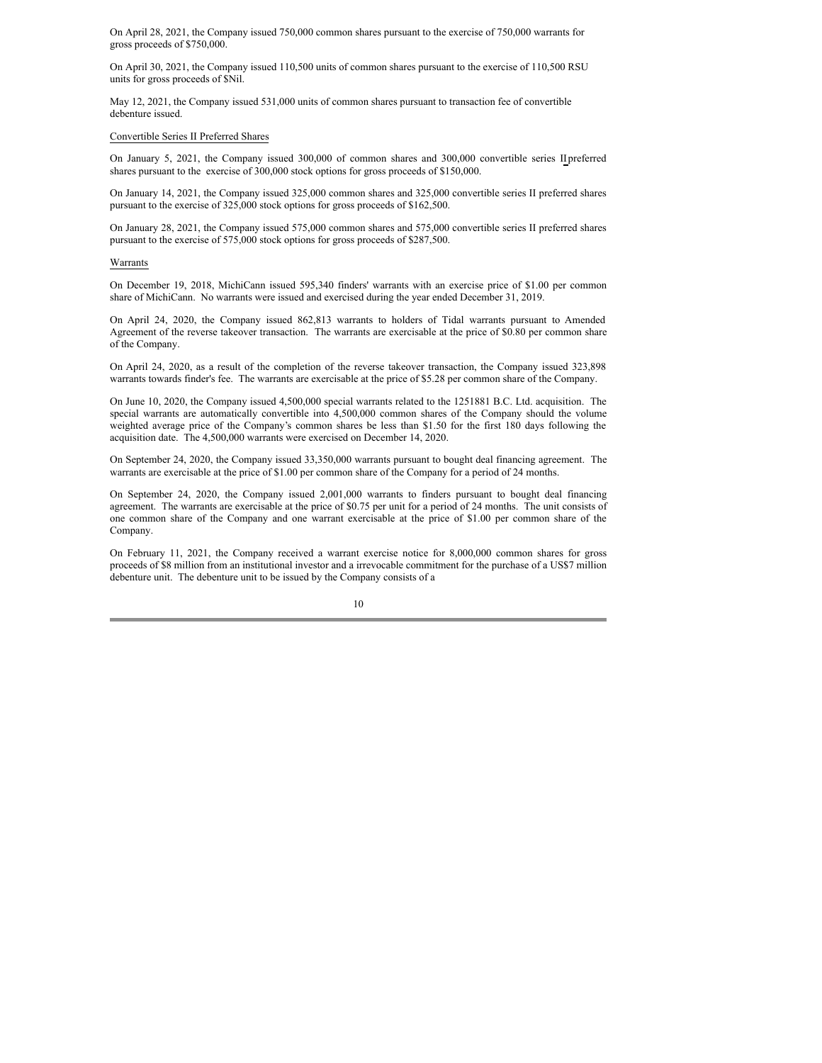On April 28, 2021, the Company issued 750,000 common shares pursuant to the exercise of 750,000 warrants for gross proceeds of $750,000.

On April 30, 2021, the Company issued 110,500 units of common shares pursuant to the exercise of 110,500 RSU units for gross proceeds of $Nil.

May 12, 2021, the Company issued 531,000 units of common shares pursuant to transaction fee of convertible debenture issued.

Convertible Series II Preferred Shares

On January 5, 2021, the Company issued 300,000 of common shares and 300,000 convertible series II preferred shares pursuant to the exercise of 300,000 stock options for gross proceeds of $150,000.

On January 14, 2021, the Company issued 325,000 common shares and 325,000 convertible series II preferred shares pursuant to the exercise of 325,000 stock options for gross proceeds of $162,500.

On January 28, 2021, the Company issued 575,000 common shares and 575,000 convertible series II preferred shares pursuant to the exercise of 575,000 stock options for gross proceeds of $287,500.

Warrants

On December 19, 2018, MichiCann issued 595,340 finders' warrants with an exercise price of $1.00 per common share of MichiCann. No warrants were issued and exercised during the year ended December 31, 2019.

On April 24, 2020, the Company issued 862,813 warrants to holders of Tidal warrants pursuant to Amended Agreement of the reverse takeover transaction. The warrants are exercisable at the price of $0.80 per common share of the Company.

On April 24, 2020, as a result of the completion of the reverse takeover transaction, the Company issued 323,898 warrants towards finder's fee. The warrants are exercisable at the price of $5.28 per common share of the Company.

On June 10, 2020, the Company issued 4,500,000 special warrants related to the 1251881 B.C. Ltd. acquisition. The special warrants are automatically convertible into 4,500,000 common shares of the Company should the volume weighted average price of the Company's common shares be less than $1.50 for the first 180 days following the acquisition date. The 4,500,000 warrants were exercised on December 14, 2020.

On September 24, 2020, the Company issued 33,350,000 warrants pursuant to bought deal financing agreement. The warrants are exercisable at the price of $1.00 per common share of the Company for a period of 24 months.

On September 24, 2020, the Company issued 2,001,000 warrants to finders pursuant to bought deal financing agreement. The warrants are exercisable at the price of $0.75 per unit for a period of 24 months. The unit consists of one common share of the Company and one warrant exercisable at the price of $1.00 per common share of the Company.

On February 11, 2021, the Company received a warrant exercise notice for 8,000,000 common shares for gross proceeds of $8 million from an institutional investor and a irrevocable commitment for the purchase of a US$7 million debenture unit. The debenture unit to be issued by the Company consists of a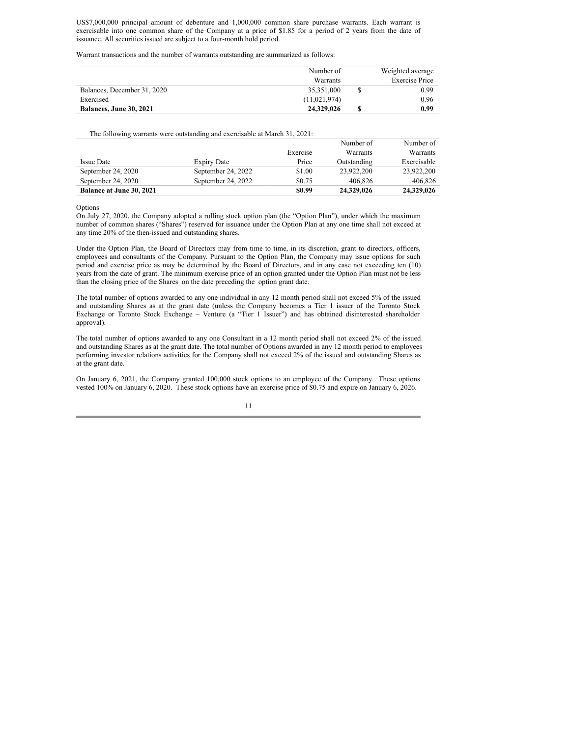US$7,000,000 principal amount of debenture and 1,000,000 common share purchase warrants. Each warrant is exercisable into one common share of the Company at a price of $1.85 for a period of 2 years from the date of issuance. All securities issued are subject to a four-month hold period.

Warrant transactions and the number of warrants outstanding are summarized as follows:

| | Number of Warrants | | Weighted average Exercise Price |
|---|---|---|---|
| Balances, December 31, 2020 | 35,351,000 | $ | 0.99 |
| Exercised | (11,021,974) | | 0.96 |
| **Balances, June 30, 2021** | **24,329,026** | **$** | **0.99** |

The following warrants were outstanding and exercisable at March 31, 2021:

| Issue Date | Expiry Date | Exercise Price | Number of Warrants Outstanding | Number of Warrants Exercisable |
|---|---|---|---|---|
| September 24, 2020 | September 24, 2022 | $1.00 | 23,922,200 | 23,922,200 |
| September 24, 2020 | September 24, 2022 | $0.75 | 406,826 | 406,826 |
| **Balance at June 30, 2021** | | **$0.99** | **24,329,026** | **24,329,026** |

Options

On July 27, 2020, the Company adopted a rolling stock option plan (the "Option Plan"), under which the maximum number of common shares ("Shares") reserved for issuance under the Option Plan at any one time shall not exceed at any time 20% of the then-issued and outstanding shares.

Under the Option Plan, the Board of Directors may from time to time, in its discretion, grant to directors, officers, employees and consultants of the Company. Pursuant to the Option Plan, the Company may issue options for such period and exercise price as may be determined by the Board of Directors, and in any case not exceeding ten (10) years from the date of grant. The minimum exercise price of an option granted under the Option Plan must not be less than the closing price of the Shares on the date preceding the option grant date.

The total number of options awarded to any one individual in any 12 month period shall not exceed 5% of the issued and outstanding Shares as at the grant date (unless the Company becomes a Tier 1 issuer of the Toronto Stock Exchange or Toronto Stock Exchange – Venture (a "Tier 1 Issuer") and has obtained disinterested shareholder approval).

The total number of options awarded to any one Consultant in a 12 month period shall not exceed 2% of the issued and outstanding Shares as at the grant date. The total number of Options awarded in any 12 month period to employees performing investor relations activities for the Company shall not exceed 2% of the issued and outstanding Shares as at the grant date.

On January 6, 2021, the Company granted 100,000 stock options to an employee of the Company. These options vested 100% on January 6, 2020. These stock options have an exercise price of $0.75 and expire on January 6, 2026.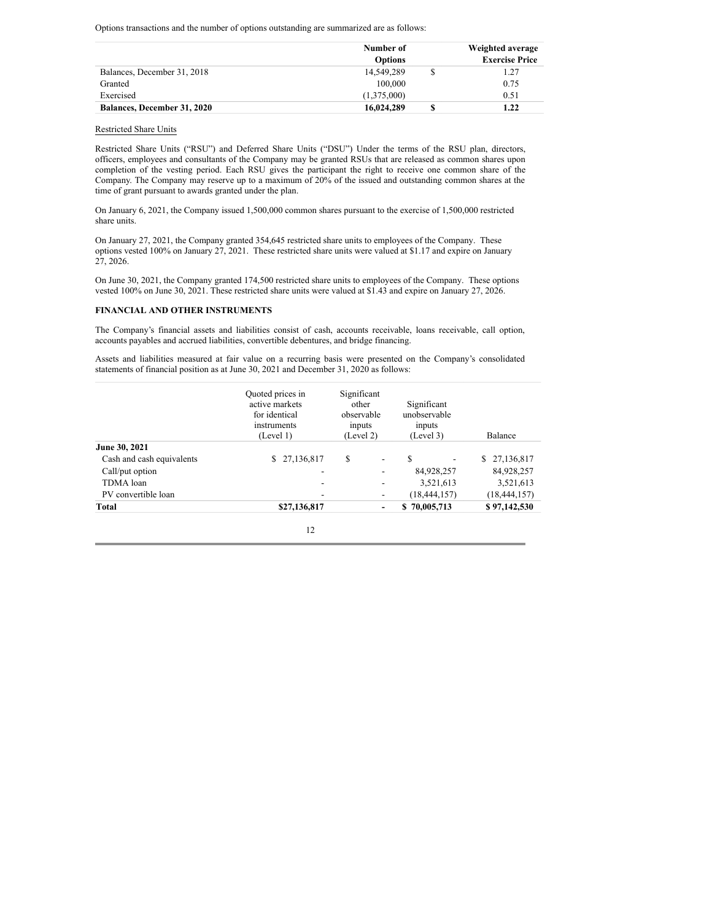Options transactions and the number of options outstanding are summarized are as follows:

| | Number of Options | | Weighted average Exercise Price |
|---|---|---|---|
| Balances, December 31, 2018 | 14,549,289 | $ | 1.27 |
| Granted | 100,000 | | 0.75 |
| Exercised | (1,375,000) | | 0.51 |
| **Balances, December 31, 2020** | **16,024,289** | **$** | **1.22** |

Restricted Share Units

Restricted Share Units ("RSU") and Deferred Share Units ("DSU") Under the terms of the RSU plan, directors, officers, employees and consultants of the Company may be granted RSUs that are released as common shares upon completion of the vesting period. Each RSU gives the participant the right to receive one common share of the Company. The Company may reserve up to a maximum of 20% of the issued and outstanding common shares at the time of grant pursuant to awards granted under the plan.

On January 6, 2021, the Company issued 1,500,000 common shares pursuant to the exercise of 1,500,000 restricted share units.

On January 27, 2021, the Company granted 354,645 restricted share units to employees of the Company. These options vested 100% on January 27, 2021. These restricted share units were valued at $1.17 and expire on January 27, 2026.

On June 30, 2021, the Company granted 174,500 restricted share units to employees of the Company. These options vested 100% on June 30, 2021. These restricted share units were valued at $1.43 and expire on January 27, 2026.

**FINANCIAL AND OTHER INSTRUMENTS**

The Company's financial assets and liabilities consist of cash, accounts receivable, loans receivable, call option, accounts payables and accrued liabilities, convertible debentures, and bridge financing.

Assets and liabilities measured at fair value on a recurring basis were presented on the Company's consolidated statements of financial position as at June 30, 2021 and December 31, 2020 as follows:

| | Quoted prices in active markets for identical instruments (Level 1) | Significant other observable inputs (Level 2) | Significant unobservable inputs (Level 3) | Balance |
|---|---|---|---|---|
| **June 30, 2021** | | | | |
| Cash and cash equivalents | $ 27,136,817 | $ - | $ - | $ 27,136,817 |
| Call/put option | - | - | 84,928,257 | 84,928,257 |
| TDMA loan | - | - | 3,521,613 | 3,521,613 |
| PV convertible loan | - | - | (18,444,157) | (18,444,157) |
| **Total** | **$27,136,817** | **-** | **$ 70,005,713** | **$ 97,142,530** |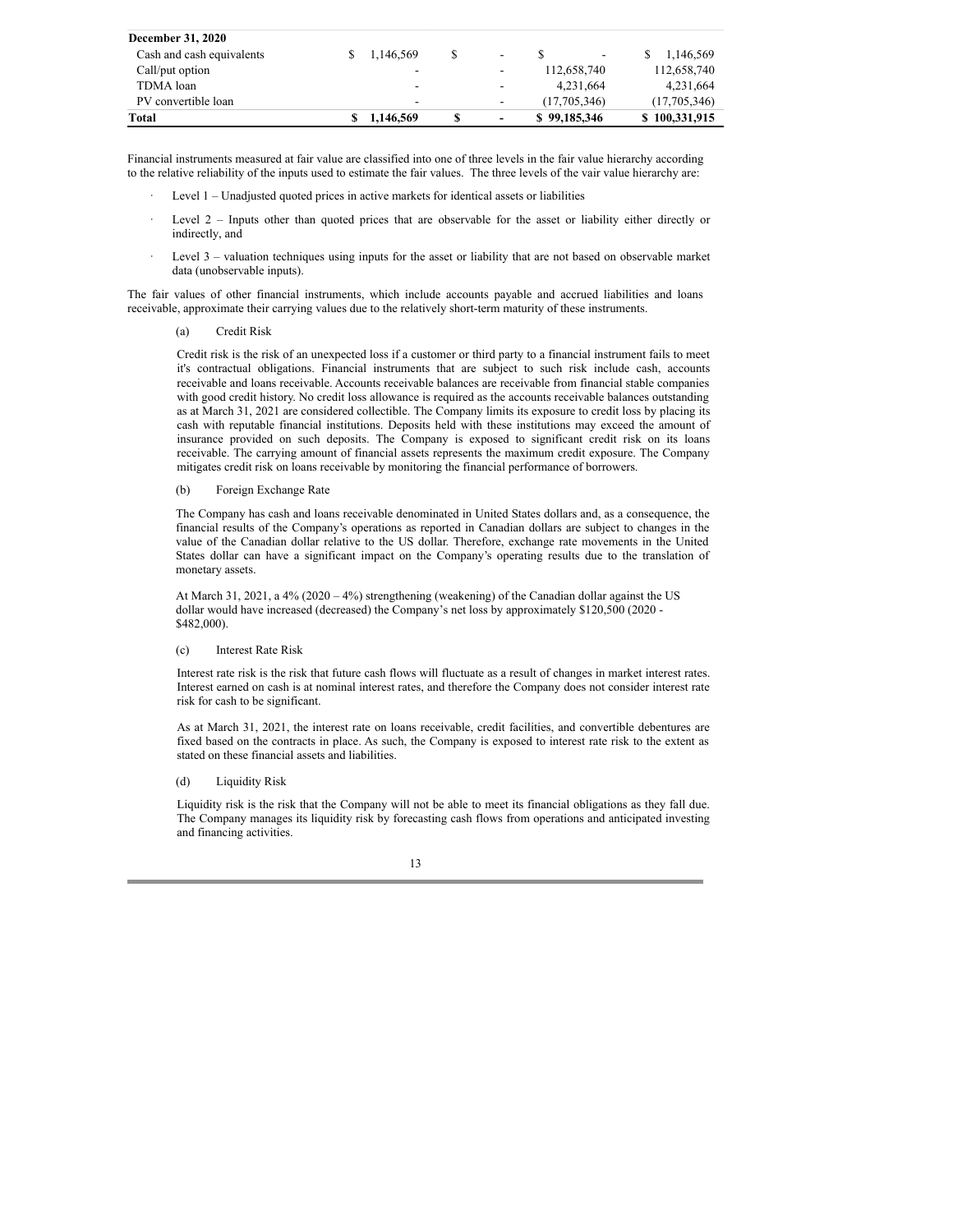| December 31, 2020 | | | | |
|---|---|---|---|---|
| Cash and cash equivalents | $ 1,146,569 | $ - | $ - | $ 1,146,569 |
| Call/put option | - | - | 112,658,740 | 112,658,740 |
| TDMA loan | - | - | 4,231,664 | 4,231,664 |
| PV convertible loan | - | - | (17,705,346) | (17,705,346) |
| **Total** | **$ 1,146,569** | **$ -** | **$ 99,185,346** | **$ 100,331,915** |

Financial instruments measured at fair value are classified into one of three levels in the fair value hierarchy according to the relative reliability of the inputs used to estimate the fair values. The three levels of the vair value hierarchy are:

- Level 1 – Unadjusted quoted prices in active markets for identical assets or liabilities
- Level 2 – Inputs other than quoted prices that are observable for the asset or liability either directly or indirectly, and
- Level 3 – valuation techniques using inputs for the asset or liability that are not based on observable market data (unobservable inputs).

The fair values of other financial instruments, which include accounts payable and accrued liabilities and loans receivable, approximate their carrying values due to the relatively short-term maturity of these instruments.

(a) Credit Risk

Credit risk is the risk of an unexpected loss if a customer or third party to a financial instrument fails to meet it's contractual obligations. Financial instruments that are subject to such risk include cash, accounts receivable and loans receivable. Accounts receivable balances are receivable from financial stable companies with good credit history. No credit loss allowance is required as the accounts receivable balances outstanding as at March 31, 2021 are considered collectible. The Company limits its exposure to credit loss by placing its cash with reputable financial institutions. Deposits held with these institutions may exceed the amount of insurance provided on such deposits. The Company is exposed to significant credit risk on its loans receivable. The carrying amount of financial assets represents the maximum credit exposure. The Company mitigates credit risk on loans receivable by monitoring the financial performance of borrowers.

(b) Foreign Exchange Rate

The Company has cash and loans receivable denominated in United States dollars and, as a consequence, the financial results of the Company's operations as reported in Canadian dollars are subject to changes in the value of the Canadian dollar relative to the US dollar. Therefore, exchange rate movements in the United States dollar can have a significant impact on the Company's operating results due to the translation of monetary assets.

At March 31, 2021, a 4% (2020 – 4%) strengthening (weakening) of the Canadian dollar against the US dollar would have increased (decreased) the Company's net loss by approximately $120,500 (2020 - $482,000).

(c) Interest Rate Risk

Interest rate risk is the risk that future cash flows will fluctuate as a result of changes in market interest rates. Interest earned on cash is at nominal interest rates, and therefore the Company does not consider interest rate risk for cash to be significant.

As at March 31, 2021, the interest rate on loans receivable, credit facilities, and convertible debentures are fixed based on the contracts in place. As such, the Company is exposed to interest rate risk to the extent as stated on these financial assets and liabilities.

(d) Liquidity Risk

Liquidity risk is the risk that the Company will not be able to meet its financial obligations as they fall due. The Company manages its liquidity risk by forecasting cash flows from operations and anticipated investing and financing activities.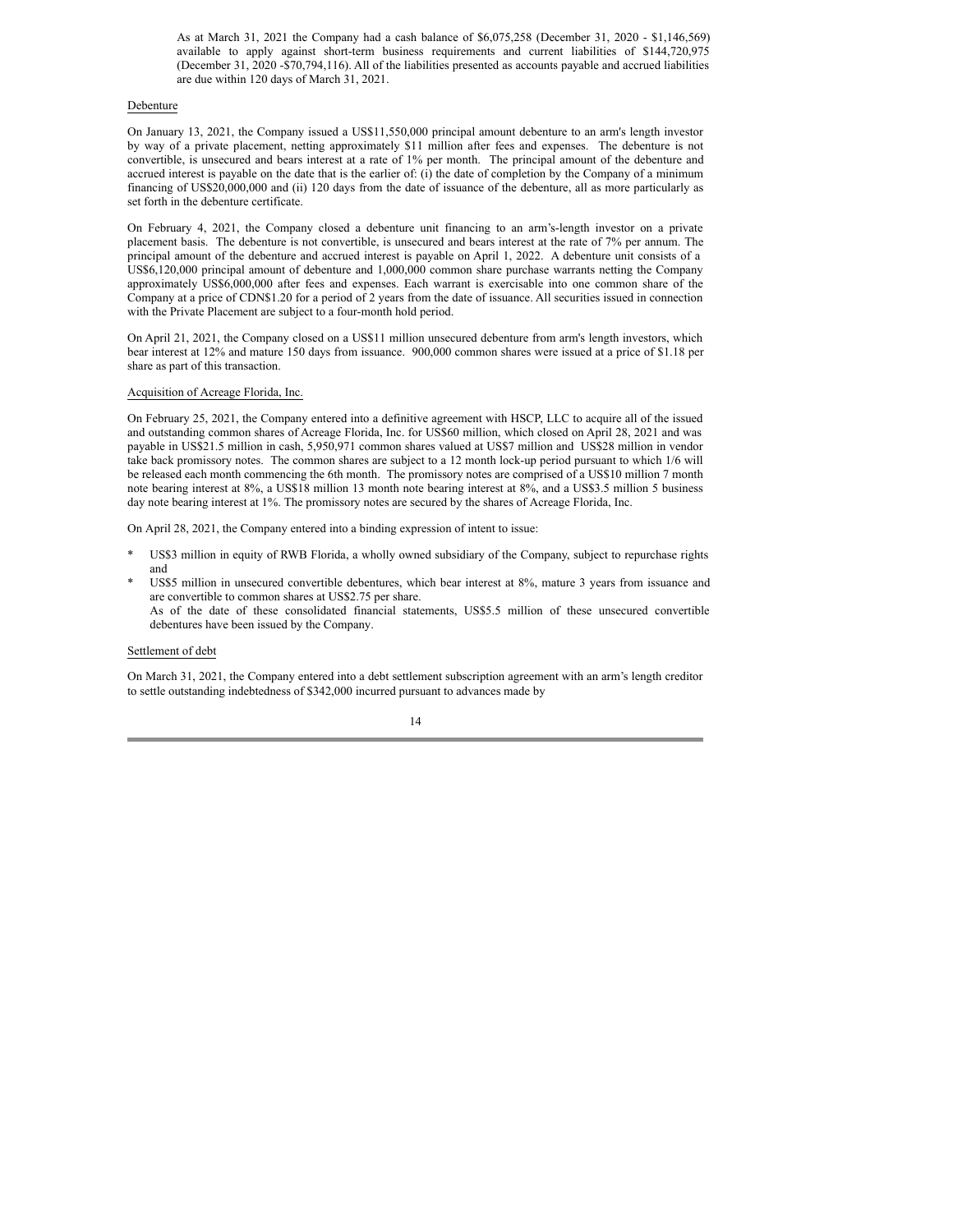As at March 31, 2021 the Company had a cash balance of $6,075,258 (December 31, 2020 - $1,146,569) available to apply against short-term business requirements and current liabilities of $144,720,975 (December 31, 2020 -$70,794,116). All of the liabilities presented as accounts payable and accrued liabilities are due within 120 days of March 31, 2021.

Debenture

On January 13, 2021, the Company issued a US$11,550,000 principal amount debenture to an arm's length investor by way of a private placement, netting approximately $11 million after fees and expenses. The debenture is not convertible, is unsecured and bears interest at a rate of 1% per month. The principal amount of the debenture and accrued interest is payable on the date that is the earlier of: (i) the date of completion by the Company of a minimum financing of US$20,000,000 and (ii) 120 days from the date of issuance of the debenture, all as more particularly as set forth in the debenture certificate.

On February 4, 2021, the Company closed a debenture unit financing to an arm's-length investor on a private placement basis. The debenture is not convertible, is unsecured and bears interest at the rate of 7% per annum. The principal amount of the debenture and accrued interest is payable on April 1, 2022. A debenture unit consists of a US$6,120,000 principal amount of debenture and 1,000,000 common share purchase warrants netting the Company approximately US$6,000,000 after fees and expenses. Each warrant is exercisable into one common share of the Company at a price of CDN$1.20 for a period of 2 years from the date of issuance. All securities issued in connection with the Private Placement are subject to a four-month hold period.

On April 21, 2021, the Company closed on a US$11 million unsecured debenture from arm's length investors, which bear interest at 12% and mature 150 days from issuance. 900,000 common shares were issued at a price of $1.18 per share as part of this transaction.

Acquisition of Acreage Florida, Inc.

On February 25, 2021, the Company entered into a definitive agreement with HSCP, LLC to acquire all of the issued and outstanding common shares of Acreage Florida, Inc. for US$60 million, which closed on April 28, 2021 and was payable in US$21.5 million in cash, 5,950,971 common shares valued at US$7 million and US$28 million in vendor take back promissory notes. The common shares are subject to a 12 month lock-up period pursuant to which 1/6 will be released each month commencing the 6th month. The promissory notes are comprised of a US$10 million 7 month note bearing interest at 8%, a US$18 million 13 month note bearing interest at 8%, and a US$3.5 million 5 business day note bearing interest at 1%. The promissory notes are secured by the shares of Acreage Florida, Inc.

On April 28, 2021, the Company entered into a binding expression of intent to issue:

* US$3 million in equity of RWB Florida, a wholly owned subsidiary of the Company, subject to repurchase rights and
* US$5 million in unsecured convertible debentures, which bear interest at 8%, mature 3 years from issuance and are convertible to common shares at US$2.75 per share.
  As of the date of these consolidated financial statements, US$5.5 million of these unsecured convertible debentures have been issued by the Company.

Settlement of debt

On March 31, 2021, the Company entered into a debt settlement subscription agreement with an arm's length creditor to settle outstanding indebtedness of $342,000 incurred pursuant to advances made by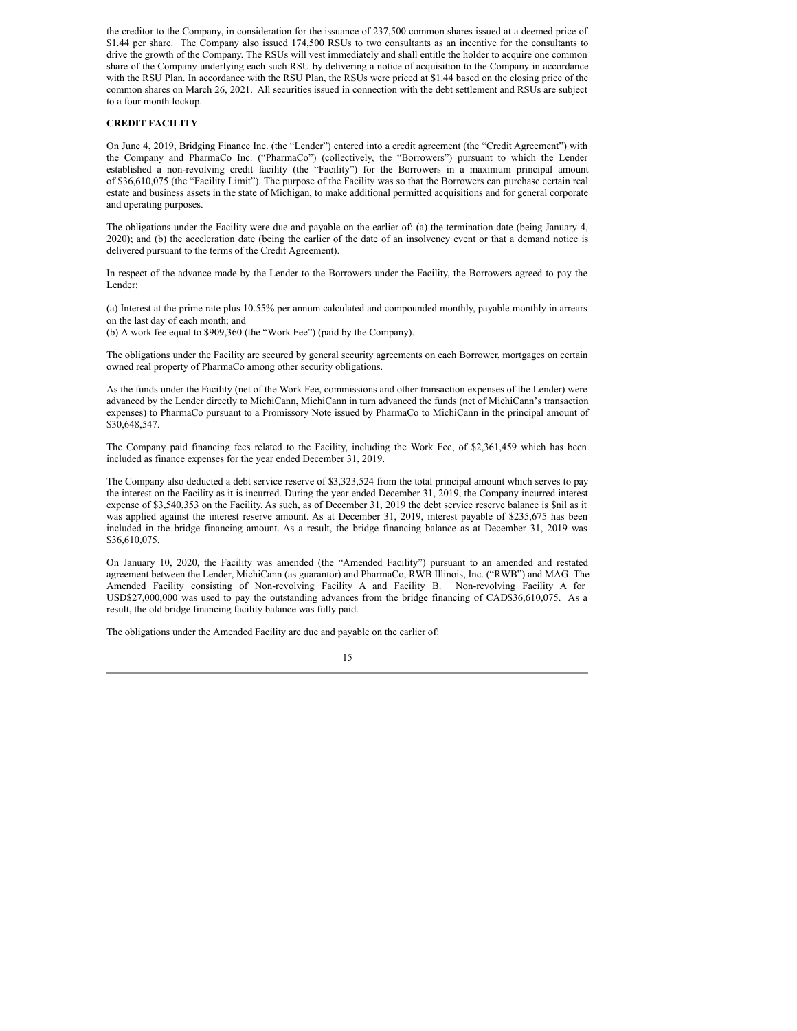the creditor to the Company, in consideration for the issuance of 237,500 common shares issued at a deemed price of $1.44 per share. The Company also issued 174,500 RSUs to two consultants as an incentive for the consultants to drive the growth of the Company. The RSUs will vest immediately and shall entitle the holder to acquire one common share of the Company underlying each such RSU by delivering a notice of acquisition to the Company in accordance with the RSU Plan. In accordance with the RSU Plan, the RSUs were priced at $1.44 based on the closing price of the common shares on March 26, 2021. All securities issued in connection with the debt settlement and RSUs are subject to a four month lockup.

**CREDIT FACILITY**

On June 4, 2019, Bridging Finance Inc. (the "Lender") entered into a credit agreement (the "Credit Agreement") with the Company and PharmaCo Inc. ("PharmaCo") (collectively, the "Borrowers") pursuant to which the Lender established a non-revolving credit facility (the "Facility") for the Borrowers in a maximum principal amount of $36,610,075 (the "Facility Limit"). The purpose of the Facility was so that the Borrowers can purchase certain real estate and business assets in the state of Michigan, to make additional permitted acquisitions and for general corporate and operating purposes.

The obligations under the Facility were due and payable on the earlier of: (a) the termination date (being January 4, 2020); and (b) the acceleration date (being the earlier of the date of an insolvency event or that a demand notice is delivered pursuant to the terms of the Credit Agreement).

In respect of the advance made by the Lender to the Borrowers under the Facility, the Borrowers agreed to pay the Lender:

(a) Interest at the prime rate plus 10.55% per annum calculated and compounded monthly, payable monthly in arrears on the last day of each month; and
(b) A work fee equal to $909,360 (the "Work Fee") (paid by the Company).

The obligations under the Facility are secured by general security agreements on each Borrower, mortgages on certain owned real property of PharmaCo among other security obligations.

As the funds under the Facility (net of the Work Fee, commissions and other transaction expenses of the Lender) were advanced by the Lender directly to MichiCann, MichiCann in turn advanced the funds (net of MichiCann's transaction expenses) to PharmaCo pursuant to a Promissory Note issued by PharmaCo to MichiCann in the principal amount of $30,648,547.

The Company paid financing fees related to the Facility, including the Work Fee, of $2,361,459 which has been included as finance expenses for the year ended December 31, 2019.

The Company also deducted a debt service reserve of $3,323,524 from the total principal amount which serves to pay the interest on the Facility as it is incurred. During the year ended December 31, 2019, the Company incurred interest expense of $3,540,353 on the Facility. As such, as of December 31, 2019 the debt service reserve balance is $nil as it was applied against the interest reserve amount. As at December 31, 2019, interest payable of $235,675 has been included in the bridge financing amount. As a result, the bridge financing balance as at December 31, 2019 was $36,610,075.

On January 10, 2020, the Facility was amended (the "Amended Facility") pursuant to an amended and restated agreement between the Lender, MichiCann (as guarantor) and PharmaCo, RWB Illinois, Inc. ("RWB") and MAG. The Amended Facility consisting of Non-revolving Facility A and Facility B. Non-revolving Facility A for USD$27,000,000 was used to pay the outstanding advances from the bridge financing of CAD$36,610,075. As a result, the old bridge financing facility balance was fully paid.

The obligations under the Amended Facility are due and payable on the earlier of: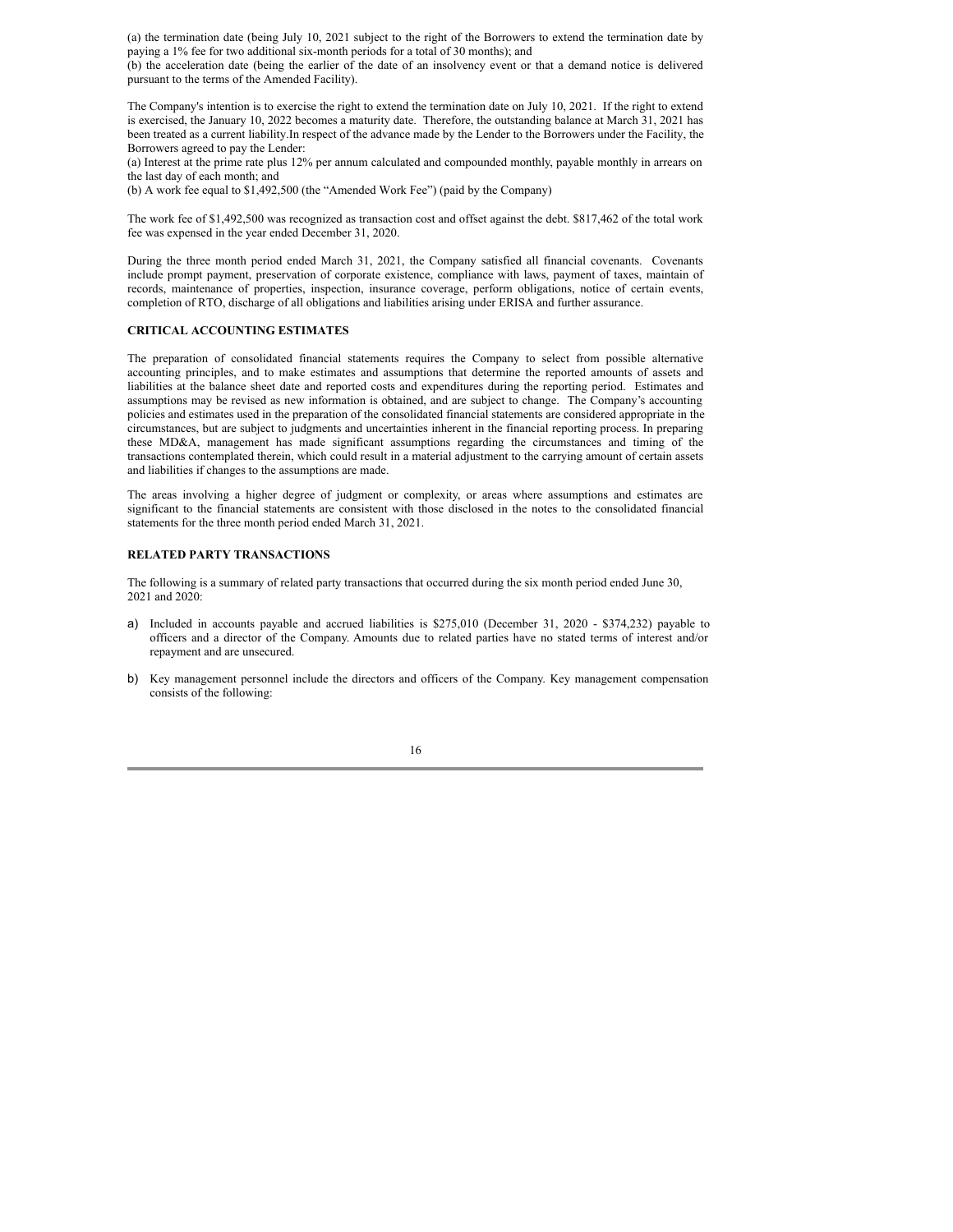(a) the termination date (being July 10, 2021 subject to the right of the Borrowers to extend the termination date by paying a 1% fee for two additional six-month periods for a total of 30 months); and

(b) the acceleration date (being the earlier of the date of an insolvency event or that a demand notice is delivered pursuant to the terms of the Amended Facility).

The Company's intention is to exercise the right to extend the termination date on July 10, 2021. If the right to extend is exercised, the January 10, 2022 becomes a maturity date. Therefore, the outstanding balance at March 31, 2021 has been treated as a current liability.In respect of the advance made by the Lender to the Borrowers under the Facility, the Borrowers agreed to pay the Lender:

(a) Interest at the prime rate plus 12% per annum calculated and compounded monthly, payable monthly in arrears on the last day of each month; and

(b) A work fee equal to $1,492,500 (the "Amended Work Fee") (paid by the Company)

The work fee of $1,492,500 was recognized as transaction cost and offset against the debt. $817,462 of the total work fee was expensed in the year ended December 31, 2020.

During the three month period ended March 31, 2021, the Company satisfied all financial covenants. Covenants include prompt payment, preservation of corporate existence, compliance with laws, payment of taxes, maintain of records, maintenance of properties, inspection, insurance coverage, perform obligations, notice of certain events, completion of RTO, discharge of all obligations and liabilities arising under ERISA and further assurance.

## CRITICAL ACCOUNTING ESTIMATES

The preparation of consolidated financial statements requires the Company to select from possible alternative accounting principles, and to make estimates and assumptions that determine the reported amounts of assets and liabilities at the balance sheet date and reported costs and expenditures during the reporting period. Estimates and assumptions may be revised as new information is obtained, and are subject to change. The Company's accounting policies and estimates used in the preparation of the consolidated financial statements are considered appropriate in the circumstances, but are subject to judgments and uncertainties inherent in the financial reporting process. In preparing these MD&A, management has made significant assumptions regarding the circumstances and timing of the transactions contemplated therein, which could result in a material adjustment to the carrying amount of certain assets and liabilities if changes to the assumptions are made.

The areas involving a higher degree of judgment or complexity, or areas where assumptions and estimates are significant to the financial statements are consistent with those disclosed in the notes to the consolidated financial statements for the three month period ended March 31, 2021.

## RELATED PARTY TRANSACTIONS

The following is a summary of related party transactions that occurred during the six month period ended June 30, 2021 and 2020:

a) Included in accounts payable and accrued liabilities is $275,010 (December 31, 2020 - $374,232) payable to officers and a director of the Company. Amounts due to related parties have no stated terms of interest and/or repayment and are unsecured.

b) Key management personnel include the directors and officers of the Company. Key management compensation consists of the following: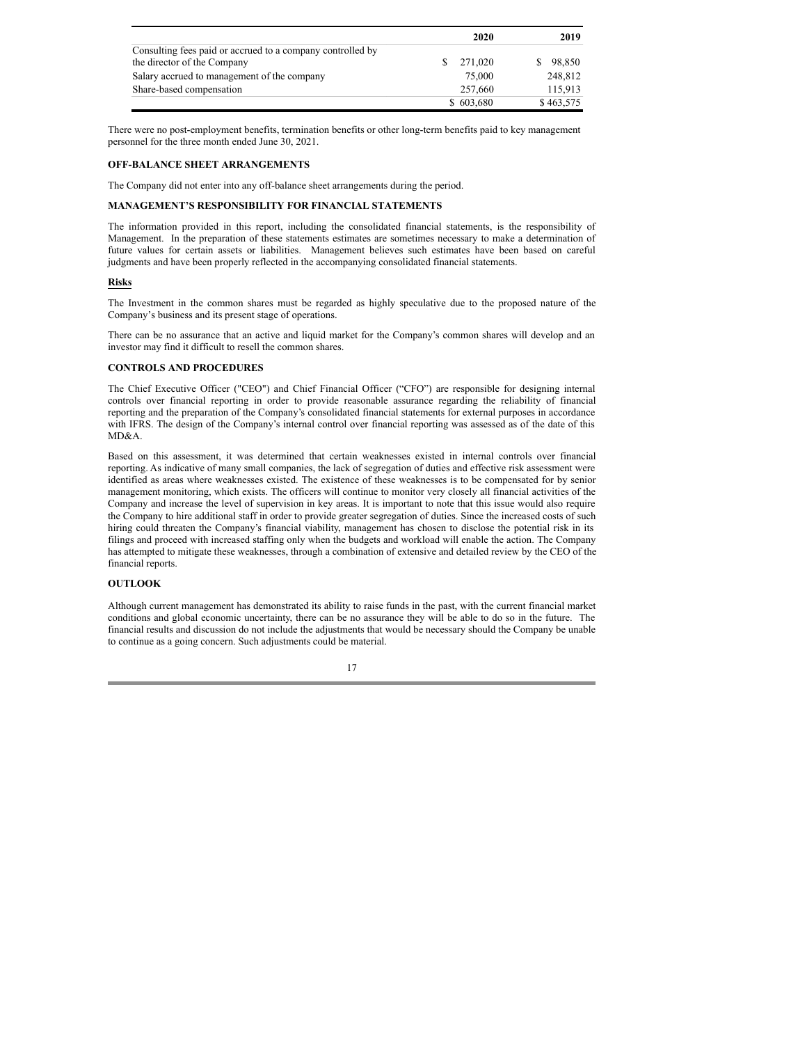| | 2020 | 2019 |
|---|---|---|
| Consulting fees paid or accrued to a company controlled by the director of the Company | $ 271,020 | $ 98,850 |
| Salary accrued to management of the company | 75,000 | 248,812 |
| Share-based compensation | 257,660 | 115,913 |
| | $ 603,680 | $ 463,575 |

There were no post-employment benefits, termination benefits or other long-term benefits paid to key management personnel for the three month ended June 30, 2021.

## OFF-BALANCE SHEET ARRANGEMENTS

The Company did not enter into any off-balance sheet arrangements during the period.

## MANAGEMENT'S RESPONSIBILITY FOR FINANCIAL STATEMENTS

The information provided in this report, including the consolidated financial statements, is the responsibility of Management. In the preparation of these statements estimates are sometimes necessary to make a determination of future values for certain assets or liabilities. Management believes such estimates have been based on careful judgments and have been properly reflected in the accompanying consolidated financial statements.

## Risks

The Investment in the common shares must be regarded as highly speculative due to the proposed nature of the Company's business and its present stage of operations.

There can be no assurance that an active and liquid market for the Company's common shares will develop and an investor may find it difficult to resell the common shares.

## CONTROLS AND PROCEDURES

The Chief Executive Officer ("CEO") and Chief Financial Officer ("CFO") are responsible for designing internal controls over financial reporting in order to provide reasonable assurance regarding the reliability of financial reporting and the preparation of the Company's consolidated financial statements for external purposes in accordance with IFRS. The design of the Company's internal control over financial reporting was assessed as of the date of this MD&A.

Based on this assessment, it was determined that certain weaknesses existed in internal controls over financial reporting. As indicative of many small companies, the lack of segregation of duties and effective risk assessment were identified as areas where weaknesses existed. The existence of these weaknesses is to be compensated for by senior management monitoring, which exists. The officers will continue to monitor very closely all financial activities of the Company and increase the level of supervision in key areas. It is important to note that this issue would also require the Company to hire additional staff in order to provide greater segregation of duties. Since the increased costs of such hiring could threaten the Company's financial viability, management has chosen to disclose the potential risk in its filings and proceed with increased staffing only when the budgets and workload will enable the action. The Company has attempted to mitigate these weaknesses, through a combination of extensive and detailed review by the CEO of the financial reports.

## OUTLOOK

Although current management has demonstrated its ability to raise funds in the past, with the current financial market conditions and global economic uncertainty, there can be no assurance they will be able to do so in the future. The financial results and discussion do not include the adjustments that would be necessary should the Company be unable to continue as a going concern. Such adjustments could be material.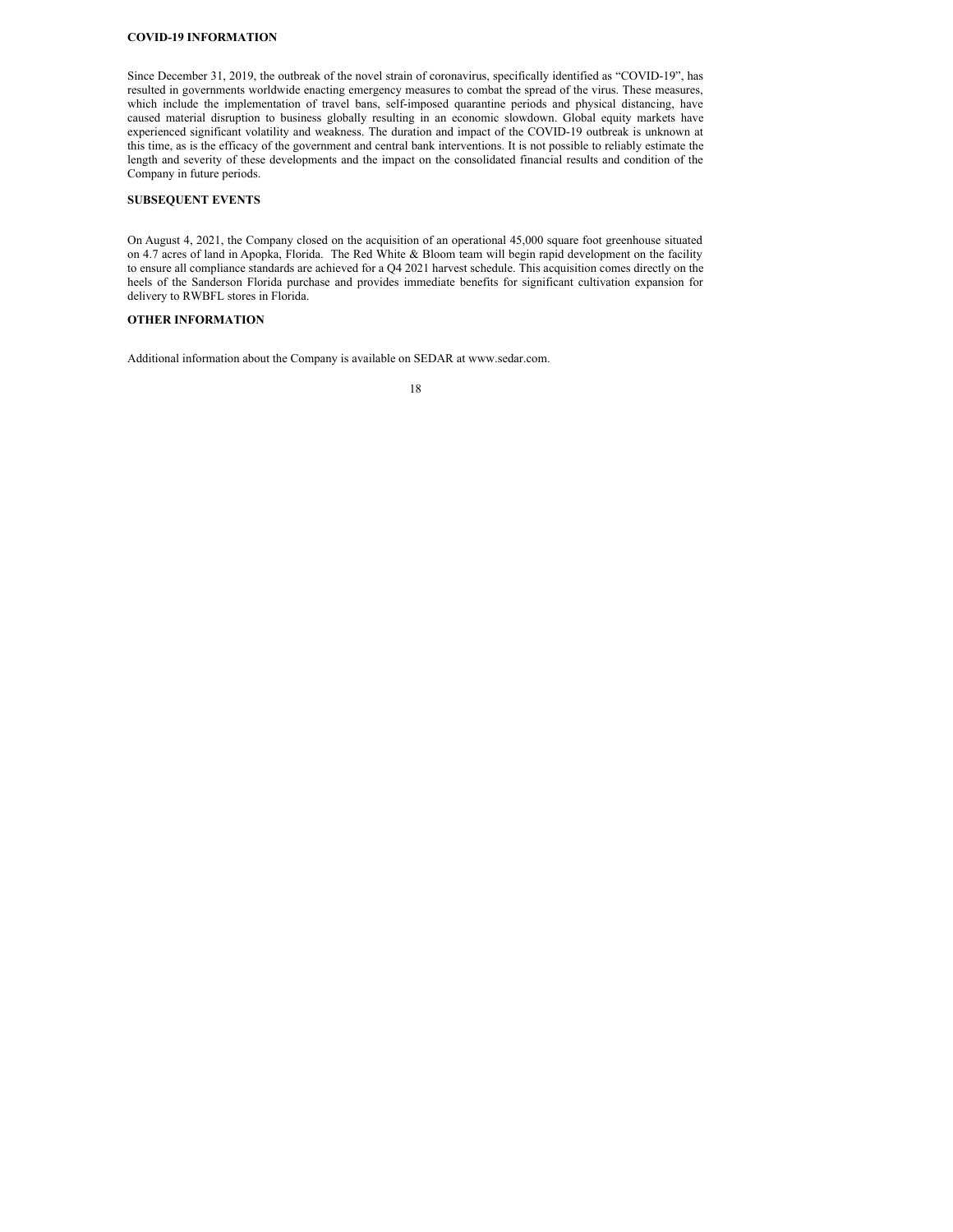## COVID-19 INFORMATION

Since December 31, 2019, the outbreak of the novel strain of coronavirus, specifically identified as "COVID-19", has resulted in governments worldwide enacting emergency measures to combat the spread of the virus. These measures, which include the implementation of travel bans, self-imposed quarantine periods and physical distancing, have caused material disruption to business globally resulting in an economic slowdown. Global equity markets have experienced significant volatility and weakness. The duration and impact of the COVID-19 outbreak is unknown at this time, as is the efficacy of the government and central bank interventions. It is not possible to reliably estimate the length and severity of these developments and the impact on the consolidated financial results and condition of the Company in future periods.

## SUBSEQUENT EVENTS

On August 4, 2021, the Company closed on the acquisition of an operational 45,000 square foot greenhouse situated on 4.7 acres of land in Apopka, Florida. The Red White & Bloom team will begin rapid development on the facility to ensure all compliance standards are achieved for a Q4 2021 harvest schedule. This acquisition comes directly on the heels of the Sanderson Florida purchase and provides immediate benefits for significant cultivation expansion for delivery to RWBFL stores in Florida.

## OTHER INFORMATION

Additional information about the Company is available on SEDAR at www.sedar.com.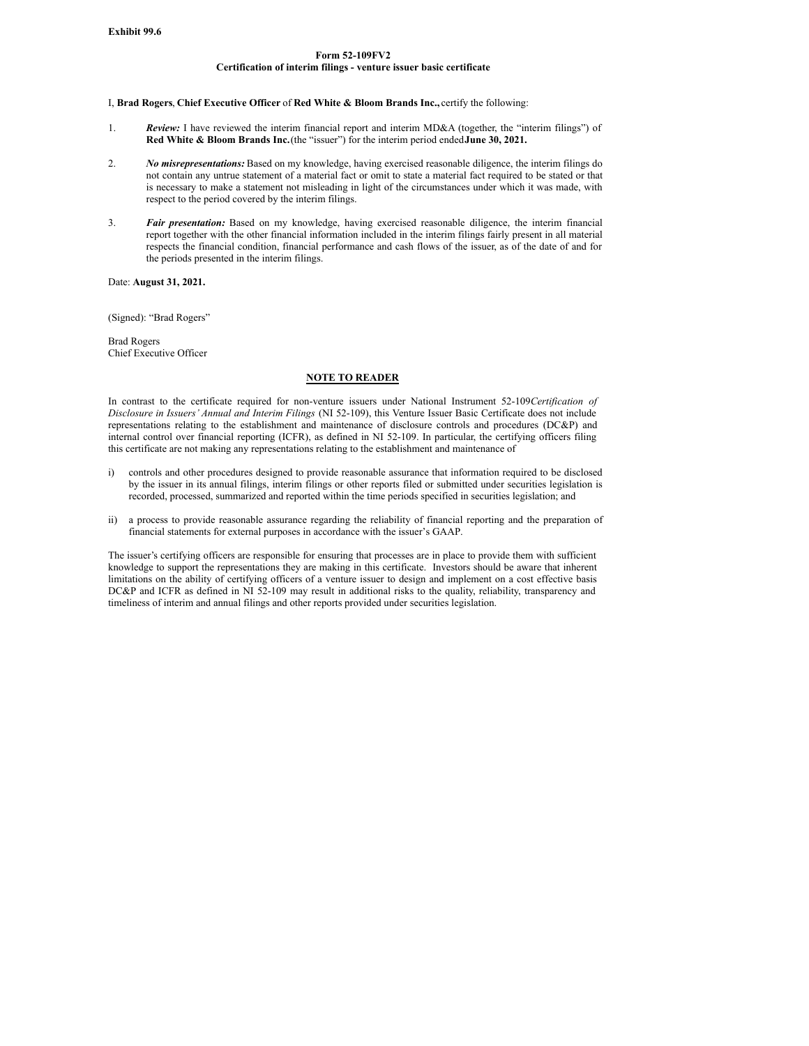**Exhibit 99.6**

**Form 52-109FV2**
**Certification of interim filings - venture issuer basic certificate**

I, **Brad Rogers**, **Chief Executive Officer** of **Red White & Bloom Brands Inc.,** certify the following:

1. ***Review:*** I have reviewed the interim financial report and interim MD&A (together, the "interim filings") of **Red White & Bloom Brands Inc.** (the "issuer") for the interim period ended **June 30, 2021.**

2. ***No misrepresentations:*** Based on my knowledge, having exercised reasonable diligence, the interim filings do not contain any untrue statement of a material fact or omit to state a material fact required to be stated or that is necessary to make a statement not misleading in light of the circumstances under which it was made, with respect to the period covered by the interim filings.

3. ***Fair presentation:*** Based on my knowledge, having exercised reasonable diligence, the interim financial report together with the other financial information included in the interim filings fairly present in all material respects the financial condition, financial performance and cash flows of the issuer, as of the date of and for the periods presented in the interim filings.

Date: **August 31, 2021.**

(Signed): "Brad Rogers"

Brad Rogers
Chief Executive Officer

**NOTE TO READER**

In contrast to the certificate required for non-venture issuers under National Instrument 52-109 *Certification of Disclosure in Issuers' Annual and Interim Filings* (NI 52-109), this Venture Issuer Basic Certificate does not include representations relating to the establishment and maintenance of disclosure controls and procedures (DC&P) and internal control over financial reporting (ICFR), as defined in NI 52-109. In particular, the certifying officers filing this certificate are not making any representations relating to the establishment and maintenance of

i) controls and other procedures designed to provide reasonable assurance that information required to be disclosed by the issuer in its annual filings, interim filings or other reports filed or submitted under securities legislation is recorded, processed, summarized and reported within the time periods specified in securities legislation; and

ii) a process to provide reasonable assurance regarding the reliability of financial reporting and the preparation of financial statements for external purposes in accordance with the issuer's GAAP.

The issuer's certifying officers are responsible for ensuring that processes are in place to provide them with sufficient knowledge to support the representations they are making in this certificate. Investors should be aware that inherent limitations on the ability of certifying officers of a venture issuer to design and implement on a cost effective basis DC&P and ICFR as defined in NI 52-109 may result in additional risks to the quality, reliability, transparency and timeliness of interim and annual filings and other reports provided under securities legislation.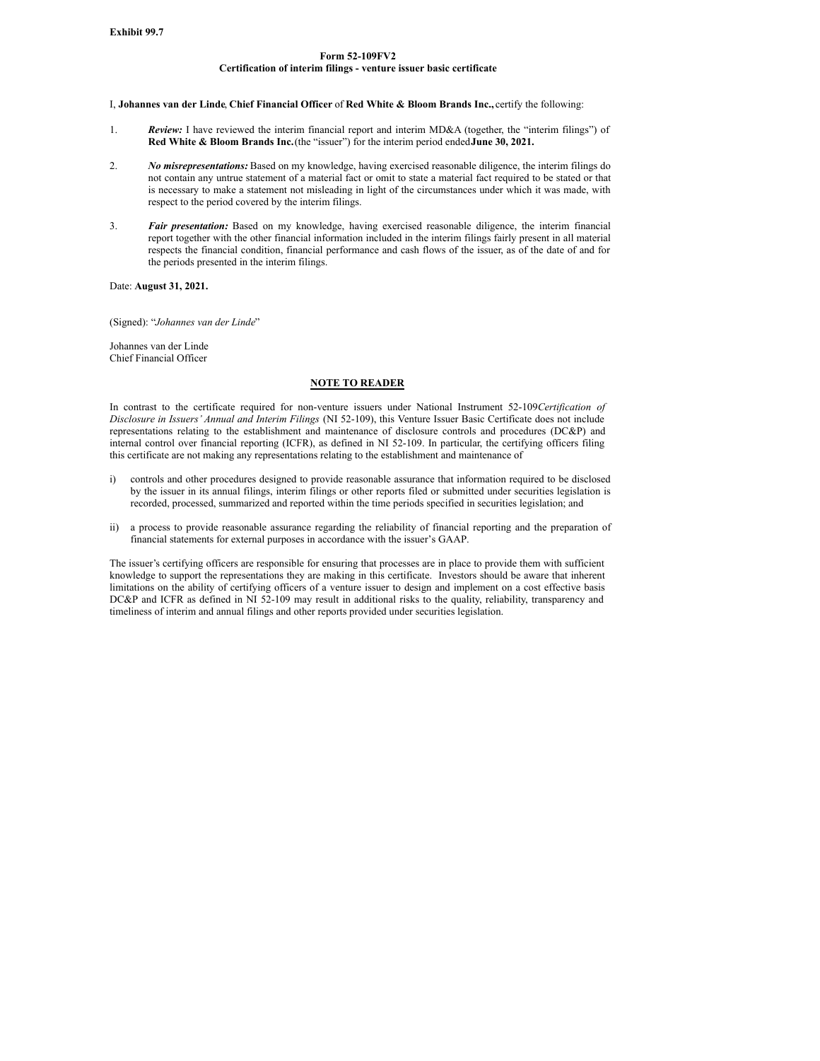**Exhibit 99.7**

**Form 52-109FV2**
**Certification of interim filings - venture issuer basic certificate**

I, **Johannes van der Linde**, **Chief Financial Officer** of **Red White & Bloom Brands Inc.,** certify the following:

1. ***Review:*** I have reviewed the interim financial report and interim MD&A (together, the "interim filings") of **Red White & Bloom Brands Inc.** (the "issuer") for the interim period ended **June 30, 2021.**

2. ***No misrepresentations:*** Based on my knowledge, having exercised reasonable diligence, the interim filings do not contain any untrue statement of a material fact or omit to state a material fact required to be stated or that is necessary to make a statement not misleading in light of the circumstances under which it was made, with respect to the period covered by the interim filings.

3. ***Fair presentation:*** Based on my knowledge, having exercised reasonable diligence, the interim financial report together with the other financial information included in the interim filings fairly present in all material respects the financial condition, financial performance and cash flows of the issuer, as of the date of and for the periods presented in the interim filings.

Date: **August 31, 2021.**

(Signed): "*Johannes van der Linde*"

Johannes van der Linde
Chief Financial Officer

**NOTE TO READER**

In contrast to the certificate required for non-venture issuers under National Instrument 52-109 *Certification of Disclosure in Issuers' Annual and Interim Filings* (NI 52-109), this Venture Issuer Basic Certificate does not include representations relating to the establishment and maintenance of disclosure controls and procedures (DC&P) and internal control over financial reporting (ICFR), as defined in NI 52-109. In particular, the certifying officers filing this certificate are not making any representations relating to the establishment and maintenance of

i) controls and other procedures designed to provide reasonable assurance that information required to be disclosed by the issuer in its annual filings, interim filings or other reports filed or submitted under securities legislation is recorded, processed, summarized and reported within the time periods specified in securities legislation; and

ii) a process to provide reasonable assurance regarding the reliability of financial reporting and the preparation of financial statements for external purposes in accordance with the issuer's GAAP.

The issuer's certifying officers are responsible for ensuring that processes are in place to provide them with sufficient knowledge to support the representations they are making in this certificate. Investors should be aware that inherent limitations on the ability of certifying officers of a venture issuer to design and implement on a cost effective basis DC&P and ICFR as defined in NI 52-109 may result in additional risks to the quality, reliability, transparency and timeliness of interim and annual filings and other reports provided under securities legislation.